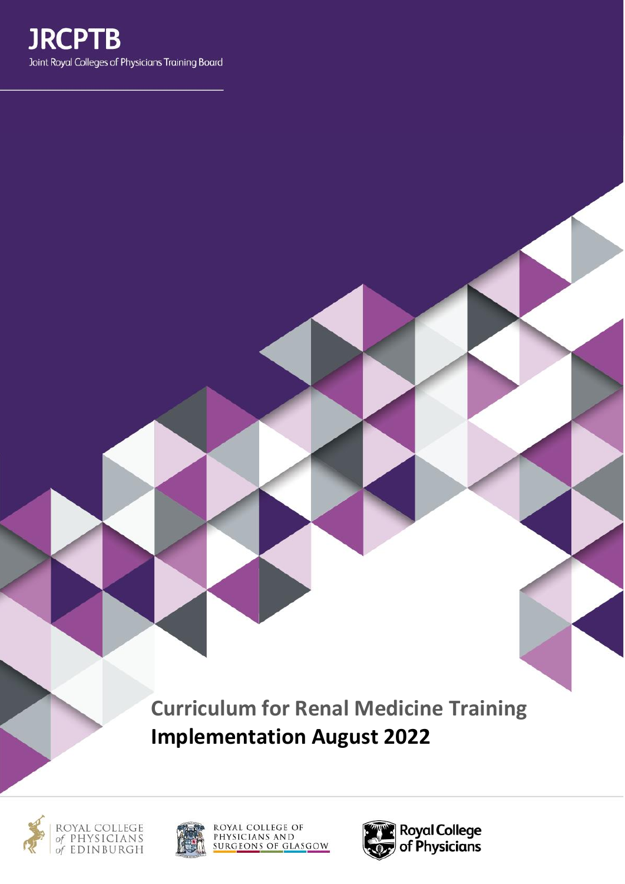**JRCPTB**

Joint Royal Colleges of Physicians Training Board

# Curriculum for Renal Medicine Training

## Implementation August 2022

ROYAL COLLEGE of PHYSICIANS of EDINBURGH

ROYAL COLLEGE OF PHYSICIANS AND SURGEONS OF GLASGOW

Royal College of Physicians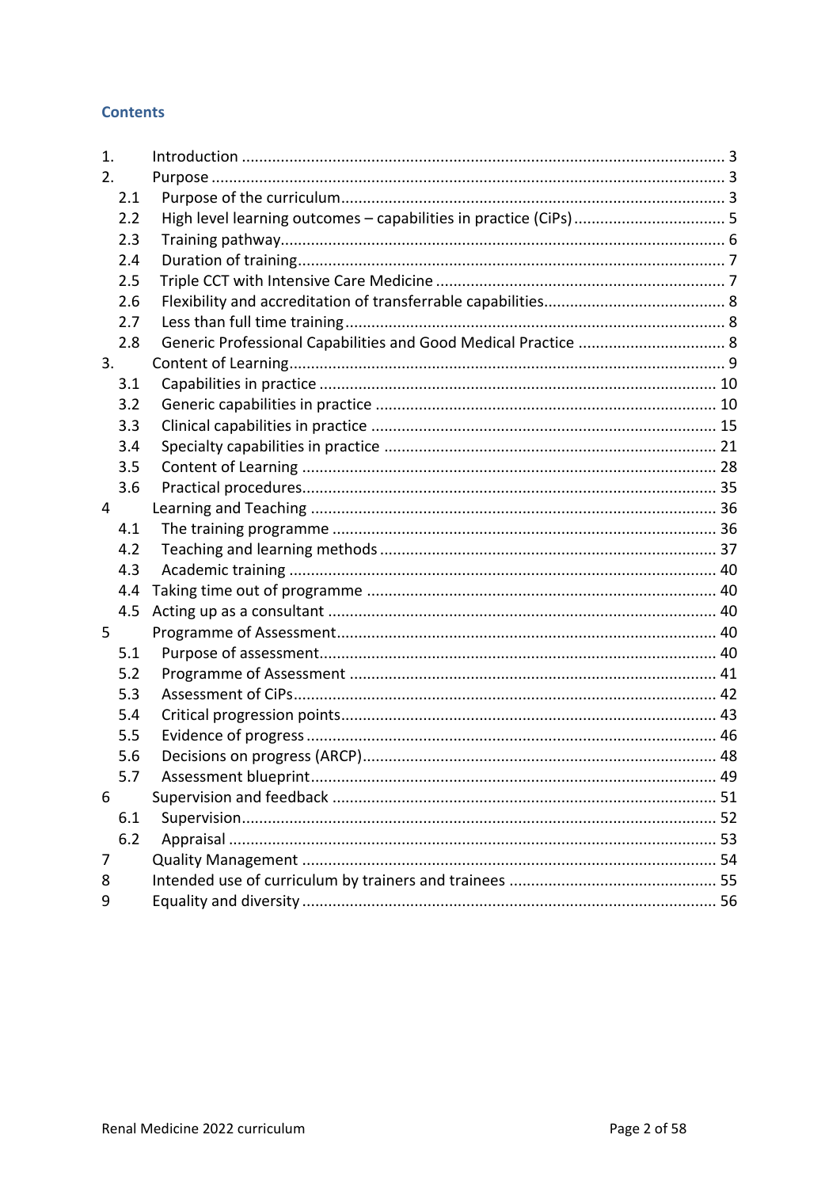## Contents

1. Introduction ........................................................................................................ 3
2. Purpose ............................................................................................................... 3
   - 2.1 Purpose of the curriculum ........................................................................... 3
   - 2.2 High level learning outcomes – capabilities in practice (CiPs) .................... 5
   - 2.3 Training pathway ......................................................................................... 6
   - 2.4 Duration of training ..................................................................................... 7
   - 2.5 Triple CCT with Intensive Care Medicine ..................................................... 7
   - 2.6 Flexibility and accreditation of transferrable capabilities ............................ 8
   - 2.7 Less than full time training .......................................................................... 8
   - 2.8 Generic Professional Capabilities and Good Medical Practice ..................... 8
3. Content of Learning ............................................................................................ 9
   - 3.1 Capabilities in practice ............................................................................... 10
   - 3.2 Generic capabilities in practice .................................................................. 10
   - 3.3 Clinical capabilities in practice ................................................................... 15
   - 3.4 Specialty capabilities in practice ................................................................ 21
   - 3.5 Content of Learning ................................................................................... 28
   - 3.6 Practical procedures ................................................................................... 35
4 Learning and Teaching ........................................................................................ 36
   - 4.1 The training programme ............................................................................ 36
   - 4.2 Teaching and learning methods ................................................................. 37
   - 4.3 Academic training ...................................................................................... 40
   - 4.4 Taking time out of programme .................................................................. 40
   - 4.5 Acting up as a consultant ........................................................................... 40
5 Programme of Assessment .................................................................................. 40
   - 5.1 Purpose of assessment ............................................................................... 40
   - 5.2 Programme of Assessment ......................................................................... 41
   - 5.3 Assessment of CiPs .................................................................................... 42
   - 5.4 Critical progression points .......................................................................... 43
   - 5.5 Evidence of progress .................................................................................. 46
   - 5.6 Decisions on progress (ARCP) .................................................................... 48
   - 5.7 Assessment blueprint ................................................................................. 49
6 Supervision and feedback ................................................................................... 51
   - 6.1 Supervision ................................................................................................ 52
   - 6.2 Appraisal .................................................................................................... 53
7 Quality Management .......................................................................................... 54
8 Intended use of curriculum by trainers and trainees .......................................... 55
9 Equality and diversity .......................................................................................... 56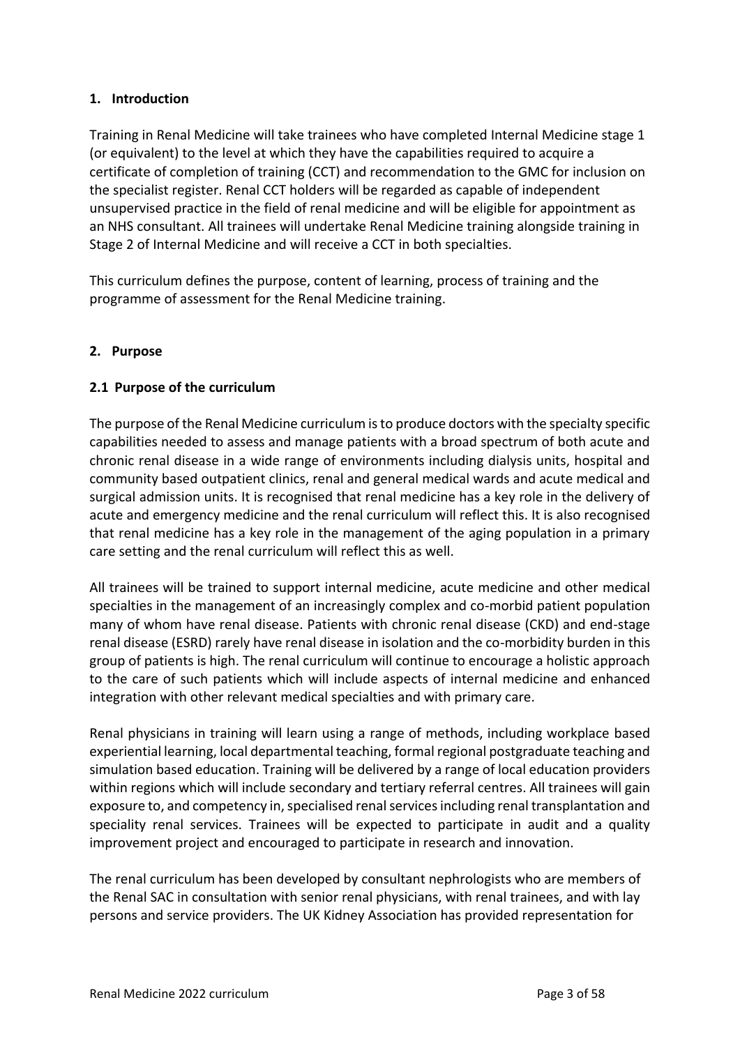## 1. Introduction

Training in Renal Medicine will take trainees who have completed Internal Medicine stage 1 (or equivalent) to the level at which they have the capabilities required to acquire a certificate of completion of training (CCT) and recommendation to the GMC for inclusion on the specialist register. Renal CCT holders will be regarded as capable of independent unsupervised practice in the field of renal medicine and will be eligible for appointment as an NHS consultant. All trainees will undertake Renal Medicine training alongside training in Stage 2 of Internal Medicine and will receive a CCT in both specialties.

This curriculum defines the purpose, content of learning, process of training and the programme of assessment for the Renal Medicine training.

## 2. Purpose

### 2.1 Purpose of the curriculum

The purpose of the Renal Medicine curriculum is to produce doctors with the specialty specific capabilities needed to assess and manage patients with a broad spectrum of both acute and chronic renal disease in a wide range of environments including dialysis units, hospital and community based outpatient clinics, renal and general medical wards and acute medical and surgical admission units. It is recognised that renal medicine has a key role in the delivery of acute and emergency medicine and the renal curriculum will reflect this. It is also recognised that renal medicine has a key role in the management of the aging population in a primary care setting and the renal curriculum will reflect this as well.

All trainees will be trained to support internal medicine, acute medicine and other medical specialties in the management of an increasingly complex and co-morbid patient population many of whom have renal disease. Patients with chronic renal disease (CKD) and end-stage renal disease (ESRD) rarely have renal disease in isolation and the co-morbidity burden in this group of patients is high. The renal curriculum will continue to encourage a holistic approach to the care of such patients which will include aspects of internal medicine and enhanced integration with other relevant medical specialties and with primary care.

Renal physicians in training will learn using a range of methods, including workplace based experiential learning, local departmental teaching, formal regional postgraduate teaching and simulation based education. Training will be delivered by a range of local education providers within regions which will include secondary and tertiary referral centres. All trainees will gain exposure to, and competency in, specialised renal services including renal transplantation and speciality renal services. Trainees will be expected to participate in audit and a quality improvement project and encouraged to participate in research and innovation.

The renal curriculum has been developed by consultant nephrologists who are members of the Renal SAC in consultation with senior renal physicians, with renal trainees, and with lay persons and service providers. The UK Kidney Association has provided representation for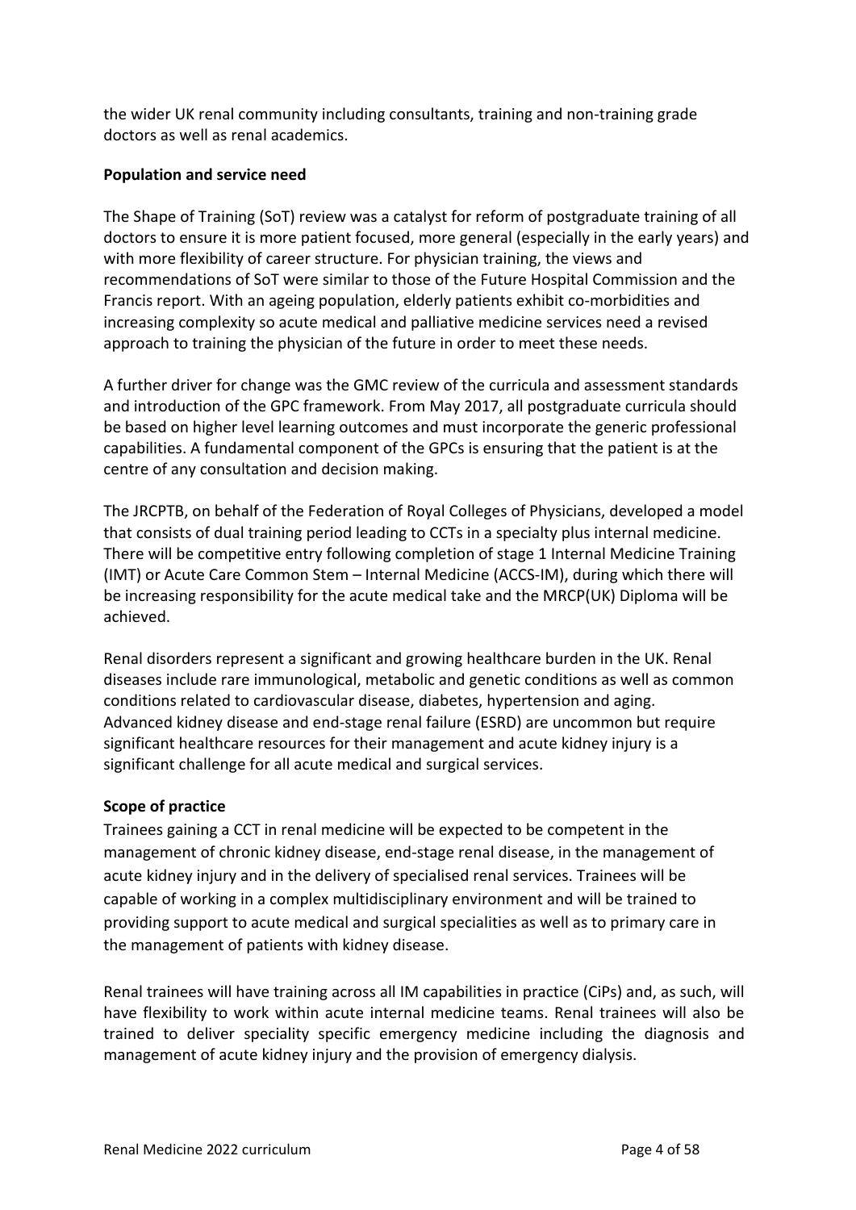the wider UK renal community including consultants, training and non-training grade doctors as well as renal academics.

**Population and service need**

The Shape of Training (SoT) review was a catalyst for reform of postgraduate training of all doctors to ensure it is more patient focused, more general (especially in the early years) and with more flexibility of career structure. For physician training, the views and recommendations of SoT were similar to those of the Future Hospital Commission and the Francis report. With an ageing population, elderly patients exhibit co-morbidities and increasing complexity so acute medical and palliative medicine services need a revised approach to training the physician of the future in order to meet these needs.

A further driver for change was the GMC review of the curricula and assessment standards and introduction of the GPC framework. From May 2017, all postgraduate curricula should be based on higher level learning outcomes and must incorporate the generic professional capabilities. A fundamental component of the GPCs is ensuring that the patient is at the centre of any consultation and decision making.

The JRCPTB, on behalf of the Federation of Royal Colleges of Physicians, developed a model that consists of dual training period leading to CCTs in a specialty plus internal medicine. There will be competitive entry following completion of stage 1 Internal Medicine Training (IMT) or Acute Care Common Stem – Internal Medicine (ACCS-IM), during which there will be increasing responsibility for the acute medical take and the MRCP(UK) Diploma will be achieved.

Renal disorders represent a significant and growing healthcare burden in the UK. Renal diseases include rare immunological, metabolic and genetic conditions as well as common conditions related to cardiovascular disease, diabetes, hypertension and aging. Advanced kidney disease and end-stage renal failure (ESRD) are uncommon but require significant healthcare resources for their management and acute kidney injury is a significant challenge for all acute medical and surgical services.

**Scope of practice**

Trainees gaining a CCT in renal medicine will be expected to be competent in the management of chronic kidney disease, end-stage renal disease, in the management of acute kidney injury and in the delivery of specialised renal services. Trainees will be capable of working in a complex multidisciplinary environment and will be trained to providing support to acute medical and surgical specialities as well as to primary care in the management of patients with kidney disease.

Renal trainees will have training across all IM capabilities in practice (CiPs) and, as such, will have flexibility to work within acute internal medicine teams. Renal trainees will also be trained to deliver speciality specific emergency medicine including the diagnosis and management of acute kidney injury and the provision of emergency dialysis.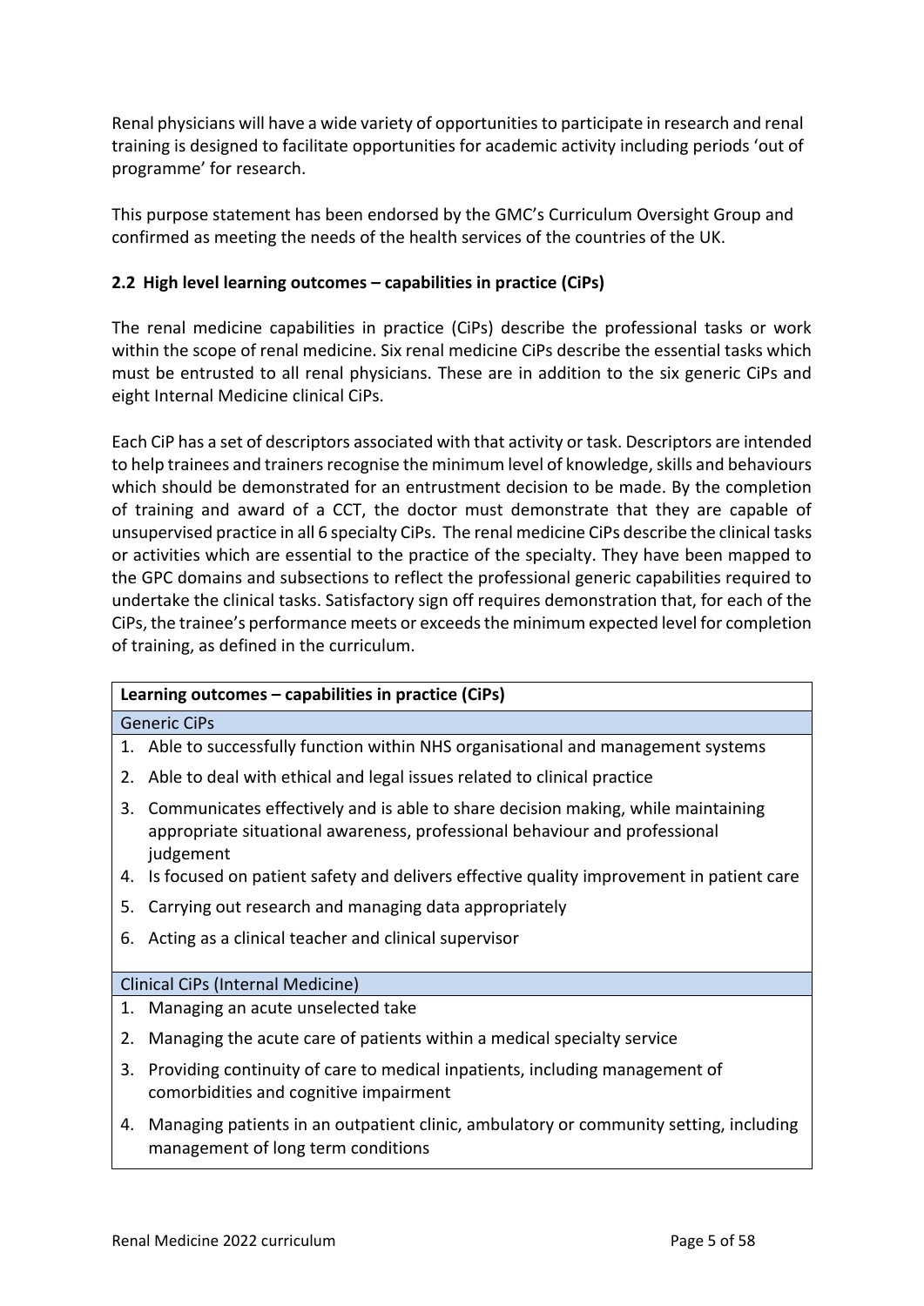Renal physicians will have a wide variety of opportunities to participate in research and renal training is designed to facilitate opportunities for academic activity including periods 'out of programme' for research.

This purpose statement has been endorsed by the GMC's Curriculum Oversight Group and confirmed as meeting the needs of the health services of the countries of the UK.

### 2.2 High level learning outcomes – capabilities in practice (CiPs)

The renal medicine capabilities in practice (CiPs) describe the professional tasks or work within the scope of renal medicine. Six renal medicine CiPs describe the essential tasks which must be entrusted to all renal physicians. These are in addition to the six generic CiPs and eight Internal Medicine clinical CiPs.

Each CiP has a set of descriptors associated with that activity or task. Descriptors are intended to help trainees and trainers recognise the minimum level of knowledge, skills and behaviours which should be demonstrated for an entrustment decision to be made. By the completion of training and award of a CCT, the doctor must demonstrate that they are capable of unsupervised practice in all 6 specialty CiPs. The renal medicine CiPs describe the clinical tasks or activities which are essential to the practice of the specialty. They have been mapped to the GPC domains and subsections to reflect the professional generic capabilities required to undertake the clinical tasks. Satisfactory sign off requires demonstration that, for each of the CiPs, the trainee's performance meets or exceeds the minimum expected level for completion of training, as defined in the curriculum.

| **Learning outcomes – capabilities in practice (CiPs)** |
|---|
| Generic CiPs |
| 1. Able to successfully function within NHS organisational and management systems |
| 2. Able to deal with ethical and legal issues related to clinical practice |
| 3. Communicates effectively and is able to share decision making, while maintaining appropriate situational awareness, professional behaviour and professional judgement |
| 4. Is focused on patient safety and delivers effective quality improvement in patient care |
| 5. Carrying out research and managing data appropriately |
| 6. Acting as a clinical teacher and clinical supervisor |
| Clinical CiPs (Internal Medicine) |
| 1. Managing an acute unselected take |
| 2. Managing the acute care of patients within a medical specialty service |
| 3. Providing continuity of care to medical inpatients, including management of comorbidities and cognitive impairment |
| 4. Managing patients in an outpatient clinic, ambulatory or community setting, including management of long term conditions |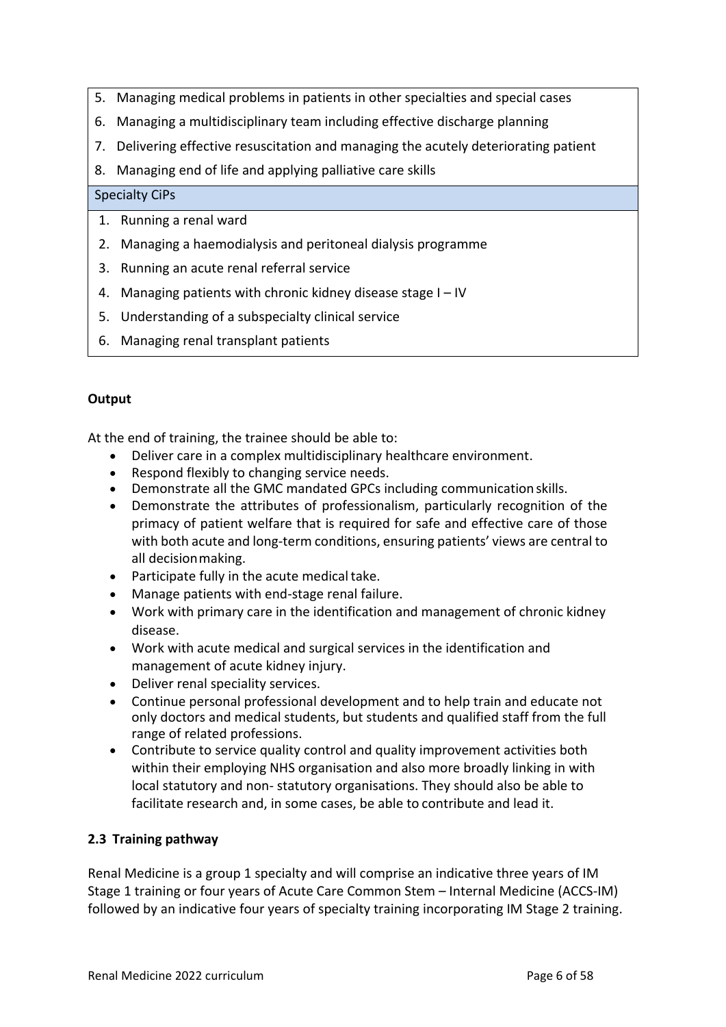| |
|---|
| 5. Managing medical problems in patients in other specialties and special cases |
| 6. Managing a multidisciplinary team including effective discharge planning |
| 7. Delivering effective resuscitation and managing the acutely deteriorating patient |
| 8. Managing end of life and applying palliative care skills |
| Specialty CiPs |
| 1. Running a renal ward |
| 2. Managing a haemodialysis and peritoneal dialysis programme |
| 3. Running an acute renal referral service |
| 4. Managing patients with chronic kidney disease stage I – IV |
| 5. Understanding of a subspecialty clinical service |
| 6. Managing renal transplant patients |

**Output**

At the end of training, the trainee should be able to:

- Deliver care in a complex multidisciplinary healthcare environment.
- Respond flexibly to changing service needs.
- Demonstrate all the GMC mandated GPCs including communication skills.
- Demonstrate the attributes of professionalism, particularly recognition of the primacy of patient welfare that is required for safe and effective care of those with both acute and long-term conditions, ensuring patients' views are central to all decision making.
- Participate fully in the acute medical take.
- Manage patients with end-stage renal failure.
- Work with primary care in the identification and management of chronic kidney disease.
- Work with acute medical and surgical services in the identification and management of acute kidney injury.
- Deliver renal speciality services.
- Continue personal professional development and to help train and educate not only doctors and medical students, but students and qualified staff from the full range of related professions.
- Contribute to service quality control and quality improvement activities both within their employing NHS organisation and also more broadly linking in with local statutory and non- statutory organisations. They should also be able to facilitate research and, in some cases, be able to contribute and lead it.

### 2.3 Training pathway

Renal Medicine is a group 1 specialty and will comprise an indicative three years of IM Stage 1 training or four years of Acute Care Common Stem – Internal Medicine (ACCS-IM) followed by an indicative four years of specialty training incorporating IM Stage 2 training.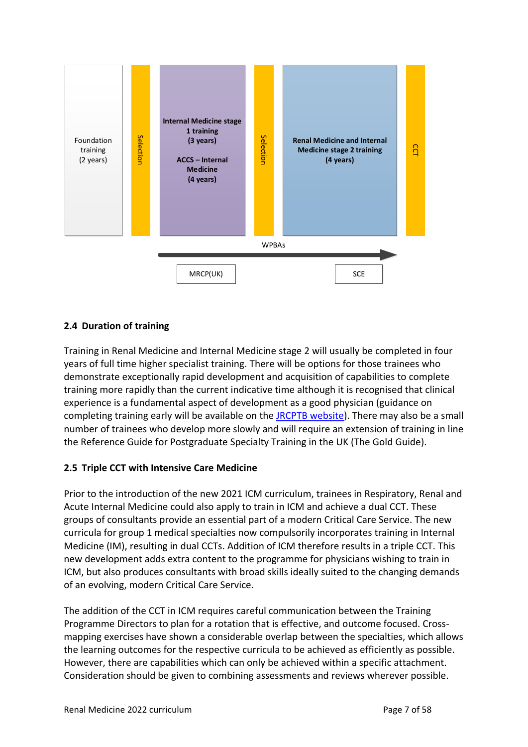Foundation training (2 years)

Selection

**Internal Medicine stage 1 training (3 years)**

**ACCS – Internal Medicine (4 years)**

Selection

**Renal Medicine and Internal Medicine stage 2 training (4 years)**

CCT

WPBAs

MRCP(UK)

SCE

## 2.4 Duration of training

Training in Renal Medicine and Internal Medicine stage 2 will usually be completed in four years of full time higher specialist training. There will be options for those trainees who demonstrate exceptionally rapid development and acquisition of capabilities to complete training more rapidly than the current indicative time although it is recognised that clinical experience is a fundamental aspect of development as a good physician (guidance on completing training early will be available on the JRCPTB website). There may also be a small number of trainees who develop more slowly and will require an extension of training in line the Reference Guide for Postgraduate Specialty Training in the UK (The Gold Guide).

## 2.5 Triple CCT with Intensive Care Medicine

Prior to the introduction of the new 2021 ICM curriculum, trainees in Respiratory, Renal and Acute Internal Medicine could also apply to train in ICM and achieve a dual CCT. These groups of consultants provide an essential part of a modern Critical Care Service. The new curricula for group 1 medical specialties now compulsorily incorporates training in Internal Medicine (IM), resulting in dual CCTs. Addition of ICM therefore results in a triple CCT. This new development adds extra content to the programme for physicians wishing to train in ICM, but also produces consultants with broad skills ideally suited to the changing demands of an evolving, modern Critical Care Service.

The addition of the CCT in ICM requires careful communication between the Training Programme Directors to plan for a rotation that is effective, and outcome focused. Cross-mapping exercises have shown a considerable overlap between the specialties, which allows the learning outcomes for the respective curricula to be achieved as efficiently as possible. However, there are capabilities which can only be achieved within a specific attachment. Consideration should be given to combining assessments and reviews wherever possible.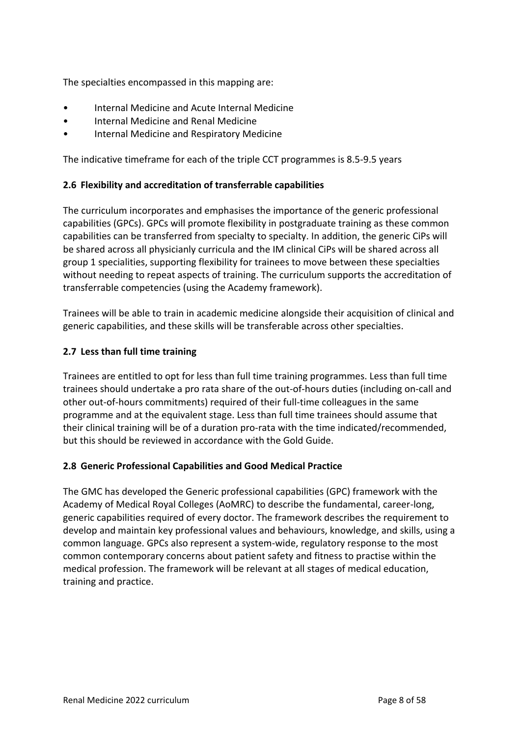The specialties encompassed in this mapping are:

- Internal Medicine and Acute Internal Medicine
- Internal Medicine and Renal Medicine
- Internal Medicine and Respiratory Medicine

The indicative timeframe for each of the triple CCT programmes is 8.5-9.5 years

### 2.6 Flexibility and accreditation of transferrable capabilities

The curriculum incorporates and emphasises the importance of the generic professional capabilities (GPCs). GPCs will promote flexibility in postgraduate training as these common capabilities can be transferred from specialty to specialty. In addition, the generic CiPs will be shared across all physicianly curricula and the IM clinical CiPs will be shared across all group 1 specialities, supporting flexibility for trainees to move between these specialties without needing to repeat aspects of training. The curriculum supports the accreditation of transferrable competencies (using the Academy framework).

Trainees will be able to train in academic medicine alongside their acquisition of clinical and generic capabilities, and these skills will be transferable across other specialties.

### 2.7 Less than full time training

Trainees are entitled to opt for less than full time training programmes. Less than full time trainees should undertake a pro rata share of the out-of-hours duties (including on-call and other out-of-hours commitments) required of their full-time colleagues in the same programme and at the equivalent stage. Less than full time trainees should assume that their clinical training will be of a duration pro-rata with the time indicated/recommended, but this should be reviewed in accordance with the Gold Guide.

### 2.8 Generic Professional Capabilities and Good Medical Practice

The GMC has developed the Generic professional capabilities (GPC) framework with the Academy of Medical Royal Colleges (AoMRC) to describe the fundamental, career-long, generic capabilities required of every doctor. The framework describes the requirement to develop and maintain key professional values and behaviours, knowledge, and skills, using a common language. GPCs also represent a system-wide, regulatory response to the most common contemporary concerns about patient safety and fitness to practise within the medical profession. The framework will be relevant at all stages of medical education, training and practice.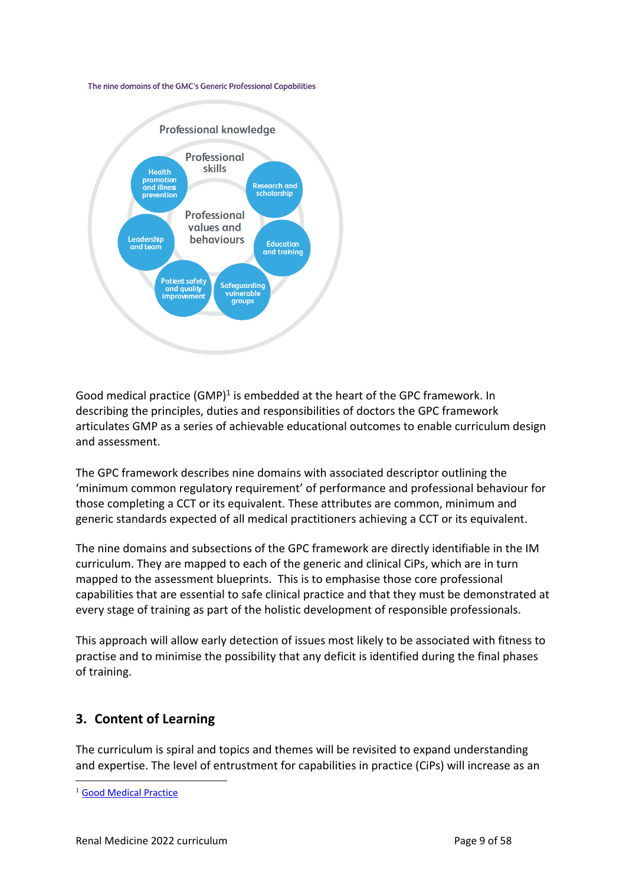The nine domains of the GMC's Generic Professional Capabilities

Professional knowledge

Professional skills

Professional values and behaviours

Health promotion and illness prevention

Research and scholarship

Leadership and team

Education and training

Patient safety and quality improvement

Safeguarding vulnerable groups

Good medical practice (GMP)[1] is embedded at the heart of the GPC framework. In describing the principles, duties and responsibilities of doctors the GPC framework articulates GMP as a series of achievable educational outcomes to enable curriculum design and assessment.

The GPC framework describes nine domains with associated descriptor outlining the 'minimum common regulatory requirement' of performance and professional behaviour for those completing a CCT or its equivalent. These attributes are common, minimum and generic standards expected of all medical practitioners achieving a CCT or its equivalent.

The nine domains and subsections of the GPC framework are directly identifiable in the IM curriculum. They are mapped to each of the generic and clinical CiPs, which are in turn mapped to the assessment blueprints. This is to emphasise those core professional capabilities that are essential to safe clinical practice and that they must be demonstrated at every stage of training as part of the holistic development of responsible professionals.

This approach will allow early detection of issues most likely to be associated with fitness to practise and to minimise the possibility that any deficit is identified during the final phases of training.

## 3. Content of Learning

The curriculum is spiral and topics and themes will be revisited to expand understanding and expertise. The level of entrustment for capabilities in practice (CiPs) will increase as an

[1] Good Medical Practice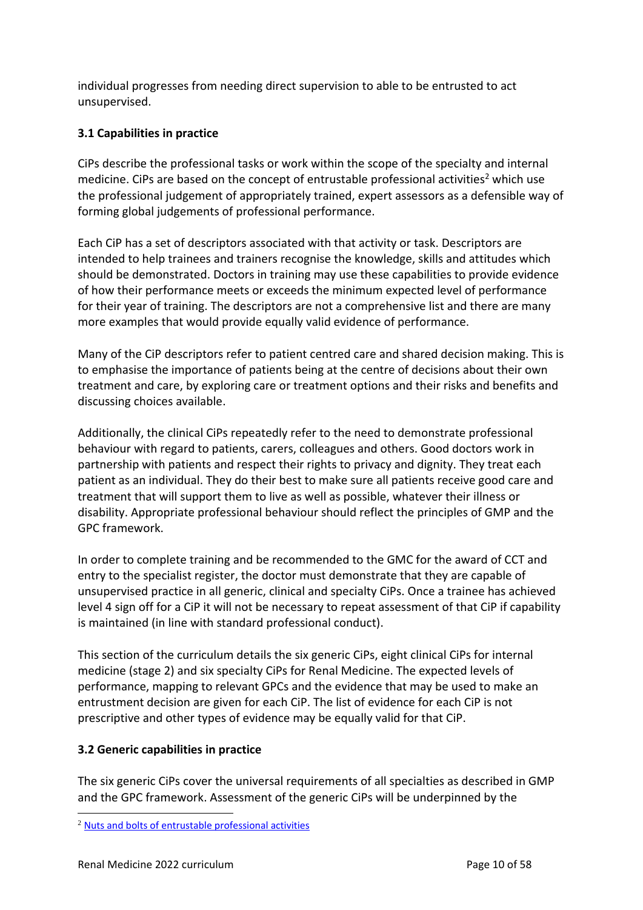individual progresses from needing direct supervision to able to be entrusted to act unsupervised.

### 3.1 Capabilities in practice

CiPs describe the professional tasks or work within the scope of the specialty and internal medicine. CiPs are based on the concept of entrustable professional activities[2] which use the professional judgement of appropriately trained, expert assessors as a defensible way of forming global judgements of professional performance.

Each CiP has a set of descriptors associated with that activity or task. Descriptors are intended to help trainees and trainers recognise the knowledge, skills and attitudes which should be demonstrated. Doctors in training may use these capabilities to provide evidence of how their performance meets or exceeds the minimum expected level of performance for their year of training. The descriptors are not a comprehensive list and there are many more examples that would provide equally valid evidence of performance.

Many of the CiP descriptors refer to patient centred care and shared decision making. This is to emphasise the importance of patients being at the centre of decisions about their own treatment and care, by exploring care or treatment options and their risks and benefits and discussing choices available.

Additionally, the clinical CiPs repeatedly refer to the need to demonstrate professional behaviour with regard to patients, carers, colleagues and others. Good doctors work in partnership with patients and respect their rights to privacy and dignity. They treat each patient as an individual. They do their best to make sure all patients receive good care and treatment that will support them to live as well as possible, whatever their illness or disability. Appropriate professional behaviour should reflect the principles of GMP and the GPC framework.

In order to complete training and be recommended to the GMC for the award of CCT and entry to the specialist register, the doctor must demonstrate that they are capable of unsupervised practice in all generic, clinical and specialty CiPs. Once a trainee has achieved level 4 sign off for a CiP it will not be necessary to repeat assessment of that CiP if capability is maintained (in line with standard professional conduct).

This section of the curriculum details the six generic CiPs, eight clinical CiPs for internal medicine (stage 2) and six specialty CiPs for Renal Medicine. The expected levels of performance, mapping to relevant GPCs and the evidence that may be used to make an entrustment decision are given for each CiP. The list of evidence for each CiP is not prescriptive and other types of evidence may be equally valid for that CiP.

### 3.2 Generic capabilities in practice

The six generic CiPs cover the universal requirements of all specialties as described in GMP and the GPC framework. Assessment of the generic CiPs will be underpinned by the

---

[2] Nuts and bolts of entrustable professional activities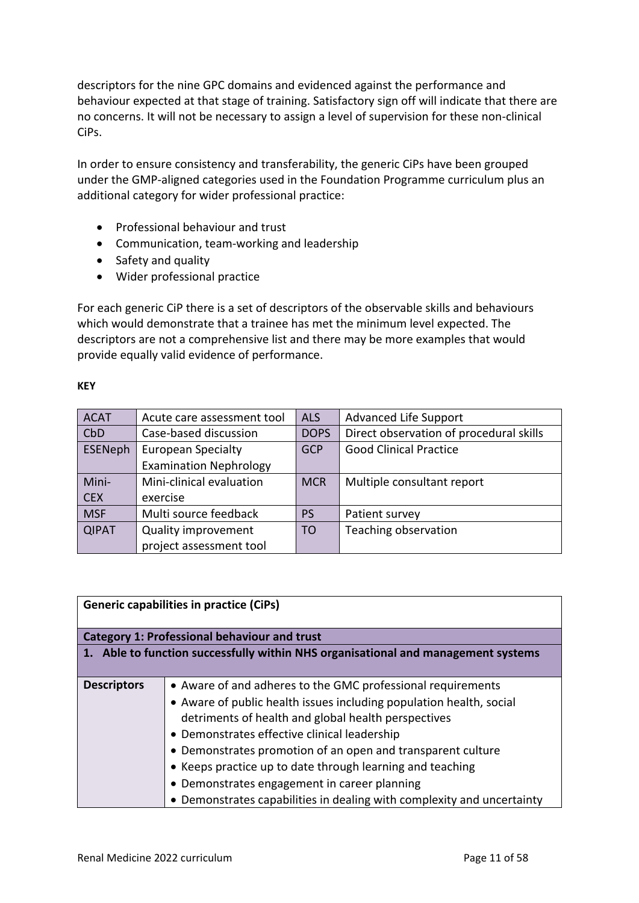descriptors for the nine GPC domains and evidenced against the performance and behaviour expected at that stage of training. Satisfactory sign off will indicate that there are no concerns. It will not be necessary to assign a level of supervision for these non-clinical CiPs.

In order to ensure consistency and transferability, the generic CiPs have been grouped under the GMP-aligned categories used in the Foundation Programme curriculum plus an additional category for wider professional practice:

- Professional behaviour and trust
- Communication, team-working and leadership
- Safety and quality
- Wider professional practice

For each generic CiP there is a set of descriptors of the observable skills and behaviours which would demonstrate that a trainee has met the minimum level expected. The descriptors are not a comprehensive list and there may be more examples that would provide equally valid evidence of performance.

**KEY**

| ACAT | Acute care assessment tool | ALS | Advanced Life Support |
|---|---|---|---|
| CbD | Case-based discussion | DOPS | Direct observation of procedural skills |
| ESENeph | European Specialty Examination Nephrology | GCP | Good Clinical Practice |
| Mini-CEX | Mini-clinical evaluation exercise | MCR | Multiple consultant report |
| MSF | Multi source feedback | PS | Patient survey |
| QIPAT | Quality improvement project assessment tool | TO | Teaching observation |

| **Generic capabilities in practice (CiPs)** | |
|---|---|
| **Category 1: Professional behaviour and trust** | |
| **1. Able to function successfully within NHS organisational and management systems** | |
| **Descriptors** | • Aware of and adheres to the GMC professional requirements<br>• Aware of public health issues including population health, social detriments of health and global health perspectives<br>• Demonstrates effective clinical leadership<br>• Demonstrates promotion of an open and transparent culture<br>• Keeps practice up to date through learning and teaching<br>• Demonstrates engagement in career planning<br>• Demonstrates capabilities in dealing with complexity and uncertainty |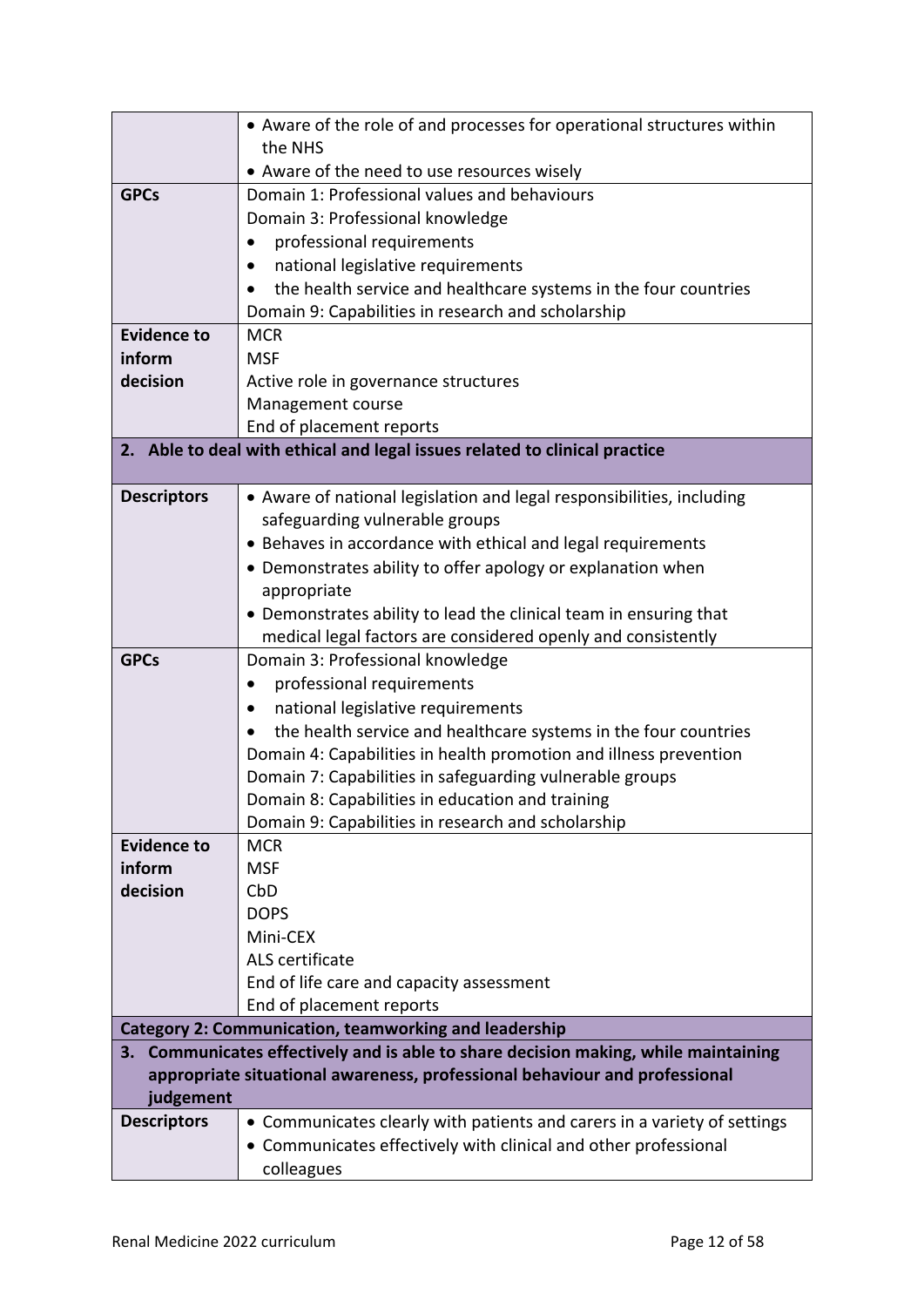| | |
|---|---|
| | • Aware of the role of and processes for operational structures within the NHS<br>• Aware of the need to use resources wisely |
| **GPCs** | Domain 1: Professional values and behaviours<br>Domain 3: Professional knowledge<br>• professional requirements<br>• national legislative requirements<br>• the health service and healthcare systems in the four countries<br>Domain 9: Capabilities in research and scholarship |
| **Evidence to inform decision** | MCR<br>MSF<br>Active role in governance structures<br>Management course<br>End of placement reports |
| **2. Able to deal with ethical and legal issues related to clinical practice** | |
| **Descriptors** | • Aware of national legislation and legal responsibilities, including safeguarding vulnerable groups<br>• Behaves in accordance with ethical and legal requirements<br>• Demonstrates ability to offer apology or explanation when appropriate<br>• Demonstrates ability to lead the clinical team in ensuring that medical legal factors are considered openly and consistently |
| **GPCs** | Domain 3: Professional knowledge<br>• professional requirements<br>• national legislative requirements<br>• the health service and healthcare systems in the four countries<br>Domain 4: Capabilities in health promotion and illness prevention<br>Domain 7: Capabilities in safeguarding vulnerable groups<br>Domain 8: Capabilities in education and training<br>Domain 9: Capabilities in research and scholarship |
| **Evidence to inform decision** | MCR<br>MSF<br>CbD<br>DOPS<br>Mini-CEX<br>ALS certificate<br>End of life care and capacity assessment<br>End of placement reports |
| **Category 2: Communication, teamworking and leadership** | |
| **3. Communicates effectively and is able to share decision making, while maintaining appropriate situational awareness, professional behaviour and professional judgement** | |
| **Descriptors** | • Communicates clearly with patients and carers in a variety of settings<br>• Communicates effectively with clinical and other professional colleagues |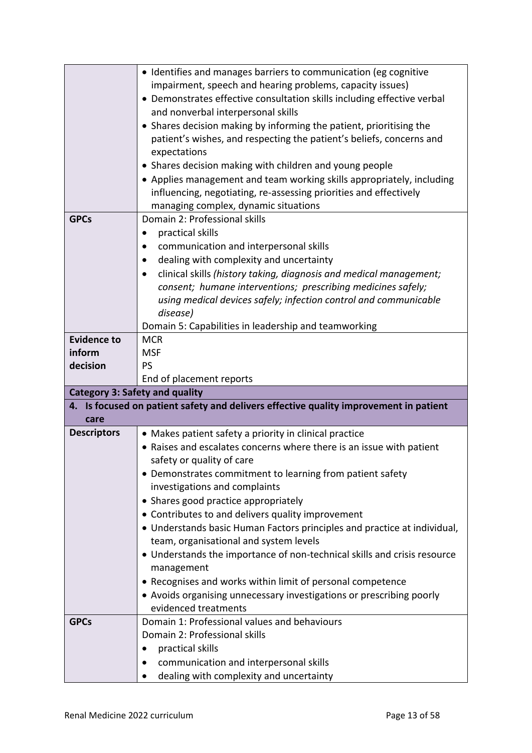| | |
|---|---|
| | • Identifies and manages barriers to communication (eg cognitive impairment, speech and hearing problems, capacity issues)<br>• Demonstrates effective consultation skills including effective verbal and nonverbal interpersonal skills<br>• Shares decision making by informing the patient, prioritising the patient's wishes, and respecting the patient's beliefs, concerns and expectations<br>• Shares decision making with children and young people<br>• Applies management and team working skills appropriately, including influencing, negotiating, re-assessing priorities and effectively managing complex, dynamic situations |
| **GPCs** | Domain 2: Professional skills<br>• practical skills<br>• communication and interpersonal skills<br>• dealing with complexity and uncertainty<br>• clinical skills *(history taking, diagnosis and medical management; consent; humane interventions; prescribing medicines safely; using medical devices safely; infection control and communicable disease)*<br>Domain 5: Capabilities in leadership and teamworking |
| **Evidence to inform decision** | MCR<br>MSF<br>PS<br>End of placement reports |
| **Category 3: Safety and quality** | |
| **4. Is focused on patient safety and delivers effective quality improvement in patient care** | |
| **Descriptors** | • Makes patient safety a priority in clinical practice<br>• Raises and escalates concerns where there is an issue with patient safety or quality of care<br>• Demonstrates commitment to learning from patient safety investigations and complaints<br>• Shares good practice appropriately<br>• Contributes to and delivers quality improvement<br>• Understands basic Human Factors principles and practice at individual, team, organisational and system levels<br>• Understands the importance of non-technical skills and crisis resource management<br>• Recognises and works within limit of personal competence<br>• Avoids organising unnecessary investigations or prescribing poorly evidenced treatments |
| **GPCs** | Domain 1: Professional values and behaviours<br>Domain 2: Professional skills<br>• practical skills<br>• communication and interpersonal skills<br>• dealing with complexity and uncertainty |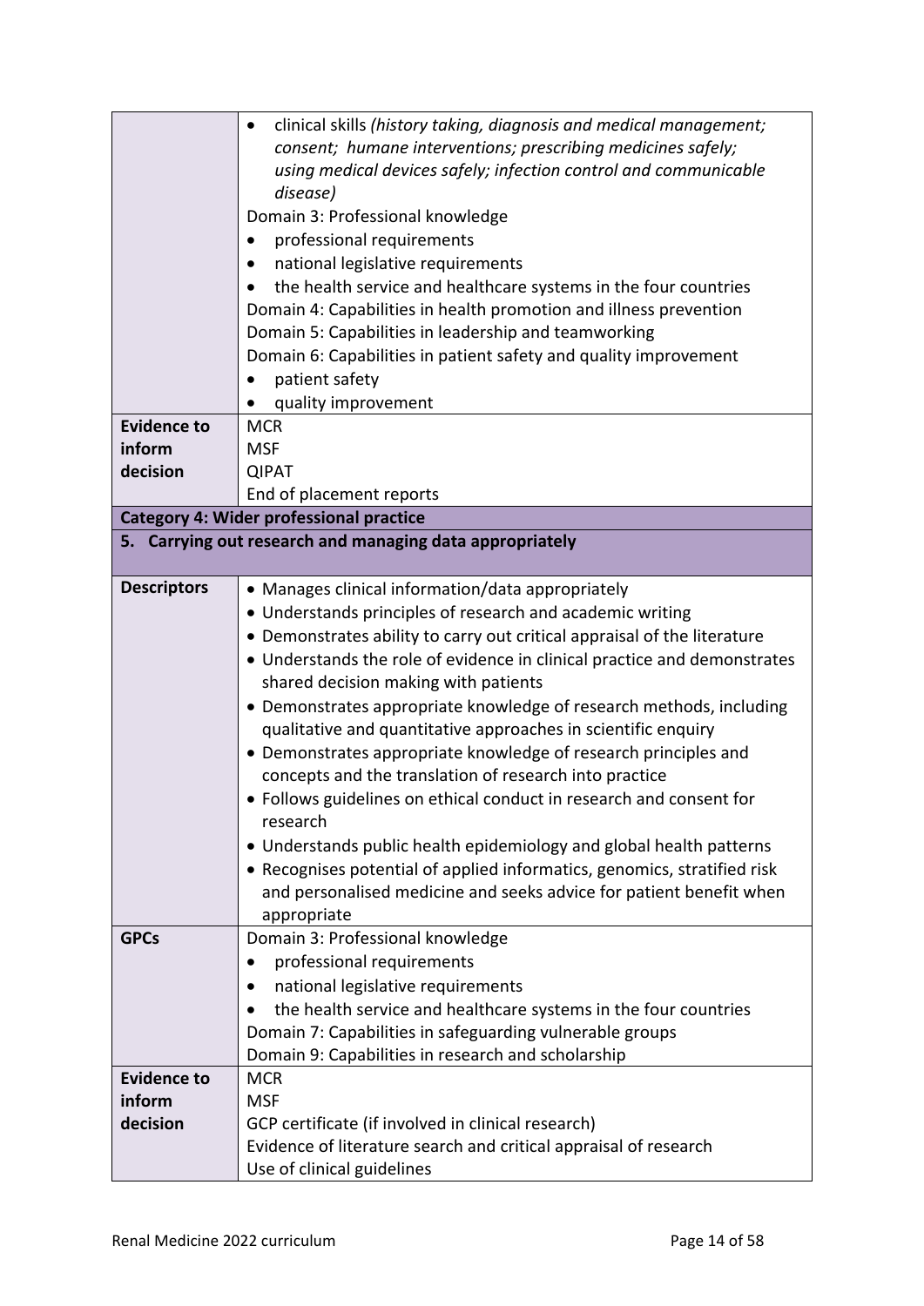| | |
|---|---|
| | • clinical skills *(history taking, diagnosis and medical management; consent; humane interventions; prescribing medicines safely; using medical devices safely; infection control and communicable disease)*<br>Domain 3: Professional knowledge<br>• professional requirements<br>• national legislative requirements<br>• the health service and healthcare systems in the four countries<br>Domain 4: Capabilities in health promotion and illness prevention<br>Domain 5: Capabilities in leadership and teamworking<br>Domain 6: Capabilities in patient safety and quality improvement<br>• patient safety<br>• quality improvement |
| **Evidence to inform decision** | MCR<br>MSF<br>QIPAT<br>End of placement reports |
| **Category 4: Wider professional practice** | |
| **5. Carrying out research and managing data appropriately** | |
| **Descriptors** | • Manages clinical information/data appropriately<br>• Understands principles of research and academic writing<br>• Demonstrates ability to carry out critical appraisal of the literature<br>• Understands the role of evidence in clinical practice and demonstrates shared decision making with patients<br>• Demonstrates appropriate knowledge of research methods, including qualitative and quantitative approaches in scientific enquiry<br>• Demonstrates appropriate knowledge of research principles and concepts and the translation of research into practice<br>• Follows guidelines on ethical conduct in research and consent for research<br>• Understands public health epidemiology and global health patterns<br>• Recognises potential of applied informatics, genomics, stratified risk and personalised medicine and seeks advice for patient benefit when appropriate |
| **GPCs** | Domain 3: Professional knowledge<br>• professional requirements<br>• national legislative requirements<br>• the health service and healthcare systems in the four countries<br>Domain 7: Capabilities in safeguarding vulnerable groups<br>Domain 9: Capabilities in research and scholarship |
| **Evidence to inform decision** | MCR<br>MSF<br>GCP certificate (if involved in clinical research)<br>Evidence of literature search and critical appraisal of research<br>Use of clinical guidelines |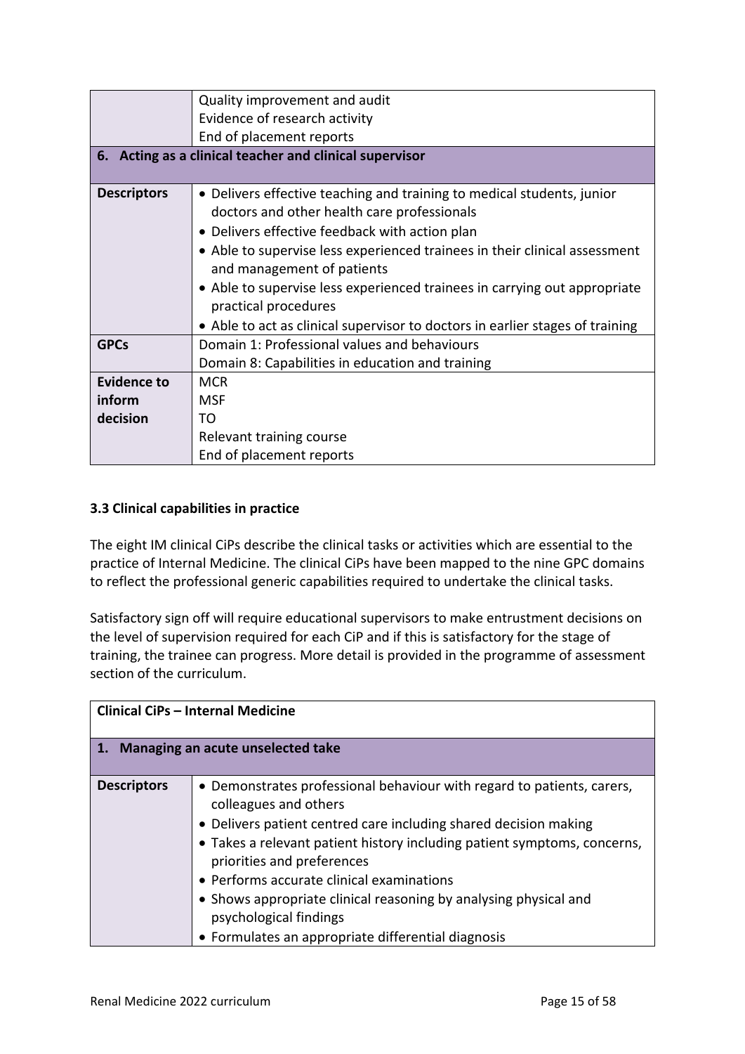| | |
|---|---|
| | Quality improvement and audit<br>Evidence of research activity<br>End of placement reports |
| **6. Acting as a clinical teacher and clinical supervisor** | |
| **Descriptors** | • Delivers effective teaching and training to medical students, junior doctors and other health care professionals<br>• Delivers effective feedback with action plan<br>• Able to supervise less experienced trainees in their clinical assessment and management of patients<br>• Able to supervise less experienced trainees in carrying out appropriate practical procedures<br>• Able to act as clinical supervisor to doctors in earlier stages of training |
| **GPCs** | Domain 1: Professional values and behaviours<br>Domain 8: Capabilities in education and training |
| **Evidence to inform decision** | MCR<br>MSF<br>TO<br>Relevant training course<br>End of placement reports |

### 3.3 Clinical capabilities in practice

The eight IM clinical CiPs describe the clinical tasks or activities which are essential to the practice of Internal Medicine. The clinical CiPs have been mapped to the nine GPC domains to reflect the professional generic capabilities required to undertake the clinical tasks.

Satisfactory sign off will require educational supervisors to make entrustment decisions on the level of supervision required for each CiP and if this is satisfactory for the stage of training, the trainee can progress. More detail is provided in the programme of assessment section of the curriculum.

| **Clinical CiPs – Internal Medicine** | |
|---|---|
| **1. Managing an acute unselected take** | |
| **Descriptors** | • Demonstrates professional behaviour with regard to patients, carers, colleagues and others<br>• Delivers patient centred care including shared decision making<br>• Takes a relevant patient history including patient symptoms, concerns, priorities and preferences<br>• Performs accurate clinical examinations<br>• Shows appropriate clinical reasoning by analysing physical and psychological findings<br>• Formulates an appropriate differential diagnosis |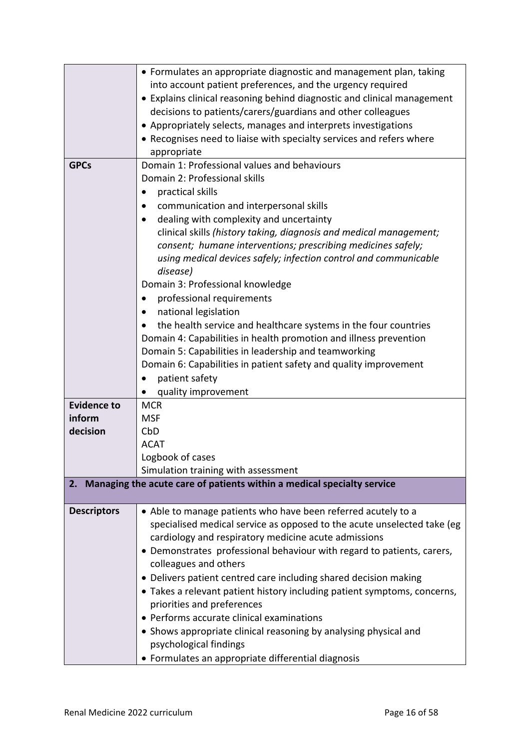| | |
|---|---|
| | • Formulates an appropriate diagnostic and management plan, taking into account patient preferences, and the urgency required<br>• Explains clinical reasoning behind diagnostic and clinical management decisions to patients/carers/guardians and other colleagues<br>• Appropriately selects, manages and interprets investigations<br>• Recognises need to liaise with specialty services and refers where appropriate |
| **GPCs** | Domain 1: Professional values and behaviours<br>Domain 2: Professional skills<br>• practical skills<br>• communication and interpersonal skills<br>• dealing with complexity and uncertainty<br>clinical skills *(history taking, diagnosis and medical management; consent; humane interventions; prescribing medicines safely; using medical devices safely; infection control and communicable disease)*<br>Domain 3: Professional knowledge<br>• professional requirements<br>• national legislation<br>• the health service and healthcare systems in the four countries<br>Domain 4: Capabilities in health promotion and illness prevention<br>Domain 5: Capabilities in leadership and teamworking<br>Domain 6: Capabilities in patient safety and quality improvement<br>• patient safety<br>• quality improvement |
| **Evidence to inform decision** | MCR<br>MSF<br>CbD<br>ACAT<br>Logbook of cases<br>Simulation training with assessment |
| **2. Managing the acute care of patients within a medical specialty service** | |
| **Descriptors** | • Able to manage patients who have been referred acutely to a specialised medical service as opposed to the acute unselected take (eg cardiology and respiratory medicine acute admissions<br>• Demonstrates professional behaviour with regard to patients, carers, colleagues and others<br>• Delivers patient centred care including shared decision making<br>• Takes a relevant patient history including patient symptoms, concerns, priorities and preferences<br>• Performs accurate clinical examinations<br>• Shows appropriate clinical reasoning by analysing physical and psychological findings<br>• Formulates an appropriate differential diagnosis |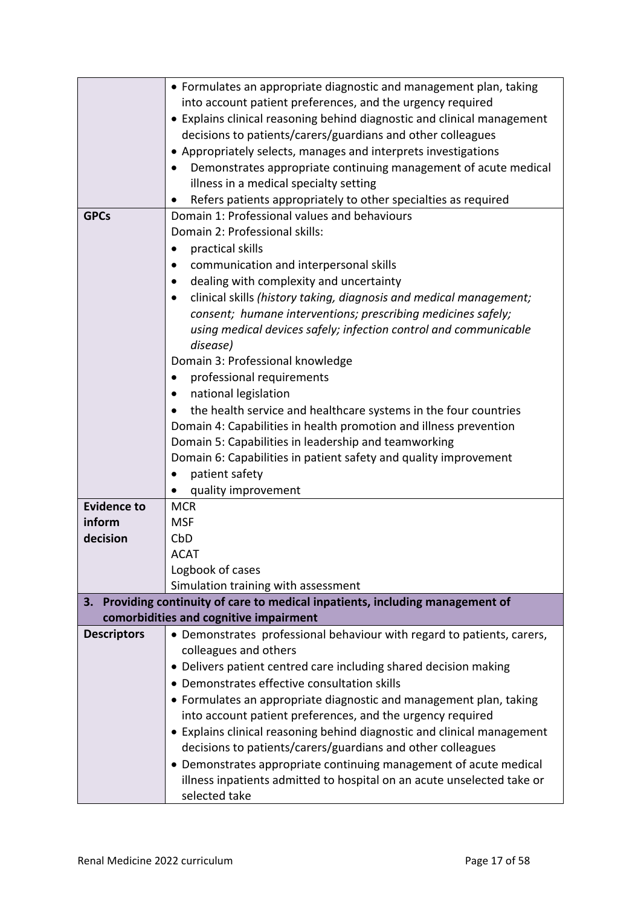| | |
|---|---|
| | • Formulates an appropriate diagnostic and management plan, taking into account patient preferences, and the urgency required<br>• Explains clinical reasoning behind diagnostic and clinical management decisions to patients/carers/guardians and other colleagues<br>• Appropriately selects, manages and interprets investigations<br>• Demonstrates appropriate continuing management of acute medical illness in a medical specialty setting<br>• Refers patients appropriately to other specialties as required |
| **GPCs** | Domain 1: Professional values and behaviours<br>Domain 2: Professional skills:<br>• practical skills<br>• communication and interpersonal skills<br>• dealing with complexity and uncertainty<br>• clinical skills *(history taking, diagnosis and medical management; consent; humane interventions; prescribing medicines safely; using medical devices safely; infection control and communicable disease)*<br>Domain 3: Professional knowledge<br>• professional requirements<br>• national legislation<br>• the health service and healthcare systems in the four countries<br>Domain 4: Capabilities in health promotion and illness prevention<br>Domain 5: Capabilities in leadership and teamworking<br>Domain 6: Capabilities in patient safety and quality improvement<br>• patient safety<br>• quality improvement |
| **Evidence to inform decision** | MCR<br>MSF<br>CbD<br>ACAT<br>Logbook of cases<br>Simulation training with assessment |
| **3. Providing continuity of care to medical inpatients, including management of comorbidities and cognitive impairment** | |
| **Descriptors** | • Demonstrates professional behaviour with regard to patients, carers, colleagues and others<br>• Delivers patient centred care including shared decision making<br>• Demonstrates effective consultation skills<br>• Formulates an appropriate diagnostic and management plan, taking into account patient preferences, and the urgency required<br>• Explains clinical reasoning behind diagnostic and clinical management decisions to patients/carers/guardians and other colleagues<br>• Demonstrates appropriate continuing management of acute medical illness inpatients admitted to hospital on an acute unselected take or selected take |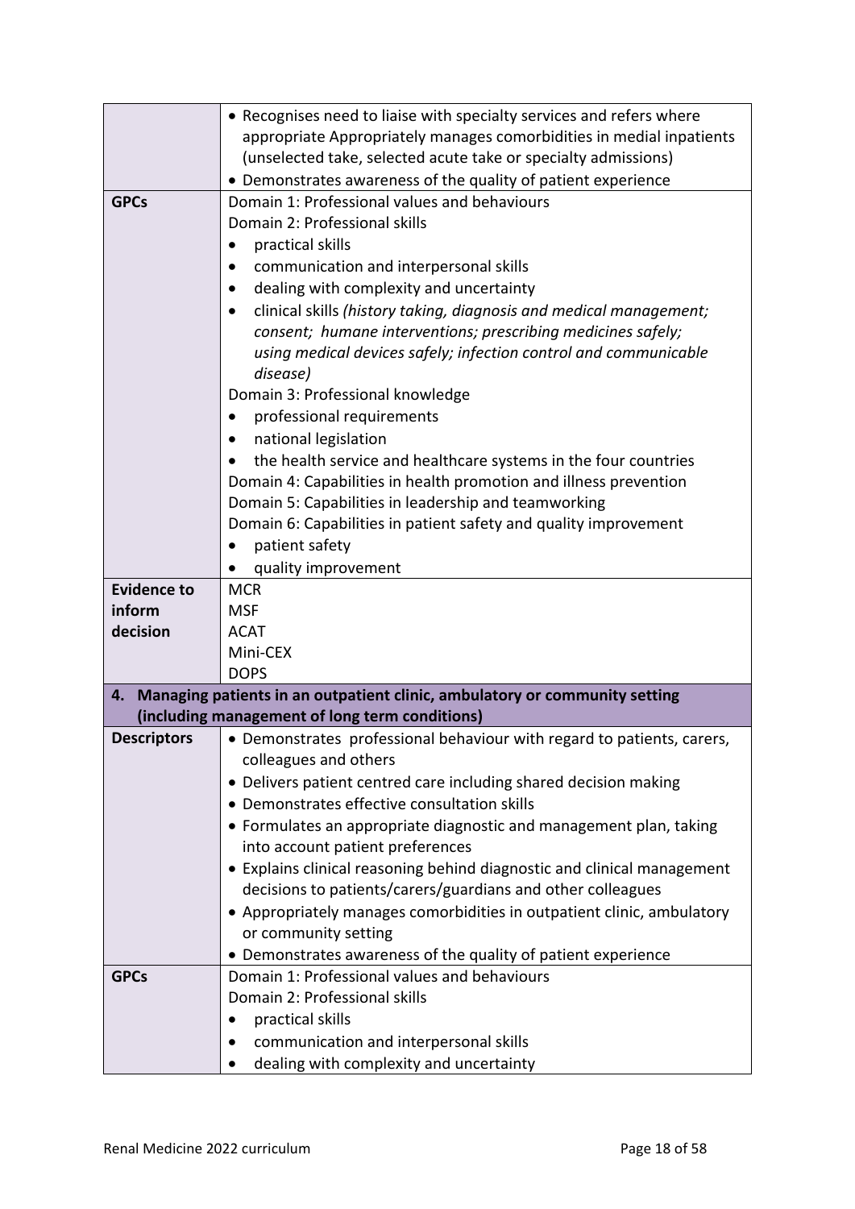| | |
|---|---|
| | • Recognises need to liaise with specialty services and refers where appropriate Appropriately manages comorbidities in medial inpatients (unselected take, selected acute take or specialty admissions)<br>• Demonstrates awareness of the quality of patient experience |
| **GPCs** | Domain 1: Professional values and behaviours<br>Domain 2: Professional skills<br>• practical skills<br>• communication and interpersonal skills<br>• dealing with complexity and uncertainty<br>• clinical skills *(history taking, diagnosis and medical management; consent; humane interventions; prescribing medicines safely; using medical devices safely; infection control and communicable disease)*<br>Domain 3: Professional knowledge<br>• professional requirements<br>• national legislation<br>• the health service and healthcare systems in the four countries<br>Domain 4: Capabilities in health promotion and illness prevention<br>Domain 5: Capabilities in leadership and teamworking<br>Domain 6: Capabilities in patient safety and quality improvement<br>• patient safety<br>• quality improvement |
| **Evidence to inform decision** | MCR<br>MSF<br>ACAT<br>Mini-CEX<br>DOPS |
| **4. Managing patients in an outpatient clinic, ambulatory or community setting (including management of long term conditions)** | |
| **Descriptors** | • Demonstrates professional behaviour with regard to patients, carers, colleagues and others<br>• Delivers patient centred care including shared decision making<br>• Demonstrates effective consultation skills<br>• Formulates an appropriate diagnostic and management plan, taking into account patient preferences<br>• Explains clinical reasoning behind diagnostic and clinical management decisions to patients/carers/guardians and other colleagues<br>• Appropriately manages comorbidities in outpatient clinic, ambulatory or community setting<br>• Demonstrates awareness of the quality of patient experience |
| **GPCs** | Domain 1: Professional values and behaviours<br>Domain 2: Professional skills<br>• practical skills<br>• communication and interpersonal skills<br>• dealing with complexity and uncertainty |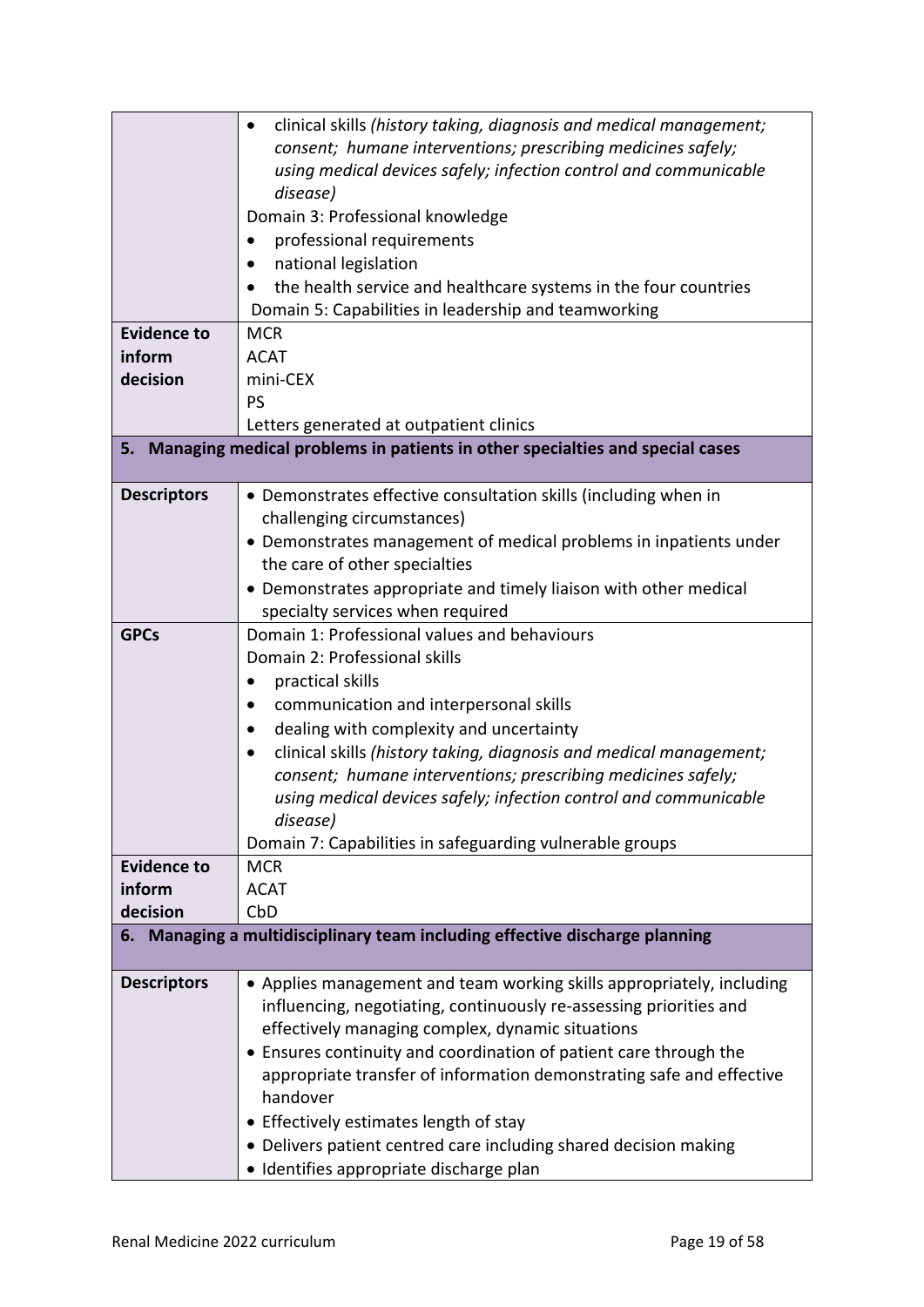| | |
|---|---|
| | • clinical skills *(history taking, diagnosis and medical management; consent; humane interventions; prescribing medicines safely; using medical devices safely; infection control and communicable disease)*<br>Domain 3: Professional knowledge<br>• professional requirements<br>• national legislation<br>• the health service and healthcare systems in the four countries<br>Domain 5: Capabilities in leadership and teamworking |
| **Evidence to inform decision** | MCR<br>ACAT<br>mini-CEX<br>PS<br>Letters generated at outpatient clinics |
| **5. Managing medical problems in patients in other specialties and special cases** | |
| **Descriptors** | • Demonstrates effective consultation skills (including when in challenging circumstances)<br>• Demonstrates management of medical problems in inpatients under the care of other specialties<br>• Demonstrates appropriate and timely liaison with other medical specialty services when required |
| **GPCs** | Domain 1: Professional values and behaviours<br>Domain 2: Professional skills<br>• practical skills<br>• communication and interpersonal skills<br>• dealing with complexity and uncertainty<br>• clinical skills *(history taking, diagnosis and medical management; consent; humane interventions; prescribing medicines safely; using medical devices safely; infection control and communicable disease)*<br>Domain 7: Capabilities in safeguarding vulnerable groups |
| **Evidence to inform decision** | MCR<br>ACAT<br>CbD |
| **6. Managing a multidisciplinary team including effective discharge planning** | |
| **Descriptors** | • Applies management and team working skills appropriately, including influencing, negotiating, continuously re-assessing priorities and effectively managing complex, dynamic situations<br>• Ensures continuity and coordination of patient care through the appropriate transfer of information demonstrating safe and effective handover<br>• Effectively estimates length of stay<br>• Delivers patient centred care including shared decision making<br>• Identifies appropriate discharge plan |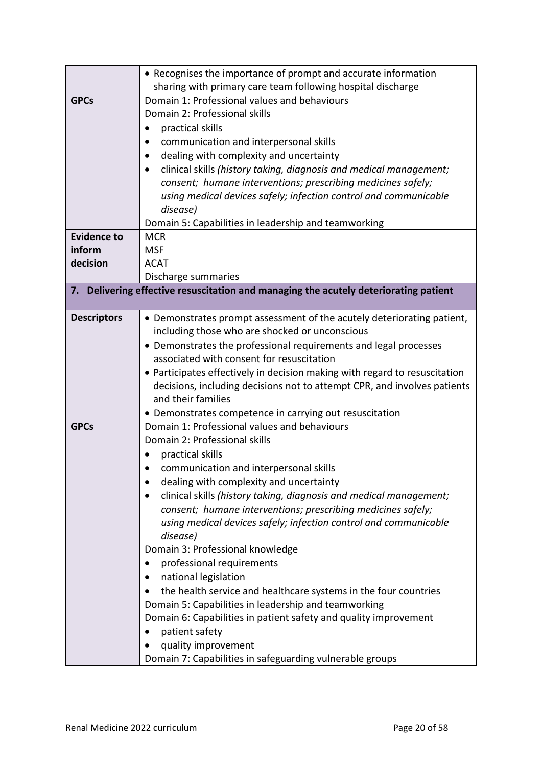| | |
|---|---|
| | • Recognises the importance of prompt and accurate information sharing with primary care team following hospital discharge |
| **GPCs** | Domain 1: Professional values and behaviours<br>Domain 2: Professional skills<br>• practical skills<br>• communication and interpersonal skills<br>• dealing with complexity and uncertainty<br>• clinical skills *(history taking, diagnosis and medical management; consent; humane interventions; prescribing medicines safely; using medical devices safely; infection control and communicable disease)*<br>Domain 5: Capabilities in leadership and teamworking |
| **Evidence to inform decision** | MCR<br>MSF<br>ACAT<br>Discharge summaries |
| **7. Delivering effective resuscitation and managing the acutely deteriorating patient** | |
| **Descriptors** | • Demonstrates prompt assessment of the acutely deteriorating patient, including those who are shocked or unconscious<br>• Demonstrates the professional requirements and legal processes associated with consent for resuscitation<br>• Participates effectively in decision making with regard to resuscitation decisions, including decisions not to attempt CPR, and involves patients and their families<br>• Demonstrates competence in carrying out resuscitation |
| **GPCs** | Domain 1: Professional values and behaviours<br>Domain 2: Professional skills<br>• practical skills<br>• communication and interpersonal skills<br>• dealing with complexity and uncertainty<br>• clinical skills *(history taking, diagnosis and medical management; consent; humane interventions; prescribing medicines safely; using medical devices safely; infection control and communicable disease)*<br>Domain 3: Professional knowledge<br>• professional requirements<br>• national legislation<br>• the health service and healthcare systems in the four countries<br>Domain 5: Capabilities in leadership and teamworking<br>Domain 6: Capabilities in patient safety and quality improvement<br>• patient safety<br>• quality improvement<br>Domain 7: Capabilities in safeguarding vulnerable groups |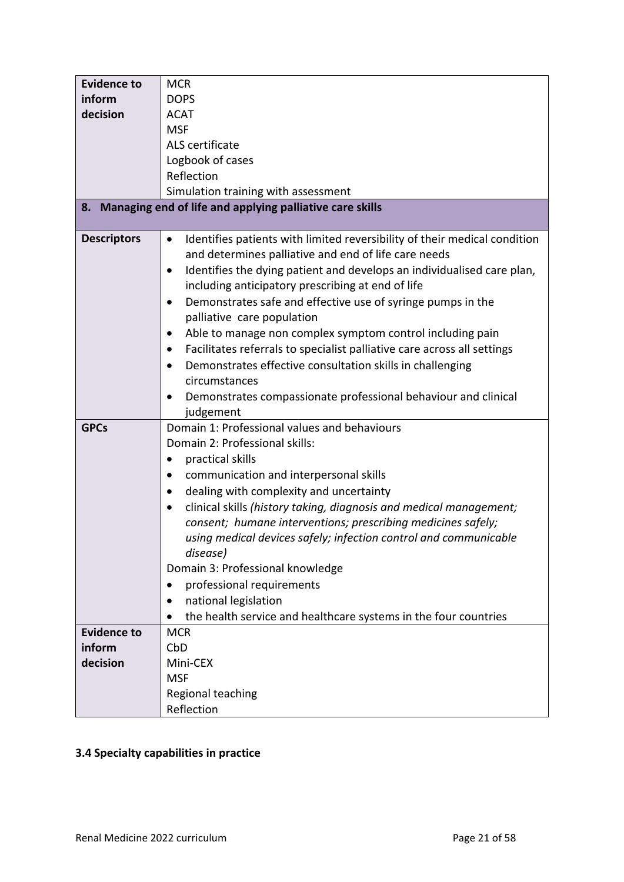| | |
|---|---|
| **Evidence to inform decision** | MCR<br>DOPS<br>ACAT<br>MSF<br>ALS certificate<br>Logbook of cases<br>Reflection<br>Simulation training with assessment |
| **8. Managing end of life and applying palliative care skills** | |
| **Descriptors** | • Identifies patients with limited reversibility of their medical condition and determines palliative and end of life care needs<br>• Identifies the dying patient and develops an individualised care plan, including anticipatory prescribing at end of life<br>• Demonstrates safe and effective use of syringe pumps in the palliative care population<br>• Able to manage non complex symptom control including pain<br>• Facilitates referrals to specialist palliative care across all settings<br>• Demonstrates effective consultation skills in challenging circumstances<br>• Demonstrates compassionate professional behaviour and clinical judgement |
| **GPCs** | Domain 1: Professional values and behaviours<br>Domain 2: Professional skills:<br>• practical skills<br>• communication and interpersonal skills<br>• dealing with complexity and uncertainty<br>• clinical skills *(history taking, diagnosis and medical management; consent; humane interventions; prescribing medicines safely; using medical devices safely; infection control and communicable disease)*<br>Domain 3: Professional knowledge<br>• professional requirements<br>• national legislation<br>• the health service and healthcare systems in the four countries |
| **Evidence to inform decision** | MCR<br>CbD<br>Mini-CEX<br>MSF<br>Regional teaching<br>Reflection |

### 3.4 Specialty capabilities in practice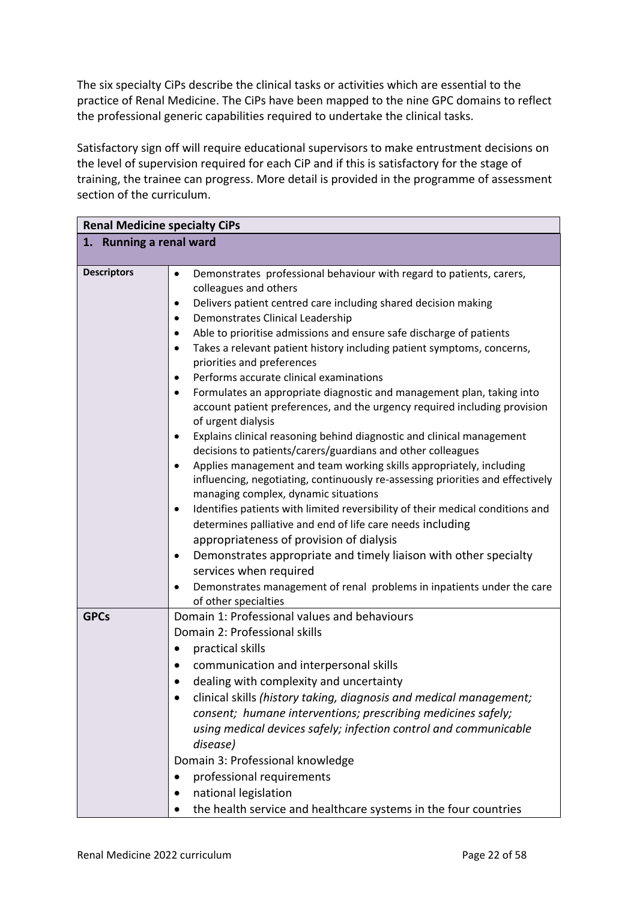The six specialty CiPs describe the clinical tasks or activities which are essential to the practice of Renal Medicine. The CiPs have been mapped to the nine GPC domains to reflect the professional generic capabilities required to undertake the clinical tasks.

Satisfactory sign off will require educational supervisors to make entrustment decisions on the level of supervision required for each CiP and if this is satisfactory for the stage of training, the trainee can progress. More detail is provided in the programme of assessment section of the curriculum.

| **Renal Medicine specialty CiPs** | |
|---|---|
| **1. Running a renal ward** | |
| **Descriptors** | • Demonstrates professional behaviour with regard to patients, carers, colleagues and others<br>• Delivers patient centred care including shared decision making<br>• Demonstrates Clinical Leadership<br>• Able to prioritise admissions and ensure safe discharge of patients<br>• Takes a relevant patient history including patient symptoms, concerns, priorities and preferences<br>• Performs accurate clinical examinations<br>• Formulates an appropriate diagnostic and management plan, taking into account patient preferences, and the urgency required including provision of urgent dialysis<br>• Explains clinical reasoning behind diagnostic and clinical management decisions to patients/carers/guardians and other colleagues<br>• Applies management and team working skills appropriately, including influencing, negotiating, continuously re-assessing priorities and effectively managing complex, dynamic situations<br>• Identifies patients with limited reversibility of their medical conditions and determines palliative and end of life care needs including appropriateness of provision of dialysis<br>• Demonstrates appropriate and timely liaison with other specialty services when required<br>• Demonstrates management of renal problems in inpatients under the care of other specialties |
| **GPCs** | Domain 1: Professional values and behaviours<br>Domain 2: Professional skills<br>• practical skills<br>• communication and interpersonal skills<br>• dealing with complexity and uncertainty<br>• clinical skills *(history taking, diagnosis and medical management; consent; humane interventions; prescribing medicines safely; using medical devices safely; infection control and communicable disease)*<br>Domain 3: Professional knowledge<br>• professional requirements<br>• national legislation<br>• the health service and healthcare systems in the four countries |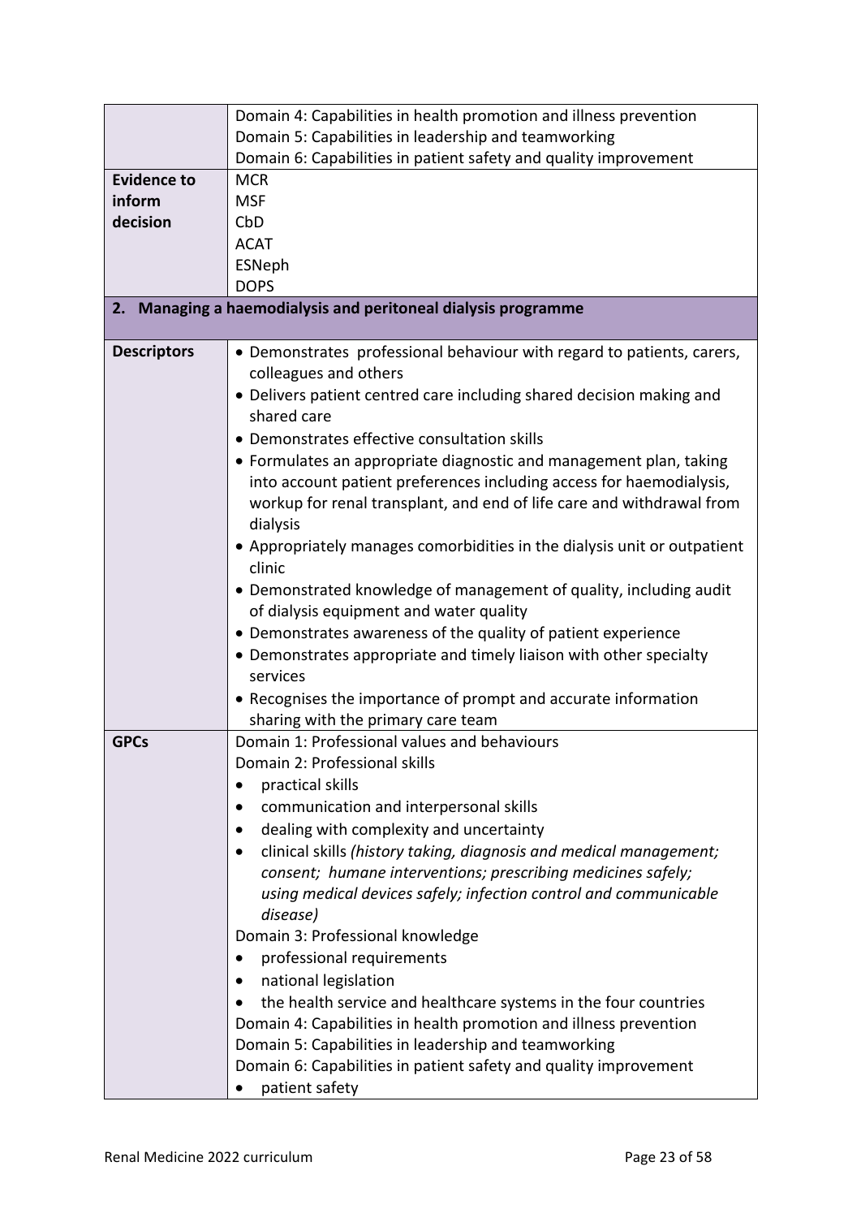| | |
|---|---|
| | Domain 4: Capabilities in health promotion and illness prevention<br>Domain 5: Capabilities in leadership and teamworking<br>Domain 6: Capabilities in patient safety and quality improvement |
| **Evidence to inform decision** | MCR<br>MSF<br>CbD<br>ACAT<br>ESNeph<br>DOPS |
| **2. Managing a haemodialysis and peritoneal dialysis programme** | |
| **Descriptors** | • Demonstrates professional behaviour with regard to patients, carers, colleagues and others<br>• Delivers patient centred care including shared decision making and shared care<br>• Demonstrates effective consultation skills<br>• Formulates an appropriate diagnostic and management plan, taking into account patient preferences including access for haemodialysis, workup for renal transplant, and end of life care and withdrawal from dialysis<br>• Appropriately manages comorbidities in the dialysis unit or outpatient clinic<br>• Demonstrated knowledge of management of quality, including audit of dialysis equipment and water quality<br>• Demonstrates awareness of the quality of patient experience<br>• Demonstrates appropriate and timely liaison with other specialty services<br>• Recognises the importance of prompt and accurate information sharing with the primary care team |
| **GPCs** | Domain 1: Professional values and behaviours<br>Domain 2: Professional skills<br>• practical skills<br>• communication and interpersonal skills<br>• dealing with complexity and uncertainty<br>• clinical skills *(history taking, diagnosis and medical management; consent; humane interventions; prescribing medicines safely; using medical devices safely; infection control and communicable disease)*<br>Domain 3: Professional knowledge<br>• professional requirements<br>• national legislation<br>• the health service and healthcare systems in the four countries<br>Domain 4: Capabilities in health promotion and illness prevention<br>Domain 5: Capabilities in leadership and teamworking<br>Domain 6: Capabilities in patient safety and quality improvement<br>• patient safety |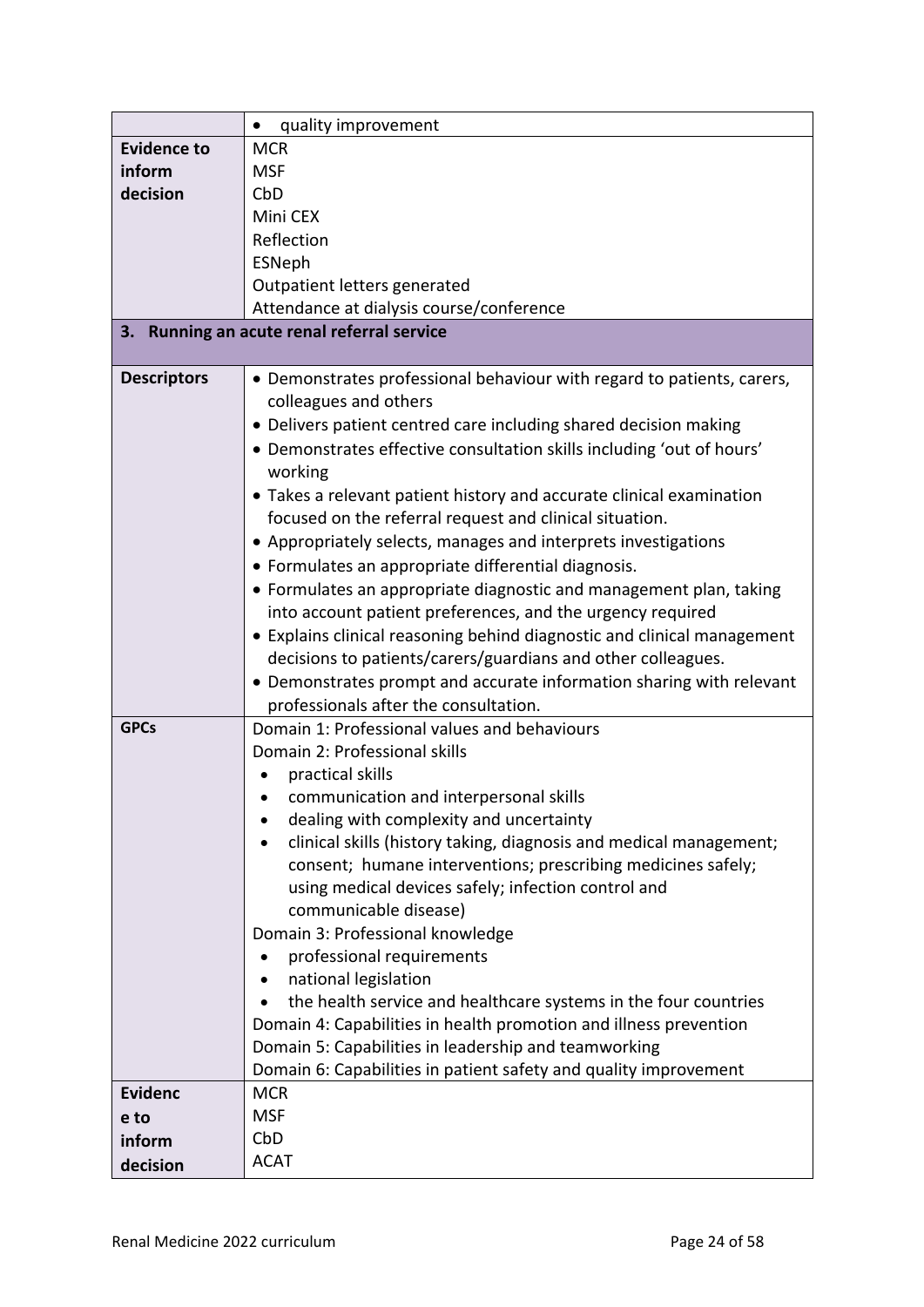| | |
|---|---|
| | • quality improvement |
| **Evidence to inform decision** | MCR<br>MSF<br>CbD<br>Mini CEX<br>Reflection<br>ESNeph<br>Outpatient letters generated<br>Attendance at dialysis course/conference |

**3. Running an acute renal referral service**

| | |
|---|---|
| **Descriptors** | • Demonstrates professional behaviour with regard to patients, carers, colleagues and others<br>• Delivers patient centred care including shared decision making<br>• Demonstrates effective consultation skills including 'out of hours' working<br>• Takes a relevant patient history and accurate clinical examination focused on the referral request and clinical situation.<br>• Appropriately selects, manages and interprets investigations<br>• Formulates an appropriate differential diagnosis.<br>• Formulates an appropriate diagnostic and management plan, taking into account patient preferences, and the urgency required<br>• Explains clinical reasoning behind diagnostic and clinical management decisions to patients/carers/guardians and other colleagues.<br>• Demonstrates prompt and accurate information sharing with relevant professionals after the consultation. |
| **GPCs** | Domain 1: Professional values and behaviours<br>Domain 2: Professional skills<br>• practical skills<br>• communication and interpersonal skills<br>• dealing with complexity and uncertainty<br>• clinical skills (history taking, diagnosis and medical management; consent; humane interventions; prescribing medicines safely; using medical devices safely; infection control and communicable disease)<br>Domain 3: Professional knowledge<br>• professional requirements<br>• national legislation<br>• the health service and healthcare systems in the four countries<br>Domain 4: Capabilities in health promotion and illness prevention<br>Domain 5: Capabilities in leadership and teamworking<br>Domain 6: Capabilities in patient safety and quality improvement |
| **Evidence to inform decision** | MCR<br>MSF<br>CbD<br>ACAT |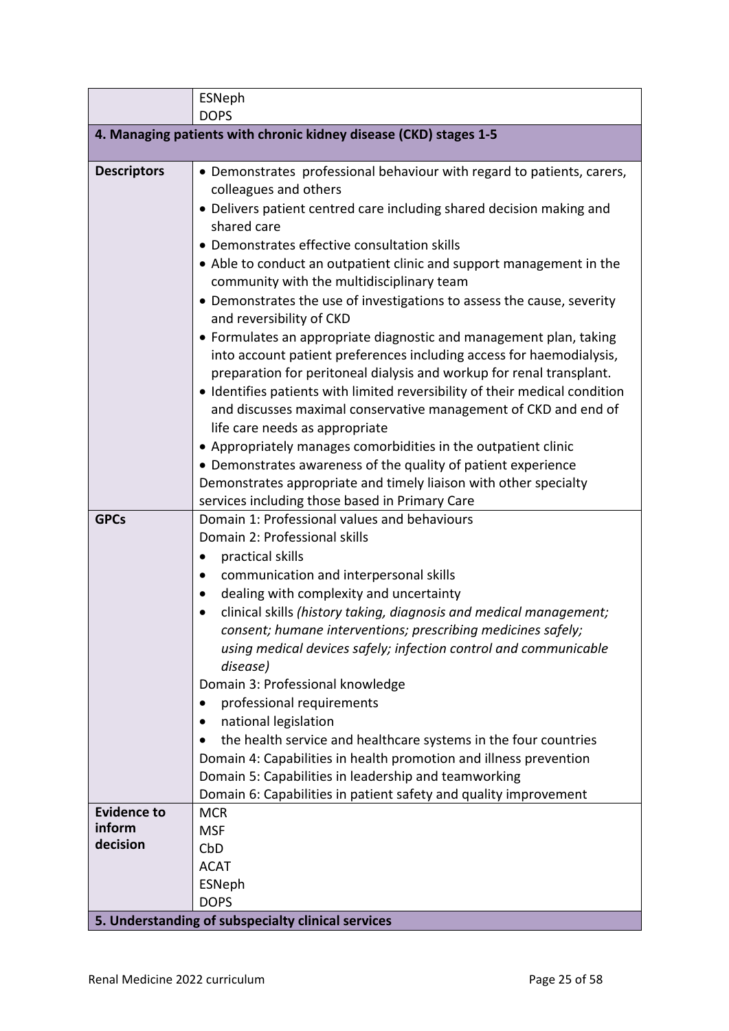| | |
|---|---|
| | ESNeph<br>DOPS |
| **4. Managing patients with chronic kidney disease (CKD) stages 1-5** | |
| **Descriptors** | • Demonstrates professional behaviour with regard to patients, carers, colleagues and others<br>• Delivers patient centred care including shared decision making and shared care<br>• Demonstrates effective consultation skills<br>• Able to conduct an outpatient clinic and support management in the community with the multidisciplinary team<br>• Demonstrates the use of investigations to assess the cause, severity and reversibility of CKD<br>• Formulates an appropriate diagnostic and management plan, taking into account patient preferences including access for haemodialysis, preparation for peritoneal dialysis and workup for renal transplant.<br>• Identifies patients with limited reversibility of their medical condition and discusses maximal conservative management of CKD and end of life care needs as appropriate<br>• Appropriately manages comorbidities in the outpatient clinic<br>• Demonstrates awareness of the quality of patient experience<br>Demonstrates appropriate and timely liaison with other specialty services including those based in Primary Care |
| **GPCs** | Domain 1: Professional values and behaviours<br>Domain 2: Professional skills<br>• practical skills<br>• communication and interpersonal skills<br>• dealing with complexity and uncertainty<br>• clinical skills *(history taking, diagnosis and medical management; consent; humane interventions; prescribing medicines safely; using medical devices safely; infection control and communicable disease)*<br>Domain 3: Professional knowledge<br>• professional requirements<br>• national legislation<br>• the health service and healthcare systems in the four countries<br>Domain 4: Capabilities in health promotion and illness prevention<br>Domain 5: Capabilities in leadership and teamworking<br>Domain 6: Capabilities in patient safety and quality improvement |
| **Evidence to inform decision** | MCR<br>MSF<br>CbD<br>ACAT<br>ESNeph<br>DOPS |
| **5. Understanding of subspecialty clinical services** | |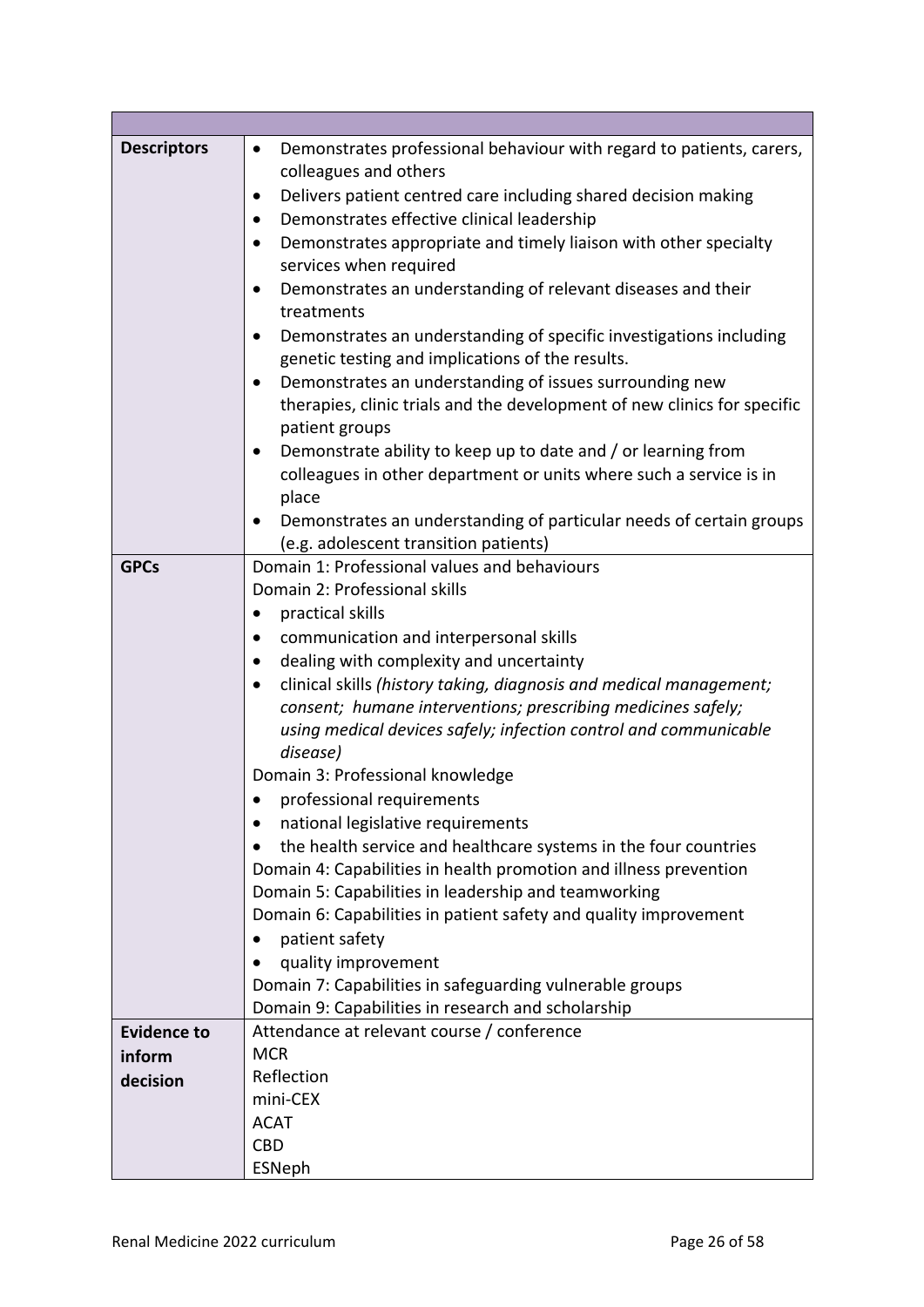| | |
|---|---|
| **Descriptors** | • Demonstrates professional behaviour with regard to patients, carers, colleagues and others<br>• Delivers patient centred care including shared decision making<br>• Demonstrates effective clinical leadership<br>• Demonstrates appropriate and timely liaison with other specialty services when required<br>• Demonstrates an understanding of relevant diseases and their treatments<br>• Demonstrates an understanding of specific investigations including genetic testing and implications of the results.<br>• Demonstrates an understanding of issues surrounding new therapies, clinic trials and the development of new clinics for specific patient groups<br>• Demonstrate ability to keep up to date and / or learning from colleagues in other department or units where such a service is in place<br>• Demonstrates an understanding of particular needs of certain groups (e.g. adolescent transition patients) |
| **GPCs** | Domain 1: Professional values and behaviours<br>Domain 2: Professional skills<br>• practical skills<br>• communication and interpersonal skills<br>• dealing with complexity and uncertainty<br>• clinical skills *(history taking, diagnosis and medical management; consent; humane interventions; prescribing medicines safely; using medical devices safely; infection control and communicable disease)*<br>Domain 3: Professional knowledge<br>• professional requirements<br>• national legislative requirements<br>• the health service and healthcare systems in the four countries<br>Domain 4: Capabilities in health promotion and illness prevention<br>Domain 5: Capabilities in leadership and teamworking<br>Domain 6: Capabilities in patient safety and quality improvement<br>• patient safety<br>• quality improvement<br>Domain 7: Capabilities in safeguarding vulnerable groups<br>Domain 9: Capabilities in research and scholarship |
| **Evidence to inform decision** | Attendance at relevant course / conference<br>MCR<br>Reflection<br>mini-CEX<br>ACAT<br>CBD<br>ESNeph |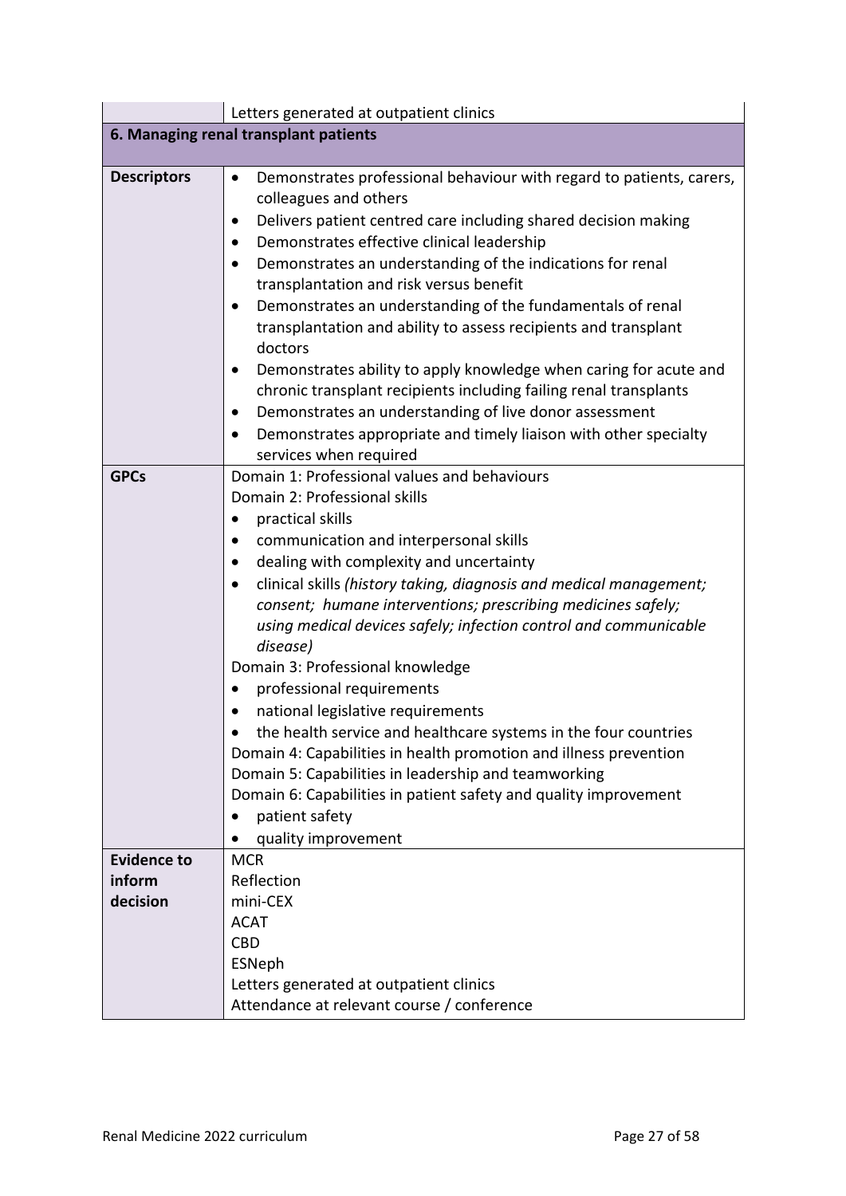| | Letters generated at outpatient clinics |
|---|---|
| **6. Managing renal transplant patients** | |
| **Descriptors** | • Demonstrates professional behaviour with regard to patients, carers, colleagues and others<br>• Delivers patient centred care including shared decision making<br>• Demonstrates effective clinical leadership<br>• Demonstrates an understanding of the indications for renal transplantation and risk versus benefit<br>• Demonstrates an understanding of the fundamentals of renal transplantation and ability to assess recipients and transplant doctors<br>• Demonstrates ability to apply knowledge when caring for acute and chronic transplant recipients including failing renal transplants<br>• Demonstrates an understanding of live donor assessment<br>• Demonstrates appropriate and timely liaison with other specialty services when required |
| **GPCs** | Domain 1: Professional values and behaviours<br>Domain 2: Professional skills<br>• practical skills<br>• communication and interpersonal skills<br>• dealing with complexity and uncertainty<br>• clinical skills *(history taking, diagnosis and medical management; consent; humane interventions; prescribing medicines safely; using medical devices safely; infection control and communicable disease)*<br>Domain 3: Professional knowledge<br>• professional requirements<br>• national legislative requirements<br>• the health service and healthcare systems in the four countries<br>Domain 4: Capabilities in health promotion and illness prevention<br>Domain 5: Capabilities in leadership and teamworking<br>Domain 6: Capabilities in patient safety and quality improvement<br>• patient safety<br>• quality improvement |
| **Evidence to inform decision** | MCR<br>Reflection<br>mini-CEX<br>ACAT<br>CBD<br>ESNeph<br>Letters generated at outpatient clinics<br>Attendance at relevant course / conference |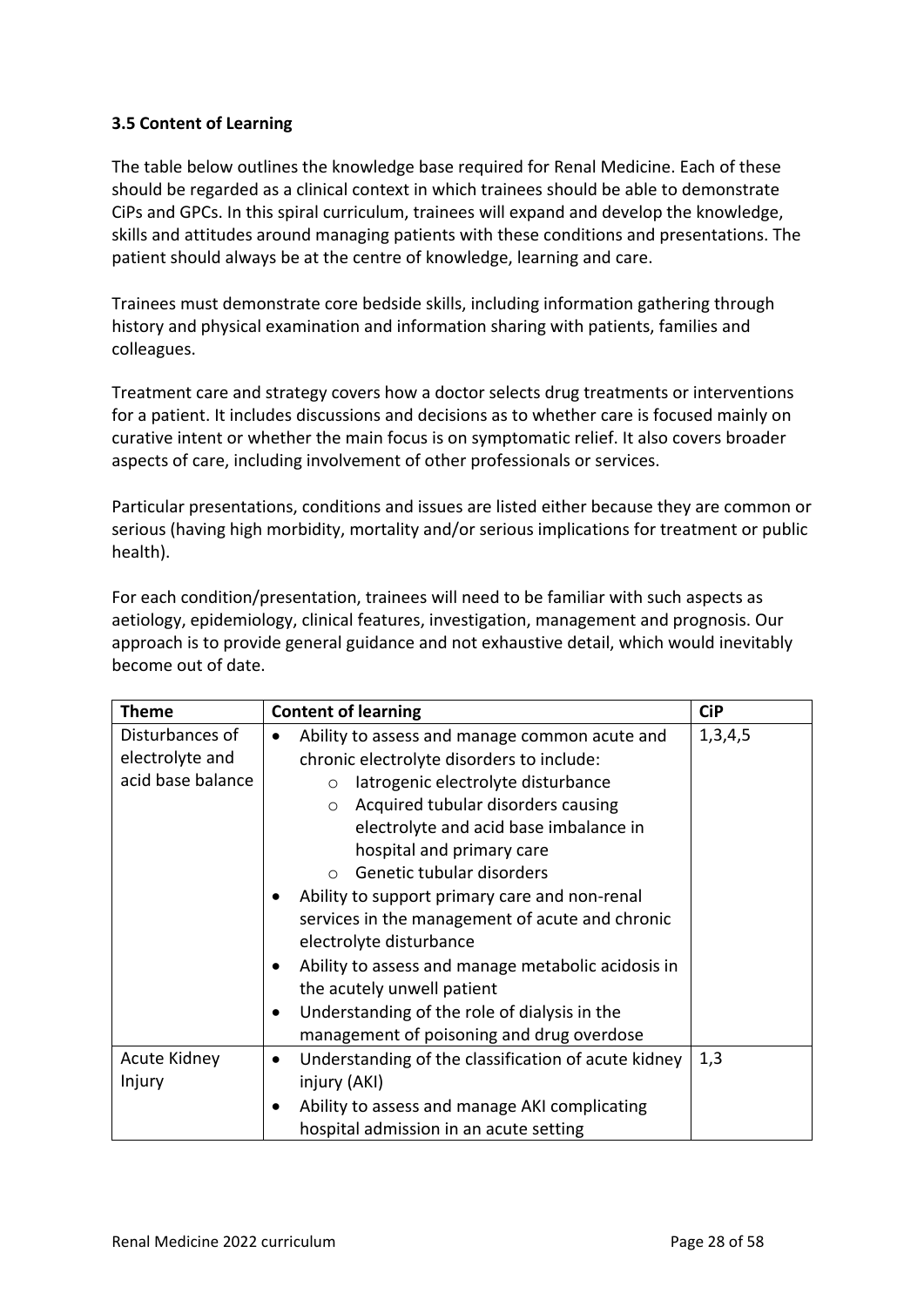### 3.5 Content of Learning

The table below outlines the knowledge base required for Renal Medicine. Each of these should be regarded as a clinical context in which trainees should be able to demonstrate CiPs and GPCs. In this spiral curriculum, trainees will expand and develop the knowledge, skills and attitudes around managing patients with these conditions and presentations. The patient should always be at the centre of knowledge, learning and care.

Trainees must demonstrate core bedside skills, including information gathering through history and physical examination and information sharing with patients, families and colleagues.

Treatment care and strategy covers how a doctor selects drug treatments or interventions for a patient. It includes discussions and decisions as to whether care is focused mainly on curative intent or whether the main focus is on symptomatic relief. It also covers broader aspects of care, including involvement of other professionals or services.

Particular presentations, conditions and issues are listed either because they are common or serious (having high morbidity, mortality and/or serious implications for treatment or public health).

For each condition/presentation, trainees will need to be familiar with such aspects as aetiology, epidemiology, clinical features, investigation, management and prognosis. Our approach is to provide general guidance and not exhaustive detail, which would inevitably become out of date.

| Theme | Content of learning | CiP |
|---|---|---|
| Disturbances of electrolyte and acid base balance | • Ability to assess and manage common acute and chronic electrolyte disorders to include:<br>  ○ Iatrogenic electrolyte disturbance<br>  ○ Acquired tubular disorders causing electrolyte and acid base imbalance in hospital and primary care<br>  ○ Genetic tubular disorders<br>• Ability to support primary care and non-renal services in the management of acute and chronic electrolyte disturbance<br>• Ability to assess and manage metabolic acidosis in the acutely unwell patient<br>• Understanding of the role of dialysis in the management of poisoning and drug overdose | 1,3,4,5 |
| Acute Kidney Injury | • Understanding of the classification of acute kidney injury (AKI)<br>• Ability to assess and manage AKI complicating hospital admission in an acute setting | 1,3 |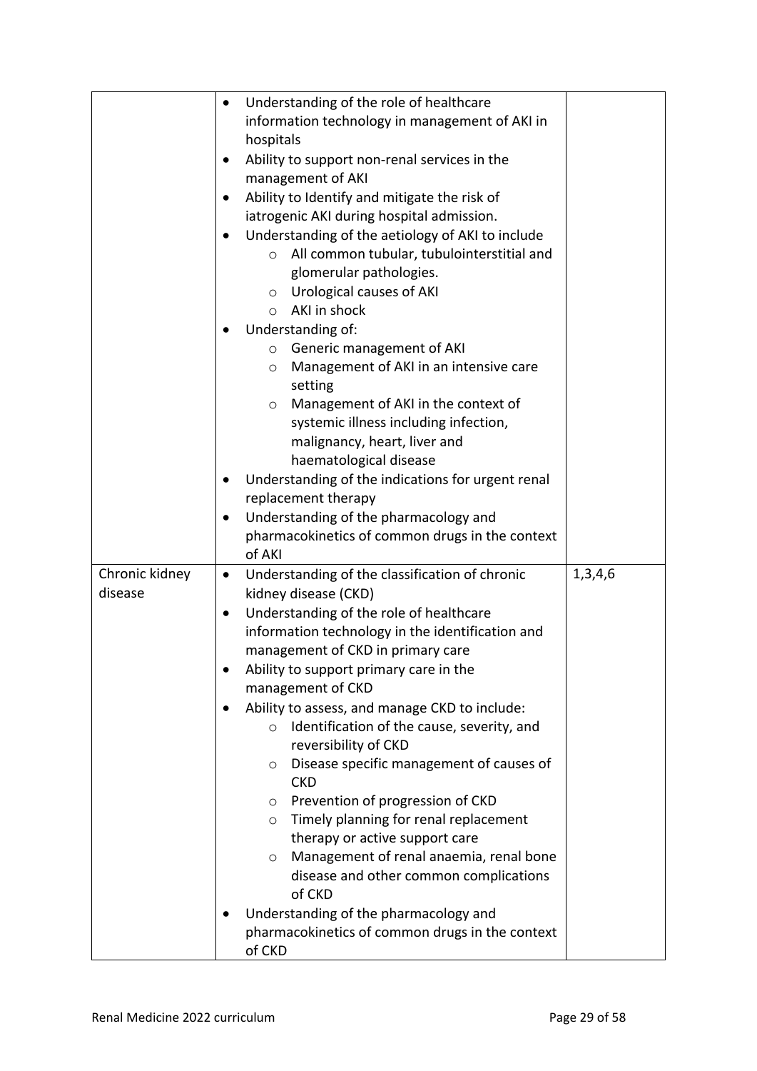|  |  |  |
|---|---|---|
|  | • Understanding of the role of healthcare information technology in management of AKI in hospitals<br>• Ability to support non-renal services in the management of AKI<br>• Ability to Identify and mitigate the risk of iatrogenic AKI during hospital admission.<br>• Understanding of the aetiology of AKI to include<br>&nbsp;&nbsp;&nbsp;&nbsp;○ All common tubular, tubulointerstitial and glomerular pathologies.<br>&nbsp;&nbsp;&nbsp;&nbsp;○ Urological causes of AKI<br>&nbsp;&nbsp;&nbsp;&nbsp;○ AKI in shock<br>• Understanding of:<br>&nbsp;&nbsp;&nbsp;&nbsp;○ Generic management of AKI<br>&nbsp;&nbsp;&nbsp;&nbsp;○ Management of AKI in an intensive care setting<br>&nbsp;&nbsp;&nbsp;&nbsp;○ Management of AKI in the context of systemic illness including infection, malignancy, heart, liver and haematological disease<br>• Understanding of the indications for urgent renal replacement therapy<br>• Understanding of the pharmacology and pharmacokinetics of common drugs in the context of AKI |  |
| Chronic kidney disease | • Understanding of the classification of chronic kidney disease (CKD)<br>• Understanding of the role of healthcare information technology in the identification and management of CKD in primary care<br>• Ability to support primary care in the management of CKD<br>• Ability to assess, and manage CKD to include:<br>&nbsp;&nbsp;&nbsp;&nbsp;○ Identification of the cause, severity, and reversibility of CKD<br>&nbsp;&nbsp;&nbsp;&nbsp;○ Disease specific management of causes of CKD<br>&nbsp;&nbsp;&nbsp;&nbsp;○ Prevention of progression of CKD<br>&nbsp;&nbsp;&nbsp;&nbsp;○ Timely planning for renal replacement therapy or active support care<br>&nbsp;&nbsp;&nbsp;&nbsp;○ Management of renal anaemia, renal bone disease and other common complications of CKD<br>• Understanding of the pharmacology and pharmacokinetics of common drugs in the context of CKD | 1,3,4,6 |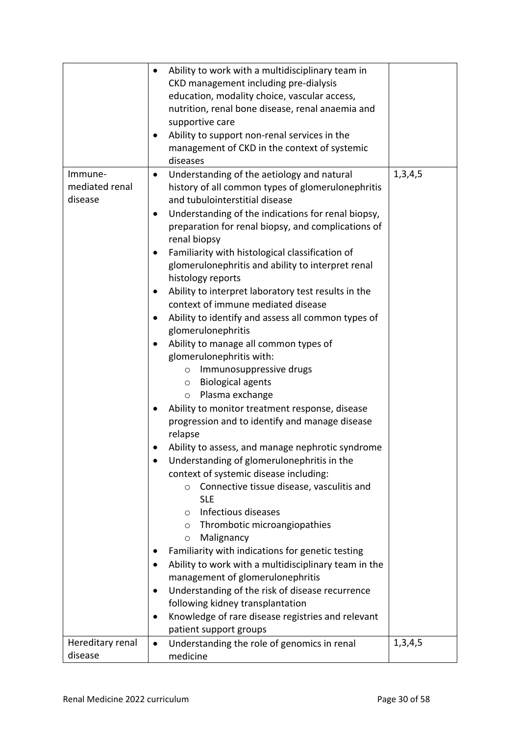| | | |
|---|---|---|
| | • Ability to work with a multidisciplinary team in CKD management including pre-dialysis education, modality choice, vascular access, nutrition, renal bone disease, renal anaemia and supportive care<br>• Ability to support non-renal services in the management of CKD in the context of systemic diseases | |
| Immune-mediated renal disease | • Understanding of the aetiology and natural history of all common types of glomerulonephritis and tubulointerstitial disease<br>• Understanding of the indications for renal biopsy, preparation for renal biopsy, and complications of renal biopsy<br>• Familiarity with histological classification of glomerulonephritis and ability to interpret renal histology reports<br>• Ability to interpret laboratory test results in the context of immune mediated disease<br>• Ability to identify and assess all common types of glomerulonephritis<br>• Ability to manage all common types of glomerulonephritis with:<br>&nbsp;&nbsp;&nbsp;&nbsp;o Immunosuppressive drugs<br>&nbsp;&nbsp;&nbsp;&nbsp;o Biological agents<br>&nbsp;&nbsp;&nbsp;&nbsp;o Plasma exchange<br>• Ability to monitor treatment response, disease progression and to identify and manage disease relapse<br>• Ability to assess, and manage nephrotic syndrome<br>• Understanding of glomerulonephritis in the context of systemic disease including:<br>&nbsp;&nbsp;&nbsp;&nbsp;o Connective tissue disease, vasculitis and SLE<br>&nbsp;&nbsp;&nbsp;&nbsp;o Infectious diseases<br>&nbsp;&nbsp;&nbsp;&nbsp;o Thrombotic microangiopathies<br>&nbsp;&nbsp;&nbsp;&nbsp;o Malignancy<br>• Familiarity with indications for genetic testing<br>• Ability to work with a multidisciplinary team in the management of glomerulonephritis<br>• Understanding of the risk of disease recurrence following kidney transplantation<br>• Knowledge of rare disease registries and relevant patient support groups | 1,3,4,5 |
| Hereditary renal disease | • Understanding the role of genomics in renal medicine | 1,3,4,5 |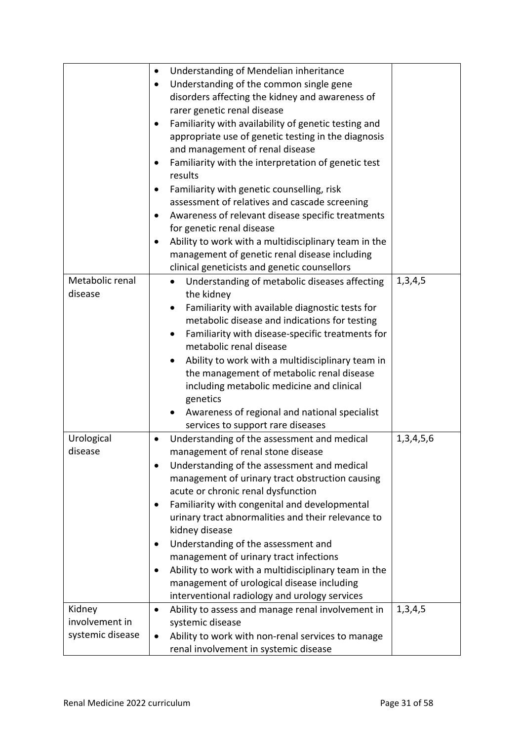| | | |
|---|---|---|
| | • Understanding of Mendelian inheritance<br>• Understanding of the common single gene disorders affecting the kidney and awareness of rarer genetic renal disease<br>• Familiarity with availability of genetic testing and appropriate use of genetic testing in the diagnosis and management of renal disease<br>• Familiarity with the interpretation of genetic test results<br>• Familiarity with genetic counselling, risk assessment of relatives and cascade screening<br>• Awareness of relevant disease specific treatments for genetic renal disease<br>• Ability to work with a multidisciplinary team in the management of genetic renal disease including clinical geneticists and genetic counsellors | |
| Metabolic renal disease | • Understanding of metabolic diseases affecting the kidney<br>• Familiarity with available diagnostic tests for metabolic disease and indications for testing<br>• Familiarity with disease-specific treatments for metabolic renal disease<br>• Ability to work with a multidisciplinary team in the management of metabolic renal disease including metabolic medicine and clinical genetics<br>• Awareness of regional and national specialist services to support rare diseases | 1,3,4,5 |
| Urological disease | • Understanding of the assessment and medical management of renal stone disease<br>• Understanding of the assessment and medical management of urinary tract obstruction causing acute or chronic renal dysfunction<br>• Familiarity with congenital and developmental urinary tract abnormalities and their relevance to kidney disease<br>• Understanding of the assessment and management of urinary tract infections<br>• Ability to work with a multidisciplinary team in the management of urological disease including interventional radiology and urology services | 1,3,4,5,6 |
| Kidney involvement in systemic disease | • Ability to assess and manage renal involvement in systemic disease<br>• Ability to work with non-renal services to manage renal involvement in systemic disease | 1,3,4,5 |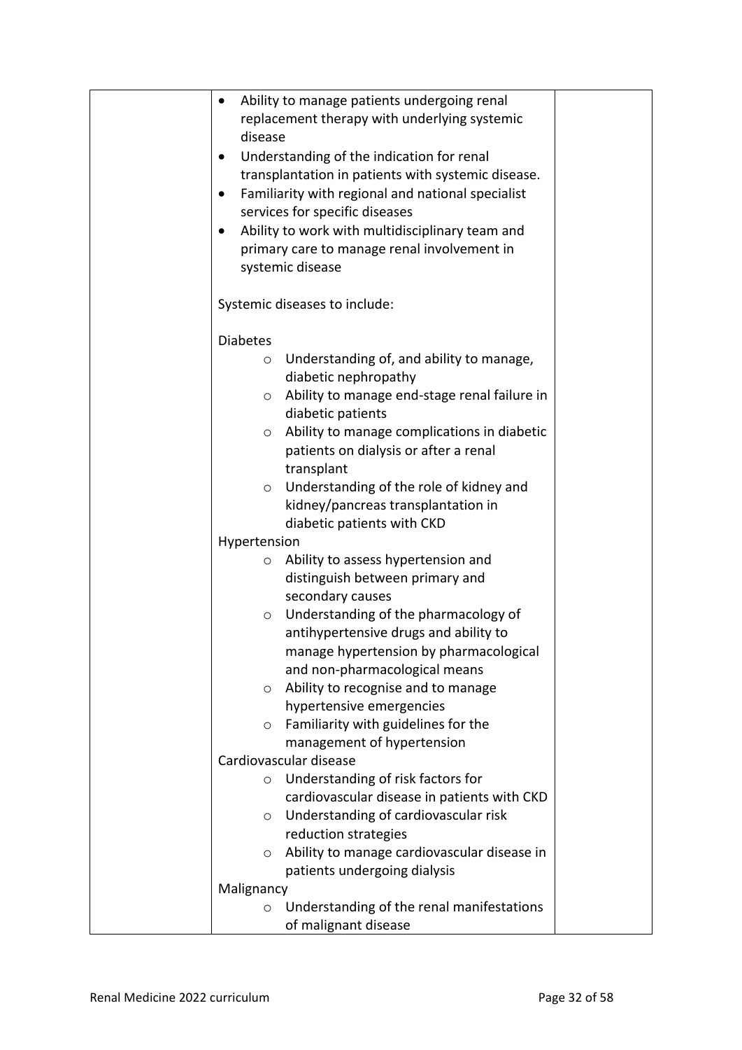| | | |
|---|---|---|
| | • Ability to manage patients undergoing renal replacement therapy with underlying systemic disease<br>• Understanding of the indication for renal transplantation in patients with systemic disease.<br>• Familiarity with regional and national specialist services for specific diseases<br>• Ability to work with multidisciplinary team and primary care to manage renal involvement in systemic disease<br><br>Systemic diseases to include:<br><br>Diabetes<br>○ Understanding of, and ability to manage, diabetic nephropathy<br>○ Ability to manage end-stage renal failure in diabetic patients<br>○ Ability to manage complications in diabetic patients on dialysis or after a renal transplant<br>○ Understanding of the role of kidney and kidney/pancreas transplantation in diabetic patients with CKD<br>Hypertension<br>○ Ability to assess hypertension and distinguish between primary and secondary causes<br>○ Understanding of the pharmacology of antihypertensive drugs and ability to manage hypertension by pharmacological and non-pharmacological means<br>○ Ability to recognise and to manage hypertensive emergencies<br>○ Familiarity with guidelines for the management of hypertension<br>Cardiovascular disease<br>○ Understanding of risk factors for cardiovascular disease in patients with CKD<br>○ Understanding of cardiovascular risk reduction strategies<br>○ Ability to manage cardiovascular disease in patients undergoing dialysis<br>Malignancy<br>○ Understanding of the renal manifestations of malignant disease | |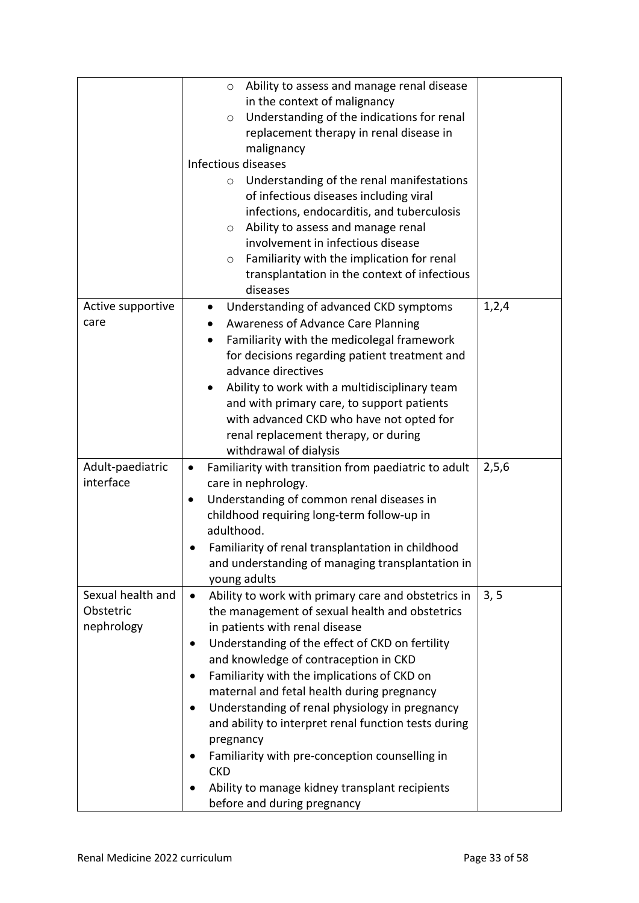| | | |
|---|---|---|
| | ○ Ability to assess and manage renal disease in the context of malignancy<br>○ Understanding of the indications for renal replacement therapy in renal disease in malignancy<br>Infectious diseases<br>○ Understanding of the renal manifestations of infectious diseases including viral infections, endocarditis, and tuberculosis<br>○ Ability to assess and manage renal involvement in infectious disease<br>○ Familiarity with the implication for renal transplantation in the context of infectious diseases | |
| Active supportive care | • Understanding of advanced CKD symptoms<br>• Awareness of Advance Care Planning<br>• Familiarity with the medicolegal framework for decisions regarding patient treatment and advance directives<br>• Ability to work with a multidisciplinary team and with primary care, to support patients with advanced CKD who have not opted for renal replacement therapy, or during withdrawal of dialysis | 1,2,4 |
| Adult-paediatric interface | • Familiarity with transition from paediatric to adult care in nephrology.<br>• Understanding of common renal diseases in childhood requiring long-term follow-up in adulthood.<br>• Familiarity of renal transplantation in childhood and understanding of managing transplantation in young adults | 2,5,6 |
| Sexual health and Obstetric nephrology | • Ability to work with primary care and obstetrics in the management of sexual health and obstetrics in patients with renal disease<br>• Understanding of the effect of CKD on fertility and knowledge of contraception in CKD<br>• Familiarity with the implications of CKD on maternal and fetal health during pregnancy<br>• Understanding of renal physiology in pregnancy and ability to interpret renal function tests during pregnancy<br>• Familiarity with pre-conception counselling in CKD<br>• Ability to manage kidney transplant recipients before and during pregnancy | 3, 5 |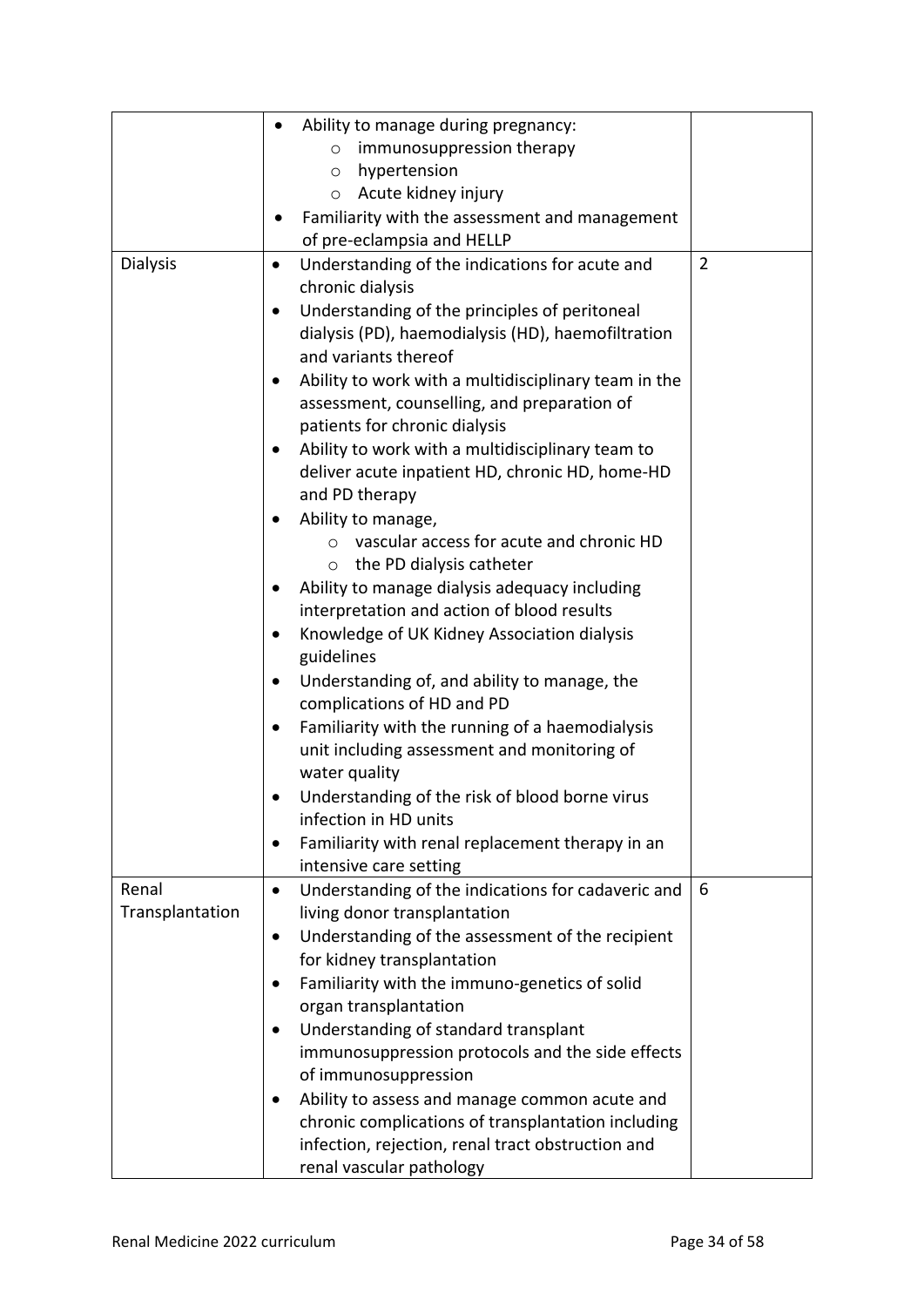| | | |
|---|---|---|
| | • Ability to manage during pregnancy:<br>  ○ immunosuppression therapy<br>  ○ hypertension<br>  ○ Acute kidney injury<br>• Familiarity with the assessment and management of pre-eclampsia and HELLP | |
| Dialysis | • Understanding of the indications for acute and chronic dialysis<br>• Understanding of the principles of peritoneal dialysis (PD), haemodialysis (HD), haemofiltration and variants thereof<br>• Ability to work with a multidisciplinary team in the assessment, counselling, and preparation of patients for chronic dialysis<br>• Ability to work with a multidisciplinary team to deliver acute inpatient HD, chronic HD, home-HD and PD therapy<br>• Ability to manage,<br>  ○ vascular access for acute and chronic HD<br>  ○ the PD dialysis catheter<br>• Ability to manage dialysis adequacy including interpretation and action of blood results<br>• Knowledge of UK Kidney Association dialysis guidelines<br>• Understanding of, and ability to manage, the complications of HD and PD<br>• Familiarity with the running of a haemodialysis unit including assessment and monitoring of water quality<br>• Understanding of the risk of blood borne virus infection in HD units<br>• Familiarity with renal replacement therapy in an intensive care setting | 2 |
| Renal Transplantation | • Understanding of the indications for cadaveric and living donor transplantation<br>• Understanding of the assessment of the recipient for kidney transplantation<br>• Familiarity with the immuno-genetics of solid organ transplantation<br>• Understanding of standard transplant immunosuppression protocols and the side effects of immunosuppression<br>• Ability to assess and manage common acute and chronic complications of transplantation including infection, rejection, renal tract obstruction and renal vascular pathology | 6 |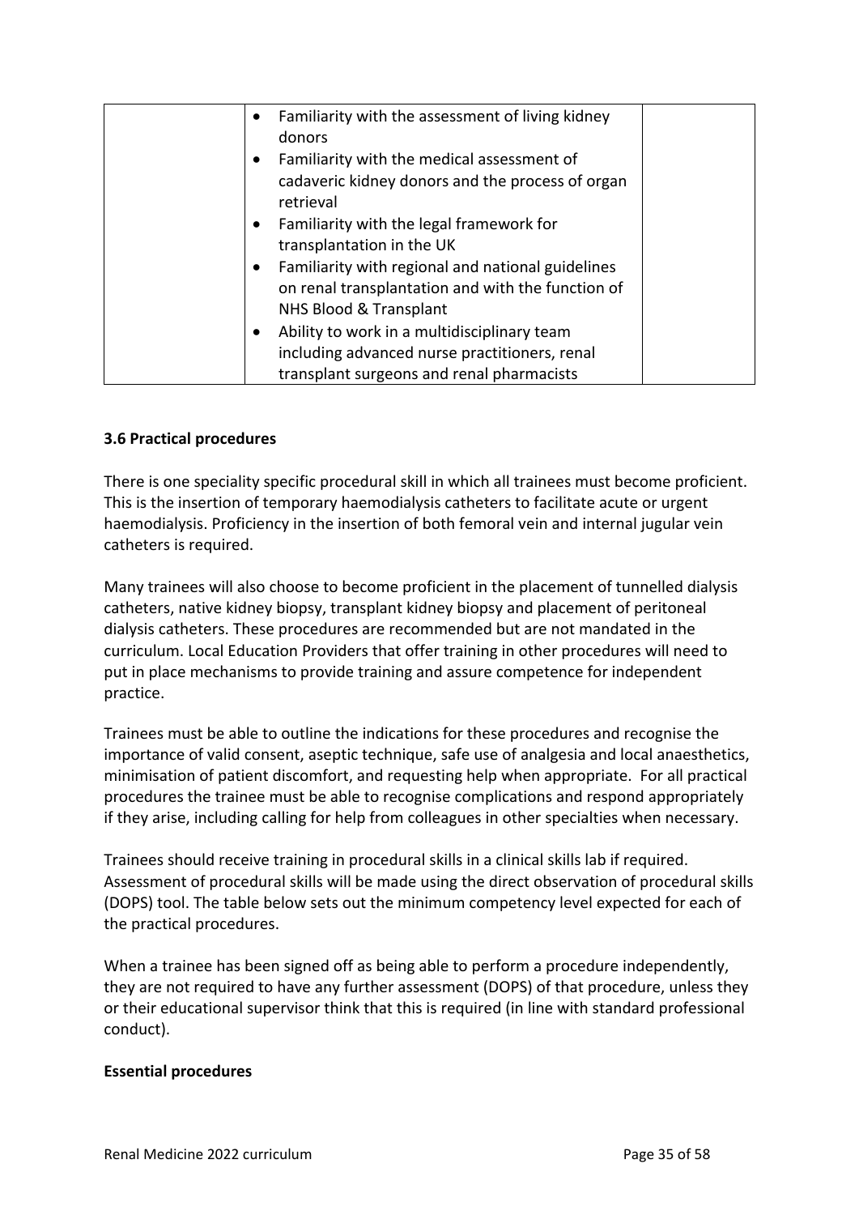|  | • Familiarity with the assessment of living kidney donors<br>• Familiarity with the medical assessment of cadaveric kidney donors and the process of organ retrieval<br>• Familiarity with the legal framework for transplantation in the UK<br>• Familiarity with regional and national guidelines on renal transplantation and with the function of NHS Blood & Transplant<br>• Ability to work in a multidisciplinary team including advanced nurse practitioners, renal transplant surgeons and renal pharmacists |  |
|---|---|---|

### 3.6 Practical procedures

There is one speciality specific procedural skill in which all trainees must become proficient. This is the insertion of temporary haemodialysis catheters to facilitate acute or urgent haemodialysis. Proficiency in the insertion of both femoral vein and internal jugular vein catheters is required.

Many trainees will also choose to become proficient in the placement of tunnelled dialysis catheters, native kidney biopsy, transplant kidney biopsy and placement of peritoneal dialysis catheters. These procedures are recommended but are not mandated in the curriculum. Local Education Providers that offer training in other procedures will need to put in place mechanisms to provide training and assure competence for independent practice.

Trainees must be able to outline the indications for these procedures and recognise the importance of valid consent, aseptic technique, safe use of analgesia and local anaesthetics, minimisation of patient discomfort, and requesting help when appropriate. For all practical procedures the trainee must be able to recognise complications and respond appropriately if they arise, including calling for help from colleagues in other specialties when necessary.

Trainees should receive training in procedural skills in a clinical skills lab if required. Assessment of procedural skills will be made using the direct observation of procedural skills (DOPS) tool. The table below sets out the minimum competency level expected for each of the practical procedures.

When a trainee has been signed off as being able to perform a procedure independently, they are not required to have any further assessment (DOPS) of that procedure, unless they or their educational supervisor think that this is required (in line with standard professional conduct).

**Essential procedures**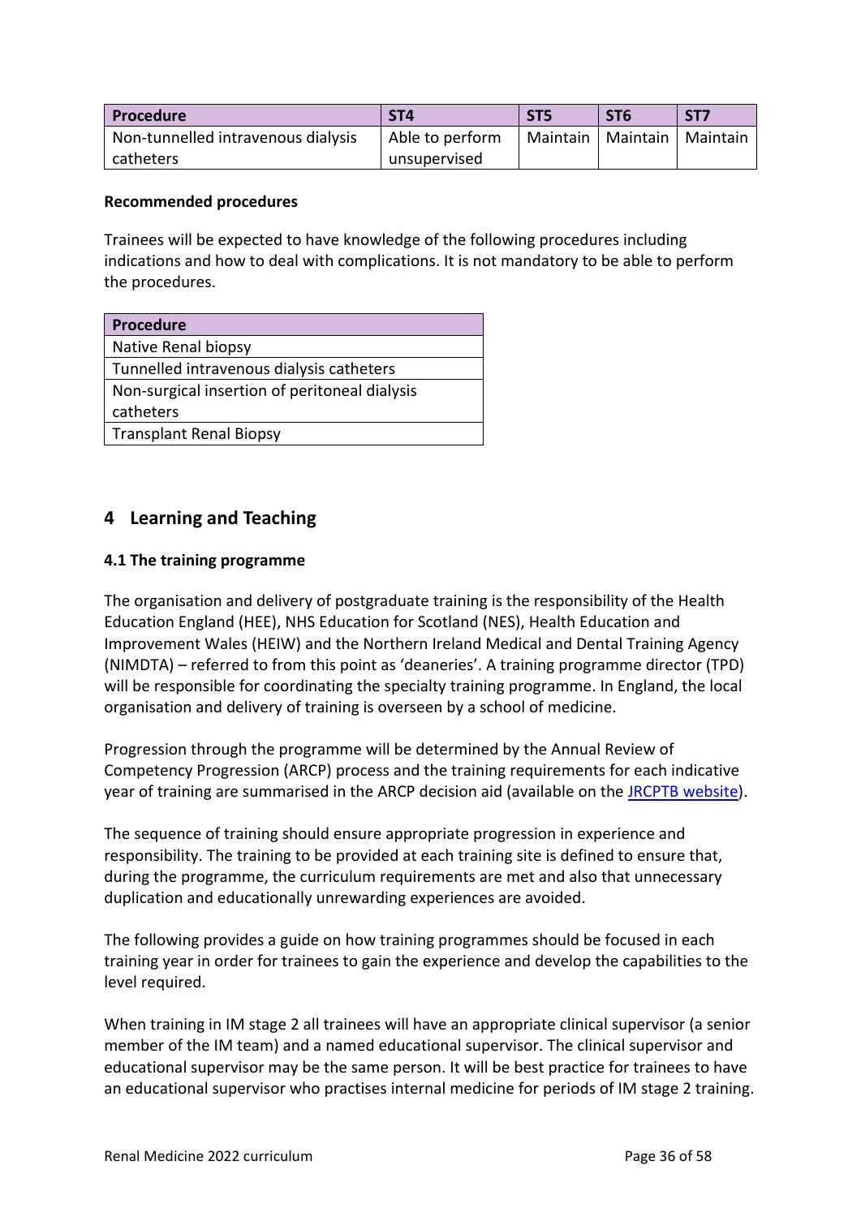| Procedure | ST4 | ST5 | ST6 | ST7 |
|---|---|---|---|---|
| Non-tunnelled intravenous dialysis catheters | Able to perform unsupervised | Maintain | Maintain | Maintain |

**Recommended procedures**

Trainees will be expected to have knowledge of the following procedures including indications and how to deal with complications. It is not mandatory to be able to perform the procedures.

| Procedure |
|---|
| Native Renal biopsy |
| Tunnelled intravenous dialysis catheters |
| Non-surgical insertion of peritoneal dialysis catheters |
| Transplant Renal Biopsy |

## 4 Learning and Teaching

### 4.1 The training programme

The organisation and delivery of postgraduate training is the responsibility of the Health Education England (HEE), NHS Education for Scotland (NES), Health Education and Improvement Wales (HEIW) and the Northern Ireland Medical and Dental Training Agency (NIMDTA) – referred to from this point as 'deaneries'. A training programme director (TPD) will be responsible for coordinating the specialty training programme. In England, the local organisation and delivery of training is overseen by a school of medicine.

Progression through the programme will be determined by the Annual Review of Competency Progression (ARCP) process and the training requirements for each indicative year of training are summarised in the ARCP decision aid (available on the JRCPTB website).

The sequence of training should ensure appropriate progression in experience and responsibility. The training to be provided at each training site is defined to ensure that, during the programme, the curriculum requirements are met and also that unnecessary duplication and educationally unrewarding experiences are avoided.

The following provides a guide on how training programmes should be focused in each training year in order for trainees to gain the experience and develop the capabilities to the level required.

When training in IM stage 2 all trainees will have an appropriate clinical supervisor (a senior member of the IM team) and a named educational supervisor. The clinical supervisor and educational supervisor may be the same person. It will be best practice for trainees to have an educational supervisor who practises internal medicine for periods of IM stage 2 training.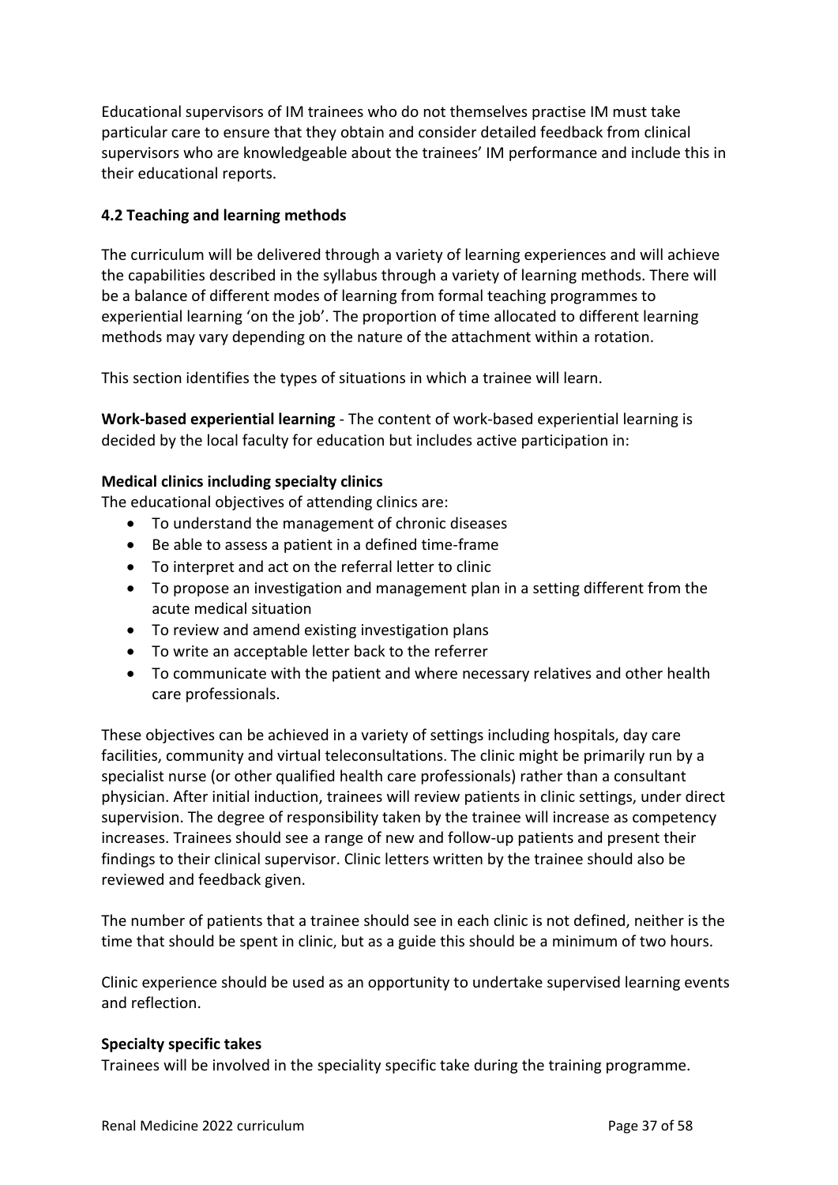Educational supervisors of IM trainees who do not themselves practise IM must take particular care to ensure that they obtain and consider detailed feedback from clinical supervisors who are knowledgeable about the trainees' IM performance and include this in their educational reports.

### 4.2 Teaching and learning methods

The curriculum will be delivered through a variety of learning experiences and will achieve the capabilities described in the syllabus through a variety of learning methods. There will be a balance of different modes of learning from formal teaching programmes to experiential learning 'on the job'. The proportion of time allocated to different learning methods may vary depending on the nature of the attachment within a rotation.

This section identifies the types of situations in which a trainee will learn.

**Work-based experiential learning** - The content of work-based experiential learning is decided by the local faculty for education but includes active participation in:

**Medical clinics including specialty clinics**

The educational objectives of attending clinics are:

- To understand the management of chronic diseases
- Be able to assess a patient in a defined time-frame
- To interpret and act on the referral letter to clinic
- To propose an investigation and management plan in a setting different from the acute medical situation
- To review and amend existing investigation plans
- To write an acceptable letter back to the referrer
- To communicate with the patient and where necessary relatives and other health care professionals.

These objectives can be achieved in a variety of settings including hospitals, day care facilities, community and virtual teleconsultations. The clinic might be primarily run by a specialist nurse (or other qualified health care professionals) rather than a consultant physician. After initial induction, trainees will review patients in clinic settings, under direct supervision. The degree of responsibility taken by the trainee will increase as competency increases. Trainees should see a range of new and follow-up patients and present their findings to their clinical supervisor. Clinic letters written by the trainee should also be reviewed and feedback given.

The number of patients that a trainee should see in each clinic is not defined, neither is the time that should be spent in clinic, but as a guide this should be a minimum of two hours.

Clinic experience should be used as an opportunity to undertake supervised learning events and reflection.

**Specialty specific takes**

Trainees will be involved in the speciality specific take during the training programme.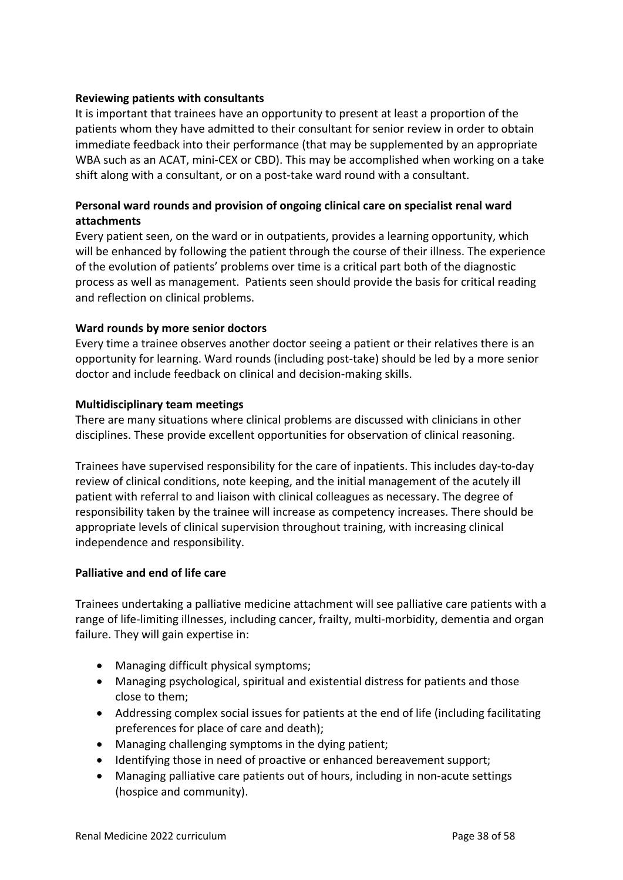**Reviewing patients with consultants**

It is important that trainees have an opportunity to present at least a proportion of the patients whom they have admitted to their consultant for senior review in order to obtain immediate feedback into their performance (that may be supplemented by an appropriate WBA such as an ACAT, mini-CEX or CBD). This may be accomplished when working on a take shift along with a consultant, or on a post-take ward round with a consultant.

**Personal ward rounds and provision of ongoing clinical care on specialist renal ward attachments**

Every patient seen, on the ward or in outpatients, provides a learning opportunity, which will be enhanced by following the patient through the course of their illness. The experience of the evolution of patients' problems over time is a critical part both of the diagnostic process as well as management. Patients seen should provide the basis for critical reading and reflection on clinical problems.

**Ward rounds by more senior doctors**

Every time a trainee observes another doctor seeing a patient or their relatives there is an opportunity for learning. Ward rounds (including post-take) should be led by a more senior doctor and include feedback on clinical and decision-making skills.

**Multidisciplinary team meetings**

There are many situations where clinical problems are discussed with clinicians in other disciplines. These provide excellent opportunities for observation of clinical reasoning.

Trainees have supervised responsibility for the care of inpatients. This includes day-to-day review of clinical conditions, note keeping, and the initial management of the acutely ill patient with referral to and liaison with clinical colleagues as necessary. The degree of responsibility taken by the trainee will increase as competency increases. There should be appropriate levels of clinical supervision throughout training, with increasing clinical independence and responsibility.

**Palliative and end of life care**

Trainees undertaking a palliative medicine attachment will see palliative care patients with a range of life-limiting illnesses, including cancer, frailty, multi-morbidity, dementia and organ failure. They will gain expertise in:

- Managing difficult physical symptoms;
- Managing psychological, spiritual and existential distress for patients and those close to them;
- Addressing complex social issues for patients at the end of life (including facilitating preferences for place of care and death);
- Managing challenging symptoms in the dying patient;
- Identifying those in need of proactive or enhanced bereavement support;
- Managing palliative care patients out of hours, including in non-acute settings (hospice and community).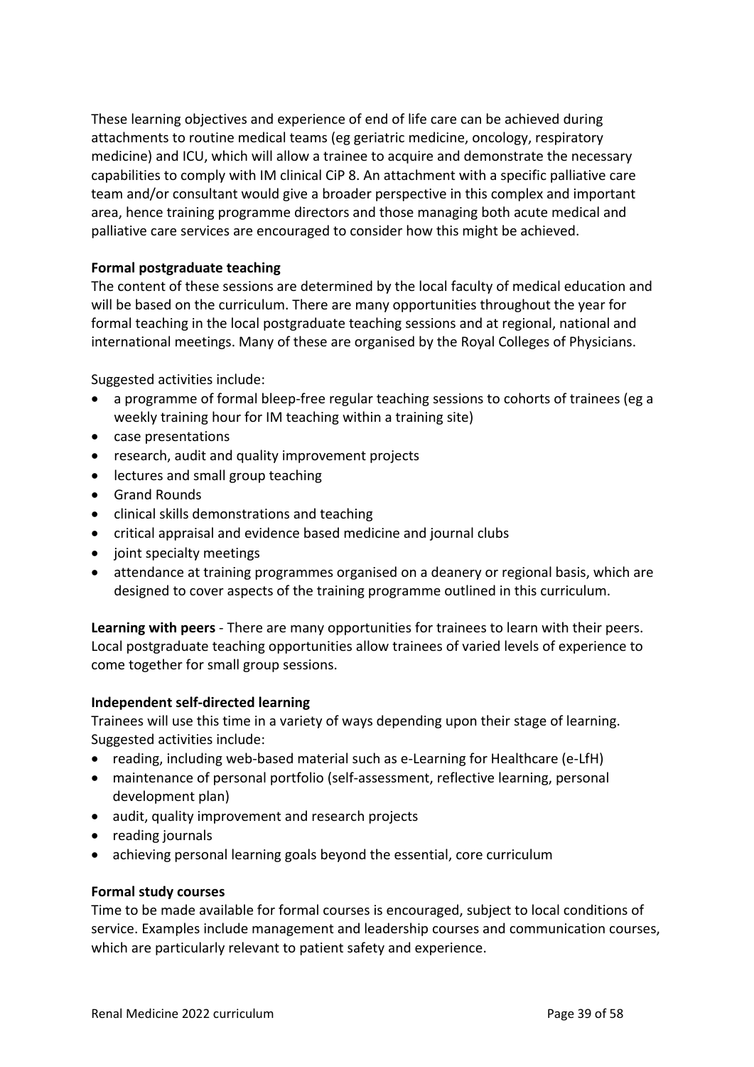These learning objectives and experience of end of life care can be achieved during attachments to routine medical teams (eg geriatric medicine, oncology, respiratory medicine) and ICU, which will allow a trainee to acquire and demonstrate the necessary capabilities to comply with IM clinical CiP 8. An attachment with a specific palliative care team and/or consultant would give a broader perspective in this complex and important area, hence training programme directors and those managing both acute medical and palliative care services are encouraged to consider how this might be achieved.

**Formal postgraduate teaching**

The content of these sessions are determined by the local faculty of medical education and will be based on the curriculum. There are many opportunities throughout the year for formal teaching in the local postgraduate teaching sessions and at regional, national and international meetings. Many of these are organised by the Royal Colleges of Physicians.

Suggested activities include:

- a programme of formal bleep-free regular teaching sessions to cohorts of trainees (eg a weekly training hour for IM teaching within a training site)
- case presentations
- research, audit and quality improvement projects
- lectures and small group teaching
- Grand Rounds
- clinical skills demonstrations and teaching
- critical appraisal and evidence based medicine and journal clubs
- joint specialty meetings
- attendance at training programmes organised on a deanery or regional basis, which are designed to cover aspects of the training programme outlined in this curriculum.

**Learning with peers** - There are many opportunities for trainees to learn with their peers. Local postgraduate teaching opportunities allow trainees of varied levels of experience to come together for small group sessions.

**Independent self-directed learning**

Trainees will use this time in a variety of ways depending upon their stage of learning. Suggested activities include:

- reading, including web-based material such as e-Learning for Healthcare (e-LfH)
- maintenance of personal portfolio (self-assessment, reflective learning, personal development plan)
- audit, quality improvement and research projects
- reading journals
- achieving personal learning goals beyond the essential, core curriculum

**Formal study courses**

Time to be made available for formal courses is encouraged, subject to local conditions of service. Examples include management and leadership courses and communication courses, which are particularly relevant to patient safety and experience.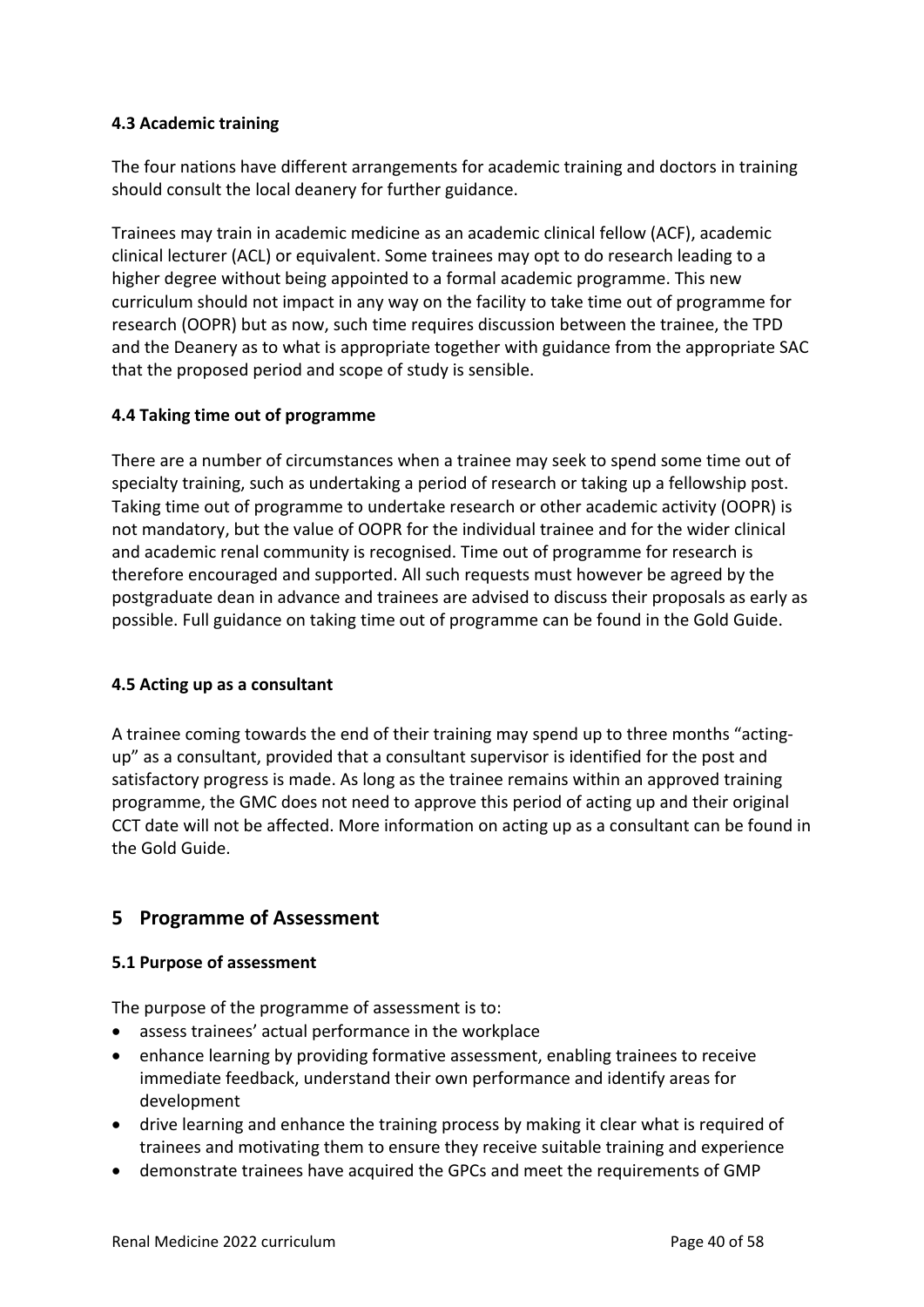### 4.3 Academic training

The four nations have different arrangements for academic training and doctors in training should consult the local deanery for further guidance.

Trainees may train in academic medicine as an academic clinical fellow (ACF), academic clinical lecturer (ACL) or equivalent. Some trainees may opt to do research leading to a higher degree without being appointed to a formal academic programme. This new curriculum should not impact in any way on the facility to take time out of programme for research (OOPR) but as now, such time requires discussion between the trainee, the TPD and the Deanery as to what is appropriate together with guidance from the appropriate SAC that the proposed period and scope of study is sensible.

### 4.4 Taking time out of programme

There are a number of circumstances when a trainee may seek to spend some time out of specialty training, such as undertaking a period of research or taking up a fellowship post. Taking time out of programme to undertake research or other academic activity (OOPR) is not mandatory, but the value of OOPR for the individual trainee and for the wider clinical and academic renal community is recognised. Time out of programme for research is therefore encouraged and supported. All such requests must however be agreed by the postgraduate dean in advance and trainees are advised to discuss their proposals as early as possible. Full guidance on taking time out of programme can be found in the Gold Guide.

### 4.5 Acting up as a consultant

A trainee coming towards the end of their training may spend up to three months "acting-up" as a consultant, provided that a consultant supervisor is identified for the post and satisfactory progress is made. As long as the trainee remains within an approved training programme, the GMC does not need to approve this period of acting up and their original CCT date will not be affected. More information on acting up as a consultant can be found in the Gold Guide.

## 5 Programme of Assessment

### 5.1 Purpose of assessment

The purpose of the programme of assessment is to:

- assess trainees' actual performance in the workplace
- enhance learning by providing formative assessment, enabling trainees to receive immediate feedback, understand their own performance and identify areas for development
- drive learning and enhance the training process by making it clear what is required of trainees and motivating them to ensure they receive suitable training and experience
- demonstrate trainees have acquired the GPCs and meet the requirements of GMP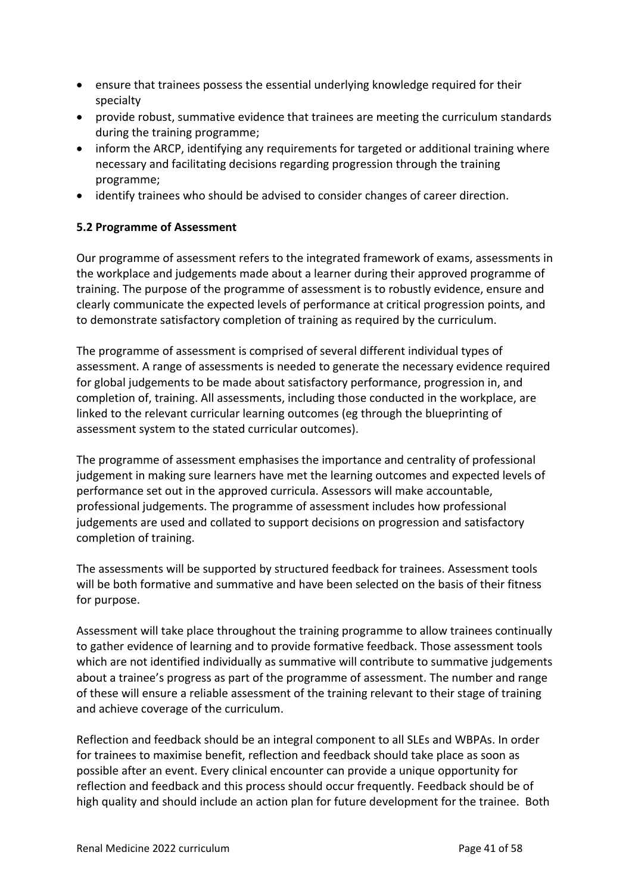- ensure that trainees possess the essential underlying knowledge required for their specialty
- provide robust, summative evidence that trainees are meeting the curriculum standards during the training programme;
- inform the ARCP, identifying any requirements for targeted or additional training where necessary and facilitating decisions regarding progression through the training programme;
- identify trainees who should be advised to consider changes of career direction.

**5.2 Programme of Assessment**

Our programme of assessment refers to the integrated framework of exams, assessments in the workplace and judgements made about a learner during their approved programme of training. The purpose of the programme of assessment is to robustly evidence, ensure and clearly communicate the expected levels of performance at critical progression points, and to demonstrate satisfactory completion of training as required by the curriculum.

The programme of assessment is comprised of several different individual types of assessment. A range of assessments is needed to generate the necessary evidence required for global judgements to be made about satisfactory performance, progression in, and completion of, training. All assessments, including those conducted in the workplace, are linked to the relevant curricular learning outcomes (eg through the blueprinting of assessment system to the stated curricular outcomes).

The programme of assessment emphasises the importance and centrality of professional judgement in making sure learners have met the learning outcomes and expected levels of performance set out in the approved curricula. Assessors will make accountable, professional judgements. The programme of assessment includes how professional judgements are used and collated to support decisions on progression and satisfactory completion of training.

The assessments will be supported by structured feedback for trainees. Assessment tools will be both formative and summative and have been selected on the basis of their fitness for purpose.

Assessment will take place throughout the training programme to allow trainees continually to gather evidence of learning and to provide formative feedback. Those assessment tools which are not identified individually as summative will contribute to summative judgements about a trainee's progress as part of the programme of assessment. The number and range of these will ensure a reliable assessment of the training relevant to their stage of training and achieve coverage of the curriculum.

Reflection and feedback should be an integral component to all SLEs and WBPAs. In order for trainees to maximise benefit, reflection and feedback should take place as soon as possible after an event. Every clinical encounter can provide a unique opportunity for reflection and feedback and this process should occur frequently. Feedback should be of high quality and should include an action plan for future development for the trainee. Both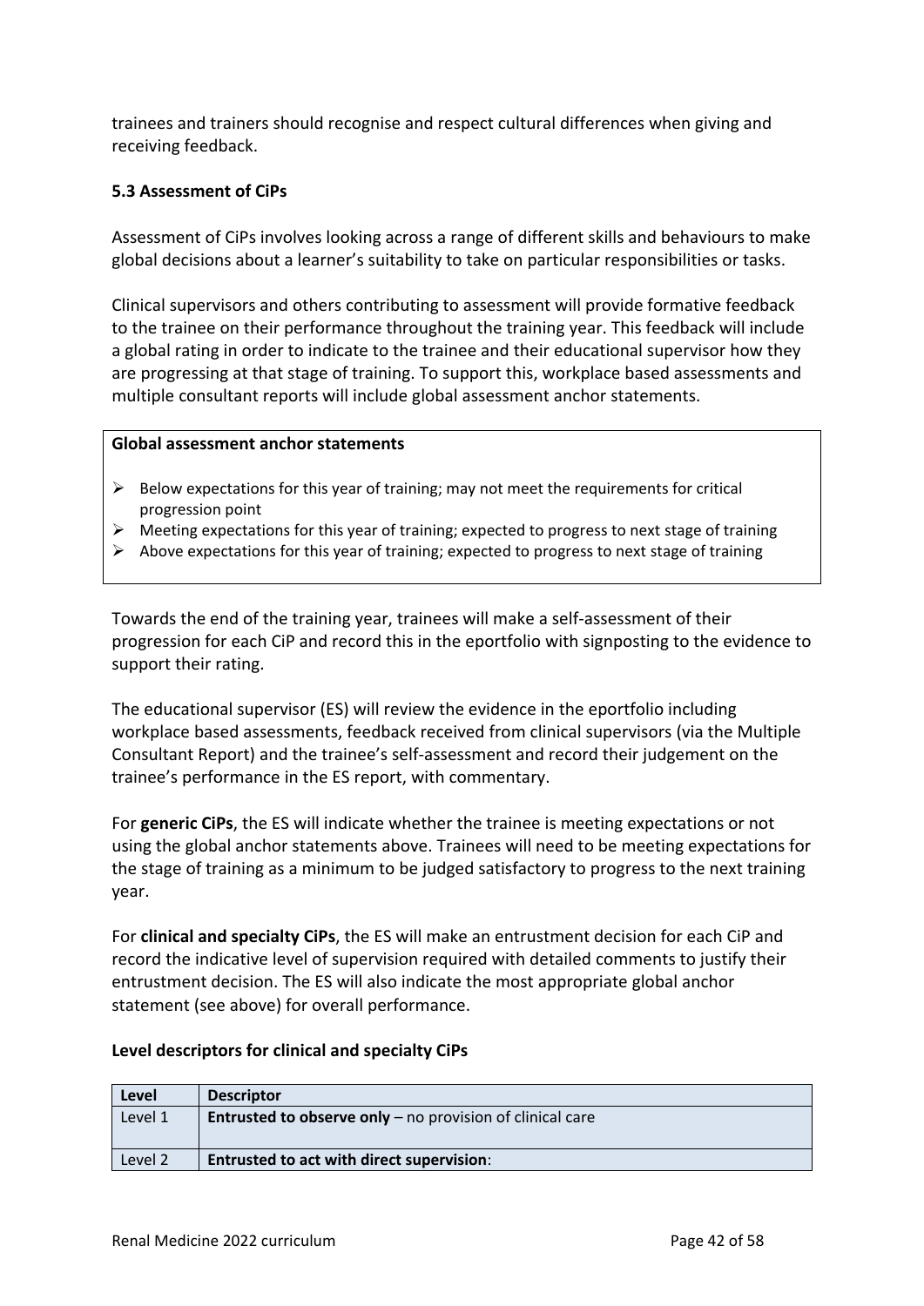trainees and trainers should recognise and respect cultural differences when giving and receiving feedback.

### 5.3 Assessment of CiPs

Assessment of CiPs involves looking across a range of different skills and behaviours to make global decisions about a learner's suitability to take on particular responsibilities or tasks.

Clinical supervisors and others contributing to assessment will provide formative feedback to the trainee on their performance throughout the training year. This feedback will include a global rating in order to indicate to the trainee and their educational supervisor how they are progressing at that stage of training. To support this, workplace based assessments and multiple consultant reports will include global assessment anchor statements.

**Global assessment anchor statements**

- Below expectations for this year of training; may not meet the requirements for critical progression point
- Meeting expectations for this year of training; expected to progress to next stage of training
- Above expectations for this year of training; expected to progress to next stage of training

Towards the end of the training year, trainees will make a self-assessment of their progression for each CiP and record this in the eportfolio with signposting to the evidence to support their rating.

The educational supervisor (ES) will review the evidence in the eportfolio including workplace based assessments, feedback received from clinical supervisors (via the Multiple Consultant Report) and the trainee's self-assessment and record their judgement on the trainee's performance in the ES report, with commentary.

For **generic CiPs**, the ES will indicate whether the trainee is meeting expectations or not using the global anchor statements above. Trainees will need to be meeting expectations for the stage of training as a minimum to be judged satisfactory to progress to the next training year.

For **clinical and specialty CiPs**, the ES will make an entrustment decision for each CiP and record the indicative level of supervision required with detailed comments to justify their entrustment decision. The ES will also indicate the most appropriate global anchor statement (see above) for overall performance.

**Level descriptors for clinical and specialty CiPs**

| Level | Descriptor |
|---|---|
| Level 1 | **Entrusted to observe only** – no provision of clinical care |
| Level 2 | **Entrusted to act with direct supervision**: |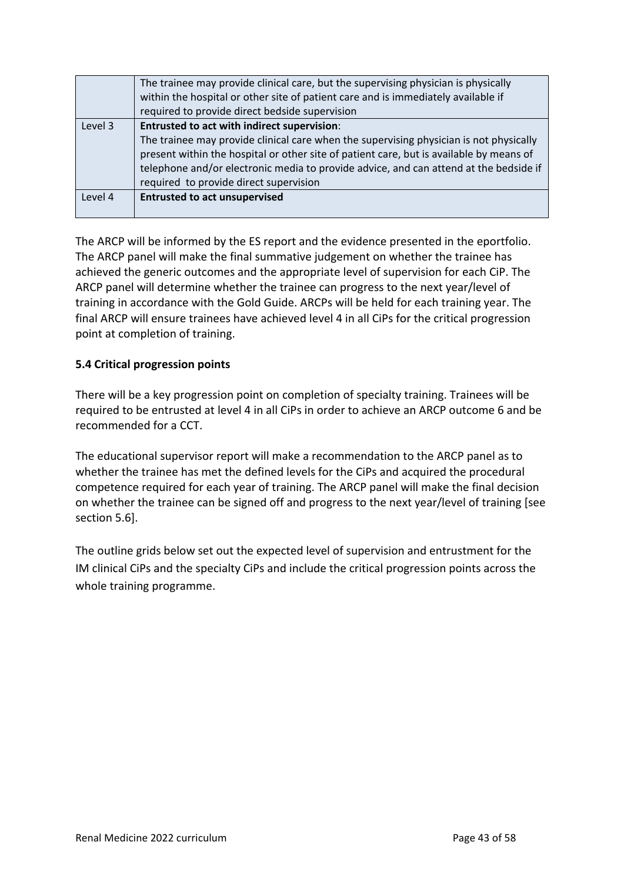| | |
|---|---|
| | The trainee may provide clinical care, but the supervising physician is physically within the hospital or other site of patient care and is immediately available if required to provide direct bedside supervision |
| Level 3 | **Entrusted to act with indirect supervision**:<br>The trainee may provide clinical care when the supervising physician is not physically present within the hospital or other site of patient care, but is available by means of telephone and/or electronic media to provide advice, and can attend at the bedside if required to provide direct supervision |
| Level 4 | **Entrusted to act unsupervised** |

The ARCP will be informed by the ES report and the evidence presented in the eportfolio. The ARCP panel will make the final summative judgement on whether the trainee has achieved the generic outcomes and the appropriate level of supervision for each CiP. The ARCP panel will determine whether the trainee can progress to the next year/level of training in accordance with the Gold Guide. ARCPs will be held for each training year. The final ARCP will ensure trainees have achieved level 4 in all CiPs for the critical progression point at completion of training.

### 5.4 Critical progression points

There will be a key progression point on completion of specialty training. Trainees will be required to be entrusted at level 4 in all CiPs in order to achieve an ARCP outcome 6 and be recommended for a CCT.

The educational supervisor report will make a recommendation to the ARCP panel as to whether the trainee has met the defined levels for the CiPs and acquired the procedural competence required for each year of training. The ARCP panel will make the final decision on whether the trainee can be signed off and progress to the next year/level of training [see section 5.6].

The outline grids below set out the expected level of supervision and entrustment for the IM clinical CiPs and the specialty CiPs and include the critical progression points across the whole training programme.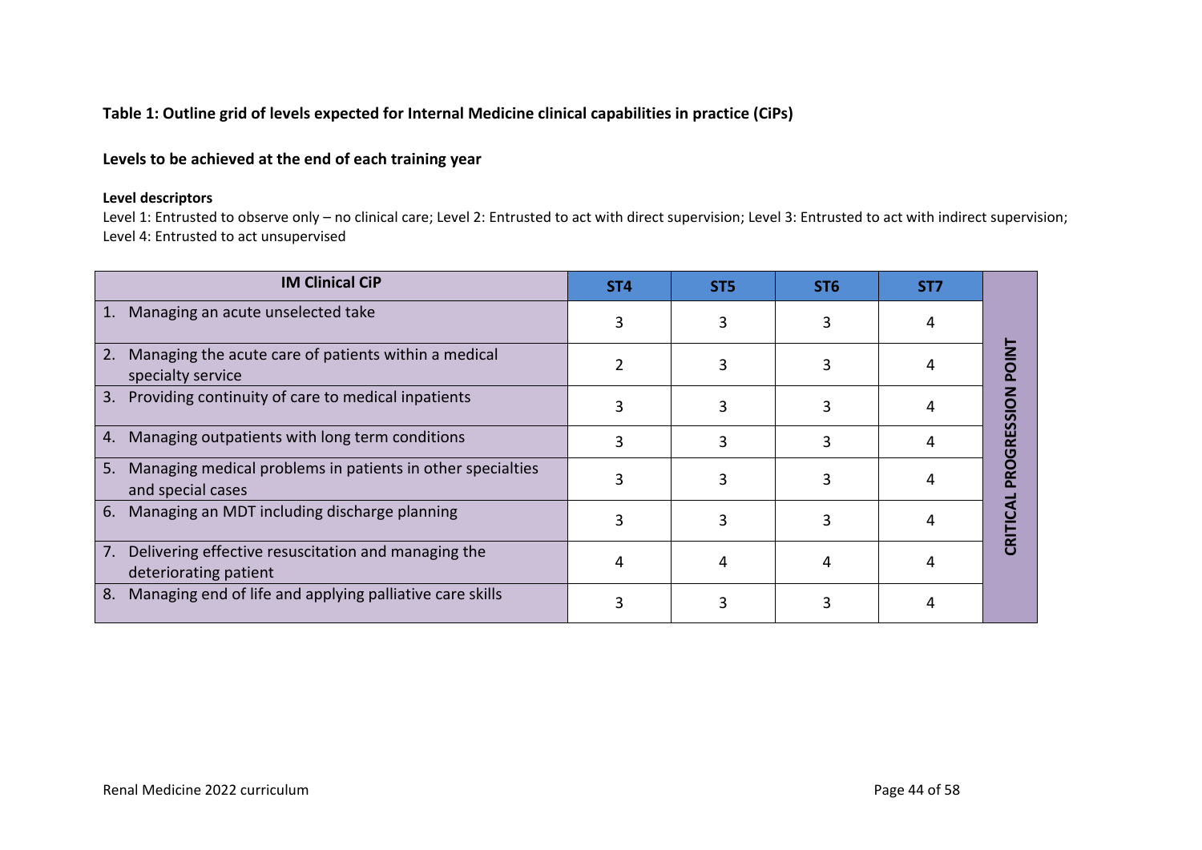**Table 1: Outline grid of levels expected for Internal Medicine clinical capabilities in practice (CiPs)**

**Levels to be achieved at the end of each training year**

**Level descriptors**

Level 1: Entrusted to observe only – no clinical care; Level 2: Entrusted to act with direct supervision; Level 3: Entrusted to act with indirect supervision; Level 4: Entrusted to act unsupervised

| IM Clinical CiP | ST4 | ST5 | ST6 | ST7 | |
|---|---|---|---|---|---|
| 1. Managing an acute unselected take | 3 | 3 | 3 | 4 | **CRITICAL PROGRESSION POINT** |
| 2. Managing the acute care of patients within a medical specialty service | 2 | 3 | 3 | 4 | |
| 3. Providing continuity of care to medical inpatients | 3 | 3 | 3 | 4 | |
| 4. Managing outpatients with long term conditions | 3 | 3 | 3 | 4 | |
| 5. Managing medical problems in patients in other specialties and special cases | 3 | 3 | 3 | 4 | |
| 6. Managing an MDT including discharge planning | 3 | 3 | 3 | 4 | |
| 7. Delivering effective resuscitation and managing the deteriorating patient | 4 | 4 | 4 | 4 | |
| 8. Managing end of life and applying palliative care skills | 3 | 3 | 3 | 4 | |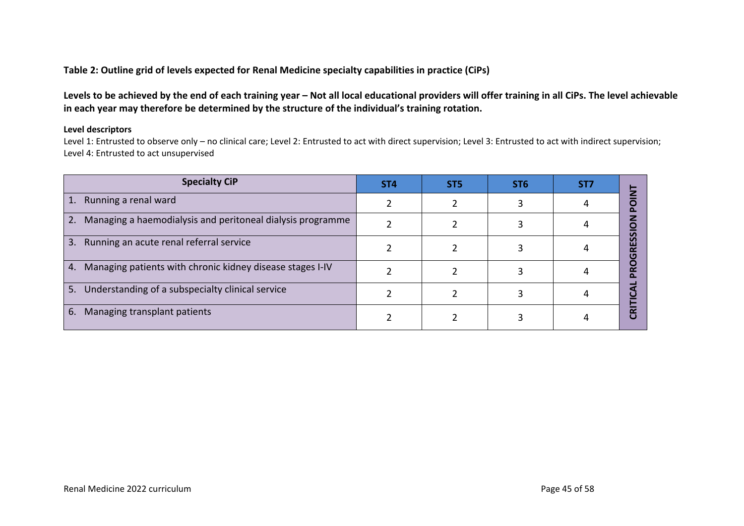**Table 2: Outline grid of levels expected for Renal Medicine specialty capabilities in practice (CiPs)**

**Levels to be achieved by the end of each training year – Not all local educational providers will offer training in all CiPs. The level achievable in each year may therefore be determined by the structure of the individual's training rotation.**

**Level descriptors**

Level 1: Entrusted to observe only – no clinical care; Level 2: Entrusted to act with direct supervision; Level 3: Entrusted to act with indirect supervision; Level 4: Entrusted to act unsupervised

| Specialty CiP | ST4 | ST5 | ST6 | ST7 | CRITICAL PROGRESSION POINT |
|---|---|---|---|---|---|
| 1. Running a renal ward | 2 | 2 | 3 | 4 | |
| 2. Managing a haemodialysis and peritoneal dialysis programme | 2 | 2 | 3 | 4 | |
| 3. Running an acute renal referral service | 2 | 2 | 3 | 4 | |
| 4. Managing patients with chronic kidney disease stages I-IV | 2 | 2 | 3 | 4 | |
| 5. Understanding of a subspecialty clinical service | 2 | 2 | 3 | 4 | |
| 6. Managing transplant patients | 2 | 2 | 3 | 4 | |

Renal Medicine 2022 curriculum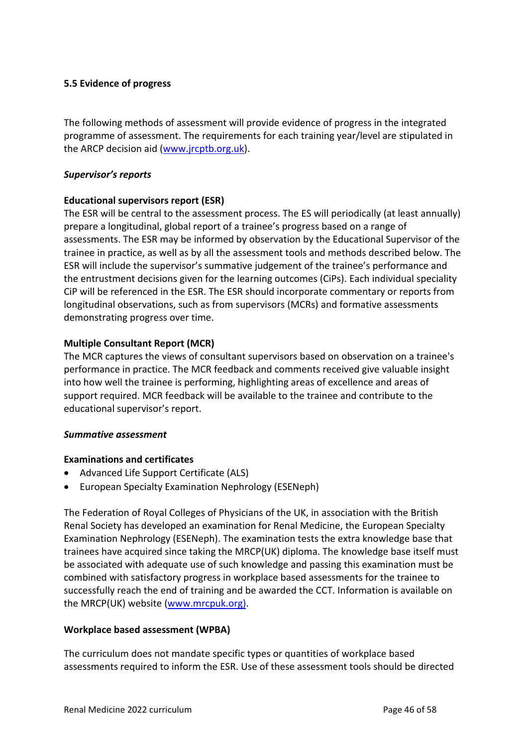### 5.5 Evidence of progress

The following methods of assessment will provide evidence of progress in the integrated programme of assessment. The requirements for each training year/level are stipulated in the ARCP decision aid (www.jrcptb.org.uk).

*Supervisor's reports*

**Educational supervisors report (ESR)**

The ESR will be central to the assessment process. The ES will periodically (at least annually) prepare a longitudinal, global report of a trainee's progress based on a range of assessments. The ESR may be informed by observation by the Educational Supervisor of the trainee in practice, as well as by all the assessment tools and methods described below. The ESR will include the supervisor's summative judgement of the trainee's performance and the entrustment decisions given for the learning outcomes (CiPs). Each individual speciality CiP will be referenced in the ESR. The ESR should incorporate commentary or reports from longitudinal observations, such as from supervisors (MCRs) and formative assessments demonstrating progress over time.

**Multiple Consultant Report (MCR)**

The MCR captures the views of consultant supervisors based on observation on a trainee's performance in practice. The MCR feedback and comments received give valuable insight into how well the trainee is performing, highlighting areas of excellence and areas of support required. MCR feedback will be available to the trainee and contribute to the educational supervisor's report.

*Summative assessment*

**Examinations and certificates**

- Advanced Life Support Certificate (ALS)
- European Specialty Examination Nephrology (ESENeph)

The Federation of Royal Colleges of Physicians of the UK, in association with the British Renal Society has developed an examination for Renal Medicine, the European Specialty Examination Nephrology (ESENeph). The examination tests the extra knowledge base that trainees have acquired since taking the MRCP(UK) diploma. The knowledge base itself must be associated with adequate use of such knowledge and passing this examination must be combined with satisfactory progress in workplace based assessments for the trainee to successfully reach the end of training and be awarded the CCT. Information is available on the MRCP(UK) website (www.mrcpuk.org).

**Workplace based assessment (WPBA)**

The curriculum does not mandate specific types or quantities of workplace based assessments required to inform the ESR. Use of these assessment tools should be directed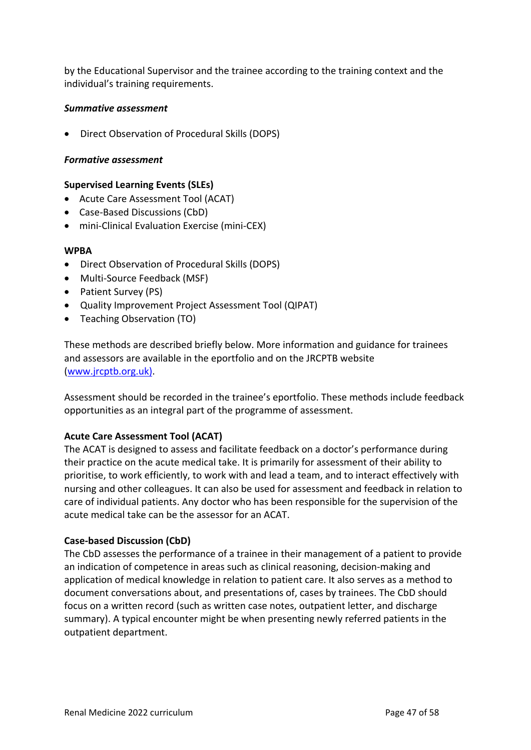by the Educational Supervisor and the trainee according to the training context and the individual's training requirements.

***Summative assessment***

- Direct Observation of Procedural Skills (DOPS)

***Formative assessment***

**Supervised Learning Events (SLEs)**

- Acute Care Assessment Tool (ACAT)
- Case-Based Discussions (CbD)
- mini-Clinical Evaluation Exercise (mini-CEX)

**WPBA**

- Direct Observation of Procedural Skills (DOPS)
- Multi-Source Feedback (MSF)
- Patient Survey (PS)
- Quality Improvement Project Assessment Tool (QIPAT)
- Teaching Observation (TO)

These methods are described briefly below. More information and guidance for trainees and assessors are available in the eportfolio and on the JRCPTB website (www.jrcptb.org.uk).

Assessment should be recorded in the trainee's eportfolio. These methods include feedback opportunities as an integral part of the programme of assessment.

**Acute Care Assessment Tool (ACAT)**

The ACAT is designed to assess and facilitate feedback on a doctor's performance during their practice on the acute medical take. It is primarily for assessment of their ability to prioritise, to work efficiently, to work with and lead a team, and to interact effectively with nursing and other colleagues. It can also be used for assessment and feedback in relation to care of individual patients. Any doctor who has been responsible for the supervision of the acute medical take can be the assessor for an ACAT.

**Case-based Discussion (CbD)**

The CbD assesses the performance of a trainee in their management of a patient to provide an indication of competence in areas such as clinical reasoning, decision-making and application of medical knowledge in relation to patient care. It also serves as a method to document conversations about, and presentations of, cases by trainees. The CbD should focus on a written record (such as written case notes, outpatient letter, and discharge summary). A typical encounter might be when presenting newly referred patients in the outpatient department.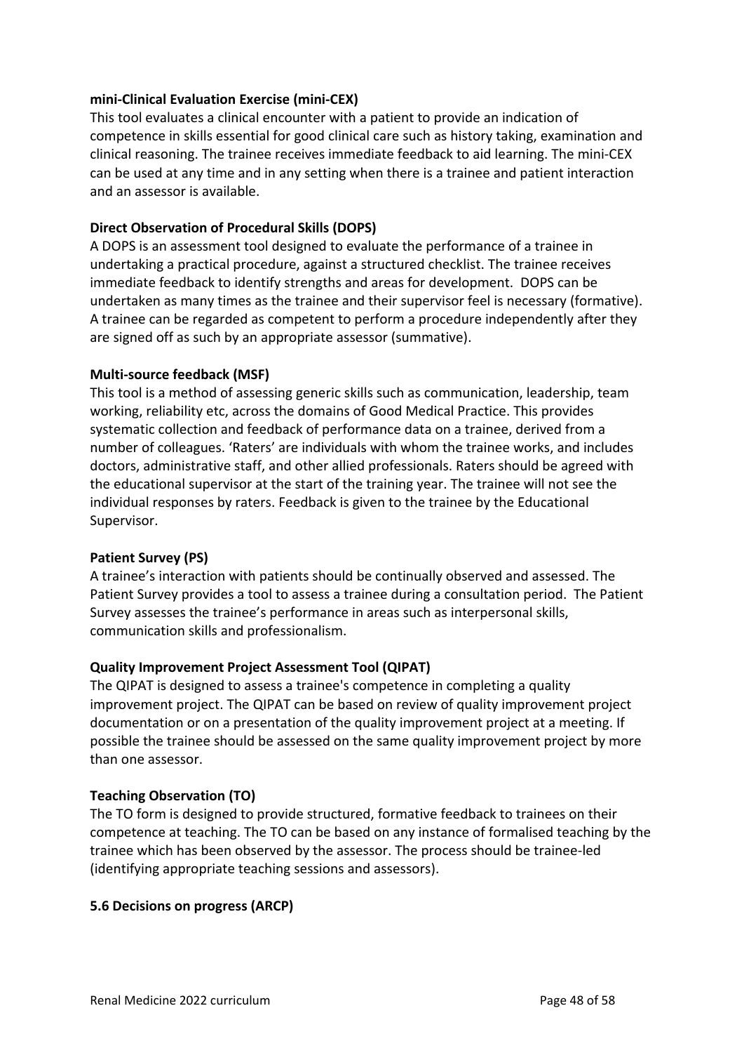**mini-Clinical Evaluation Exercise (mini-CEX)**

This tool evaluates a clinical encounter with a patient to provide an indication of competence in skills essential for good clinical care such as history taking, examination and clinical reasoning. The trainee receives immediate feedback to aid learning. The mini-CEX can be used at any time and in any setting when there is a trainee and patient interaction and an assessor is available.

**Direct Observation of Procedural Skills (DOPS)**

A DOPS is an assessment tool designed to evaluate the performance of a trainee in undertaking a practical procedure, against a structured checklist. The trainee receives immediate feedback to identify strengths and areas for development. DOPS can be undertaken as many times as the trainee and their supervisor feel is necessary (formative). A trainee can be regarded as competent to perform a procedure independently after they are signed off as such by an appropriate assessor (summative).

**Multi-source feedback (MSF)**

This tool is a method of assessing generic skills such as communication, leadership, team working, reliability etc, across the domains of Good Medical Practice. This provides systematic collection and feedback of performance data on a trainee, derived from a number of colleagues. 'Raters' are individuals with whom the trainee works, and includes doctors, administrative staff, and other allied professionals. Raters should be agreed with the educational supervisor at the start of the training year. The trainee will not see the individual responses by raters. Feedback is given to the trainee by the Educational Supervisor.

**Patient Survey (PS)**

A trainee's interaction with patients should be continually observed and assessed. The Patient Survey provides a tool to assess a trainee during a consultation period. The Patient Survey assesses the trainee's performance in areas such as interpersonal skills, communication skills and professionalism.

**Quality Improvement Project Assessment Tool (QIPAT)**

The QIPAT is designed to assess a trainee's competence in completing a quality improvement project. The QIPAT can be based on review of quality improvement project documentation or on a presentation of the quality improvement project at a meeting. If possible the trainee should be assessed on the same quality improvement project by more than one assessor.

**Teaching Observation (TO)**

The TO form is designed to provide structured, formative feedback to trainees on their competence at teaching. The TO can be based on any instance of formalised teaching by the trainee which has been observed by the assessor. The process should be trainee-led (identifying appropriate teaching sessions and assessors).

### 5.6 Decisions on progress (ARCP)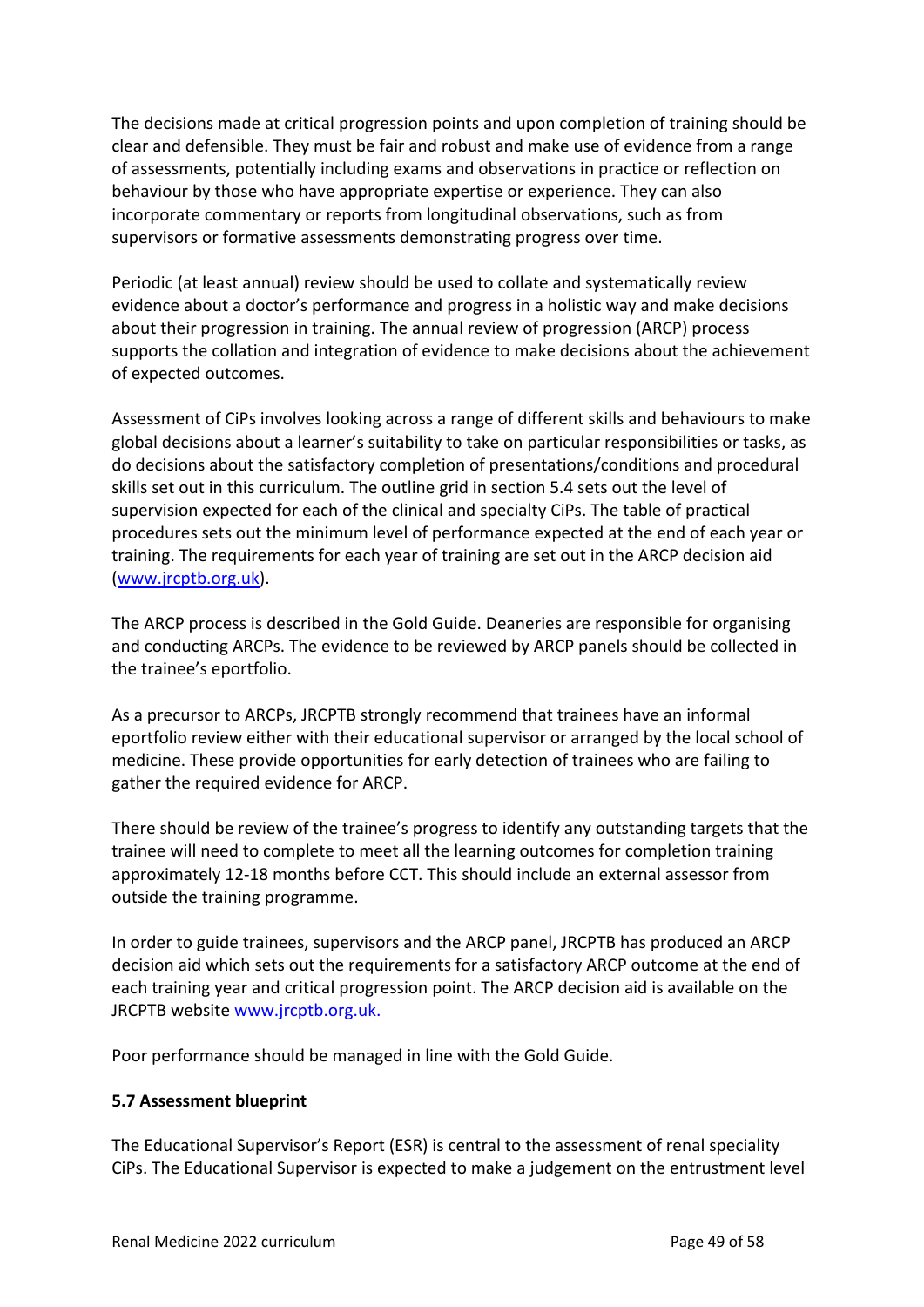The decisions made at critical progression points and upon completion of training should be clear and defensible. They must be fair and robust and make use of evidence from a range of assessments, potentially including exams and observations in practice or reflection on behaviour by those who have appropriate expertise or experience. They can also incorporate commentary or reports from longitudinal observations, such as from supervisors or formative assessments demonstrating progress over time.

Periodic (at least annual) review should be used to collate and systematically review evidence about a doctor's performance and progress in a holistic way and make decisions about their progression in training. The annual review of progression (ARCP) process supports the collation and integration of evidence to make decisions about the achievement of expected outcomes.

Assessment of CiPs involves looking across a range of different skills and behaviours to make global decisions about a learner's suitability to take on particular responsibilities or tasks, as do decisions about the satisfactory completion of presentations/conditions and procedural skills set out in this curriculum. The outline grid in section 5.4 sets out the level of supervision expected for each of the clinical and specialty CiPs. The table of practical procedures sets out the minimum level of performance expected at the end of each year or training. The requirements for each year of training are set out in the ARCP decision aid ([www.jrcptb.org.uk](http://www.jrcptb.org.uk)).

The ARCP process is described in the Gold Guide. Deaneries are responsible for organising and conducting ARCPs. The evidence to be reviewed by ARCP panels should be collected in the trainee's eportfolio.

As a precursor to ARCPs, JRCPTB strongly recommend that trainees have an informal eportfolio review either with their educational supervisor or arranged by the local school of medicine. These provide opportunities for early detection of trainees who are failing to gather the required evidence for ARCP.

There should be review of the trainee's progress to identify any outstanding targets that the trainee will need to complete to meet all the learning outcomes for completion training approximately 12-18 months before CCT. This should include an external assessor from outside the training programme.

In order to guide trainees, supervisors and the ARCP panel, JRCPTB has produced an ARCP decision aid which sets out the requirements for a satisfactory ARCP outcome at the end of each training year and critical progression point. The ARCP decision aid is available on the JRCPTB website [www.jrcptb.org.uk.](http://www.jrcptb.org.uk)

Poor performance should be managed in line with the Gold Guide.

### 5.7 Assessment blueprint

The Educational Supervisor's Report (ESR) is central to the assessment of renal speciality CiPs. The Educational Supervisor is expected to make a judgement on the entrustment level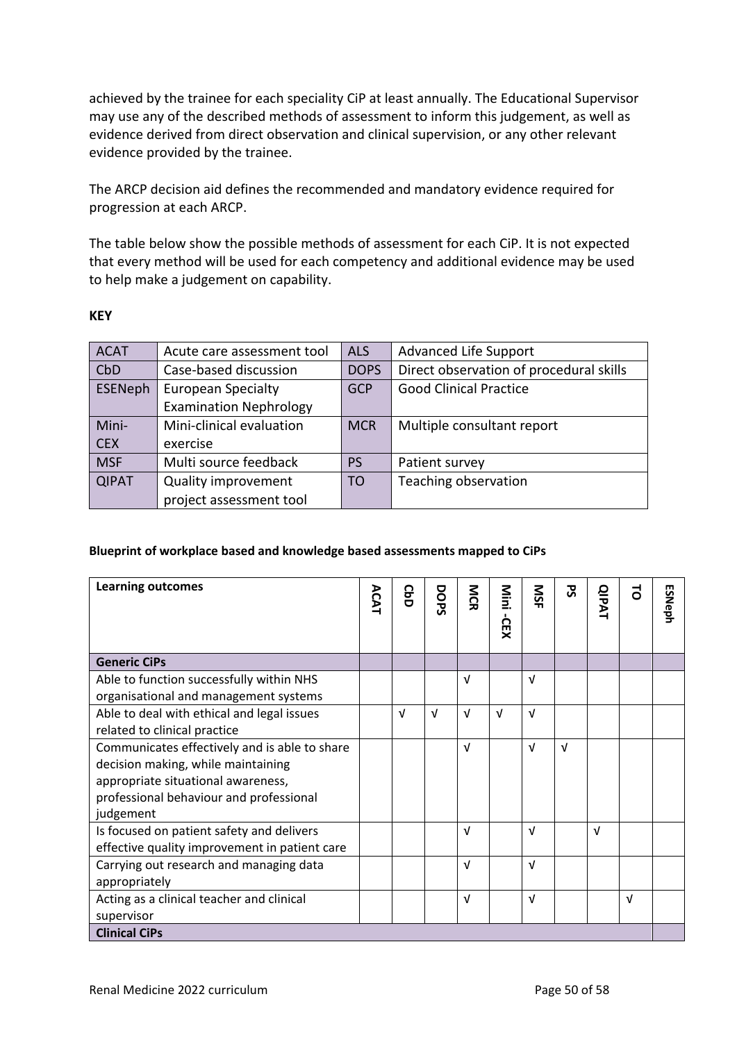achieved by the trainee for each speciality CiP at least annually. The Educational Supervisor may use any of the described methods of assessment to inform this judgement, as well as evidence derived from direct observation and clinical supervision, or any other relevant evidence provided by the trainee.

The ARCP decision aid defines the recommended and mandatory evidence required for progression at each ARCP.

The table below show the possible methods of assessment for each CiP. It is not expected that every method will be used for each competency and additional evidence may be used to help make a judgement on capability.

**KEY**

| ACAT | Acute care assessment tool | ALS | Advanced Life Support |
|---|---|---|---|
| CbD | Case-based discussion | DOPS | Direct observation of procedural skills |
| ESENeph | European Specialty Examination Nephrology | GCP | Good Clinical Practice |
| Mini-CEX | Mini-clinical evaluation exercise | MCR | Multiple consultant report |
| MSF | Multi source feedback | PS | Patient survey |
| QIPAT | Quality improvement project assessment tool | TO | Teaching observation |

**Blueprint of workplace based and knowledge based assessments mapped to CiPs**

| Learning outcomes | ACAT | CbD | DOPS | MCR | Mini -CEX | MSF | PS | QIPAT | TO | ESENeph |
|---|---|---|---|---|---|---|---|---|---|---|
| **Generic CiPs** | | | | | | | | | | |
| Able to function successfully within NHS organisational and management systems | | | | √ | | √ | | | | |
| Able to deal with ethical and legal issues related to clinical practice | | √ | √ | √ | √ | √ | | | | |
| Communicates effectively and is able to share decision making, while maintaining appropriate situational awareness, professional behaviour and professional judgement | | | | √ | | √ | √ | | | |
| Is focused on patient safety and delivers effective quality improvement in patient care | | | | √ | | √ | | √ | | |
| Carrying out research and managing data appropriately | | | | √ | | √ | | | | |
| Acting as a clinical teacher and clinical supervisor | | | | √ | | √ | | | √ | |
| **Clinical CiPs** | | | | | | | | | | |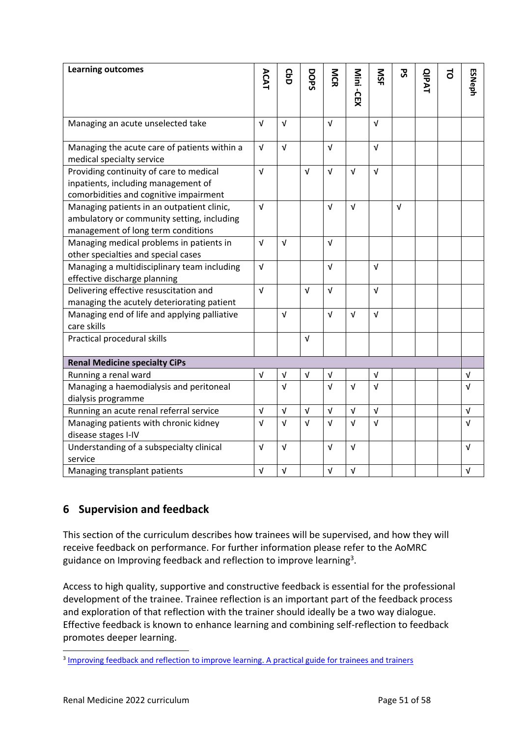| Learning outcomes | ACAT | CbD | DOPS | MCR | Mini -CEX | MSF | PS | QIPAT | TO | ESNeph |
|---|---|---|---|---|---|---|---|---|---|---|
| Managing an acute unselected take | √ | √ | | √ | | √ | | | | |
| Managing the acute care of patients within a medical specialty service | √ | √ | | √ | | √ | | | | |
| Providing continuity of care to medical inpatients, including management of comorbidities and cognitive impairment | √ | | √ | √ | √ | √ | | | | |
| Managing patients in an outpatient clinic, ambulatory or community setting, including management of long term conditions | √ | | | √ | √ | | √ | | | |
| Managing medical problems in patients in other specialties and special cases | √ | √ | | √ | | | | | | |
| Managing a multidisciplinary team including effective discharge planning | √ | | | √ | | √ | | | | |
| Delivering effective resuscitation and managing the acutely deteriorating patient | √ | | √ | √ | | √ | | | | |
| Managing end of life and applying palliative care skills | | √ | | √ | √ | √ | | | | |
| Practical procedural skills | | | √ | | | | | | | |
| **Renal Medicine specialty CiPs** | | | | | | | | | | |
| Running a renal ward | √ | √ | √ | √ | | √ | | | | √ |
| Managing a haemodialysis and peritoneal dialysis programme | | √ | | √ | √ | √ | | | | √ |
| Running an acute renal referral service | √ | √ | √ | √ | √ | √ | | | | √ |
| Managing patients with chronic kidney disease stages I-IV | √ | √ | √ | √ | √ | √ | | | | √ |
| Understanding of a subspecialty clinical service | √ | √ | | √ | √ | | | | | √ |
| Managing transplant patients | √ | √ | | √ | √ | | | | | √ |

## 6 Supervision and feedback

This section of the curriculum describes how trainees will be supervised, and how they will receive feedback on performance. For further information please refer to the AoMRC guidance on Improving feedback and reflection to improve learning[3].

Access to high quality, supportive and constructive feedback is essential for the professional development of the trainee. Trainee reflection is an important part of the feedback process and exploration of that reflection with the trainer should ideally be a two way dialogue. Effective feedback is known to enhance learning and combining self-reflection to feedback promotes deeper learning.

[3] Improving feedback and reflection to improve learning. A practical guide for trainees and trainers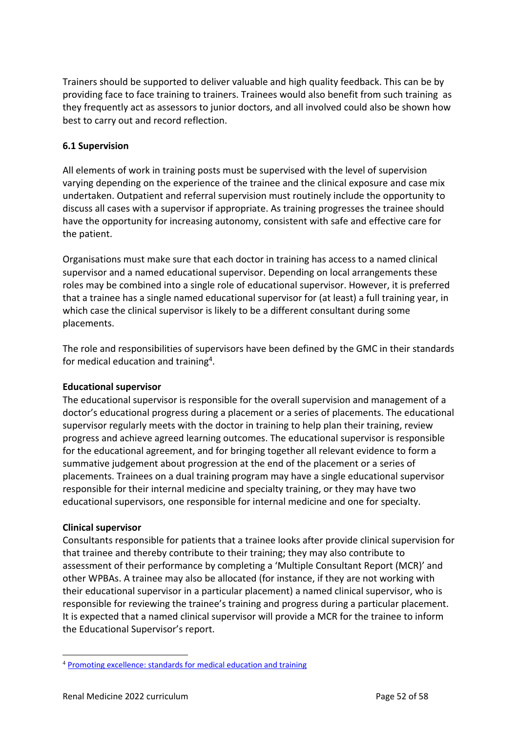Trainers should be supported to deliver valuable and high quality feedback. This can be by providing face to face training to trainers. Trainees would also benefit from such training as they frequently act as assessors to junior doctors, and all involved could also be shown how best to carry out and record reflection.

### 6.1 Supervision

All elements of work in training posts must be supervised with the level of supervision varying depending on the experience of the trainee and the clinical exposure and case mix undertaken. Outpatient and referral supervision must routinely include the opportunity to discuss all cases with a supervisor if appropriate. As training progresses the trainee should have the opportunity for increasing autonomy, consistent with safe and effective care for the patient.

Organisations must make sure that each doctor in training has access to a named clinical supervisor and a named educational supervisor. Depending on local arrangements these roles may be combined into a single role of educational supervisor. However, it is preferred that a trainee has a single named educational supervisor for (at least) a full training year, in which case the clinical supervisor is likely to be a different consultant during some placements.

The role and responsibilities of supervisors have been defined by the GMC in their standards for medical education and training[4].

**Educational supervisor**

The educational supervisor is responsible for the overall supervision and management of a doctor's educational progress during a placement or a series of placements. The educational supervisor regularly meets with the doctor in training to help plan their training, review progress and achieve agreed learning outcomes. The educational supervisor is responsible for the educational agreement, and for bringing together all relevant evidence to form a summative judgement about progression at the end of the placement or a series of placements. Trainees on a dual training program may have a single educational supervisor responsible for their internal medicine and specialty training, or they may have two educational supervisors, one responsible for internal medicine and one for specialty.

**Clinical supervisor**

Consultants responsible for patients that a trainee looks after provide clinical supervision for that trainee and thereby contribute to their training; they may also contribute to assessment of their performance by completing a 'Multiple Consultant Report (MCR)' and other WPBAs. A trainee may also be allocated (for instance, if they are not working with their educational supervisor in a particular placement) a named clinical supervisor, who is responsible for reviewing the trainee's training and progress during a particular placement. It is expected that a named clinical supervisor will provide a MCR for the trainee to inform the Educational Supervisor's report.

---

[4] Promoting excellence: standards for medical education and training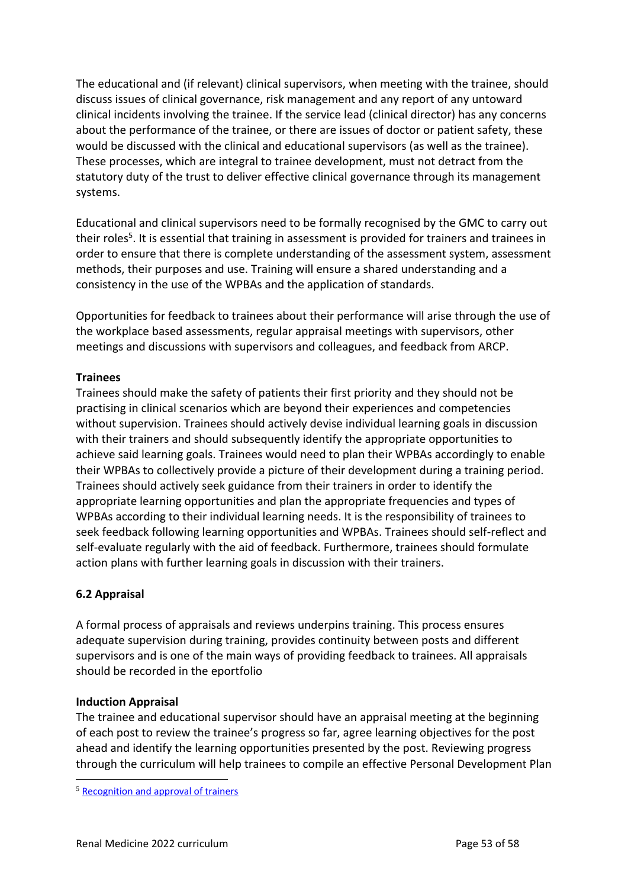The educational and (if relevant) clinical supervisors, when meeting with the trainee, should discuss issues of clinical governance, risk management and any report of any untoward clinical incidents involving the trainee. If the service lead (clinical director) has any concerns about the performance of the trainee, or there are issues of doctor or patient safety, these would be discussed with the clinical and educational supervisors (as well as the trainee). These processes, which are integral to trainee development, must not detract from the statutory duty of the trust to deliver effective clinical governance through its management systems.

Educational and clinical supervisors need to be formally recognised by the GMC to carry out their roles[5]. It is essential that training in assessment is provided for trainers and trainees in order to ensure that there is complete understanding of the assessment system, assessment methods, their purposes and use. Training will ensure a shared understanding and a consistency in the use of the WPBAs and the application of standards.

Opportunities for feedback to trainees about their performance will arise through the use of the workplace based assessments, regular appraisal meetings with supervisors, other meetings and discussions with supervisors and colleagues, and feedback from ARCP.

**Trainees**

Trainees should make the safety of patients their first priority and they should not be practising in clinical scenarios which are beyond their experiences and competencies without supervision. Trainees should actively devise individual learning goals in discussion with their trainers and should subsequently identify the appropriate opportunities to achieve said learning goals. Trainees would need to plan their WPBAs accordingly to enable their WPBAs to collectively provide a picture of their development during a training period. Trainees should actively seek guidance from their trainers in order to identify the appropriate learning opportunities and plan the appropriate frequencies and types of WPBAs according to their individual learning needs. It is the responsibility of trainees to seek feedback following learning opportunities and WPBAs. Trainees should self-reflect and self-evaluate regularly with the aid of feedback. Furthermore, trainees should formulate action plans with further learning goals in discussion with their trainers.

### 6.2 Appraisal

A formal process of appraisals and reviews underpins training. This process ensures adequate supervision during training, provides continuity between posts and different supervisors and is one of the main ways of providing feedback to trainees. All appraisals should be recorded in the eportfolio

**Induction Appraisal**

The trainee and educational supervisor should have an appraisal meeting at the beginning of each post to review the trainee's progress so far, agree learning objectives for the post ahead and identify the learning opportunities presented by the post. Reviewing progress through the curriculum will help trainees to compile an effective Personal Development Plan

[5] Recognition and approval of trainers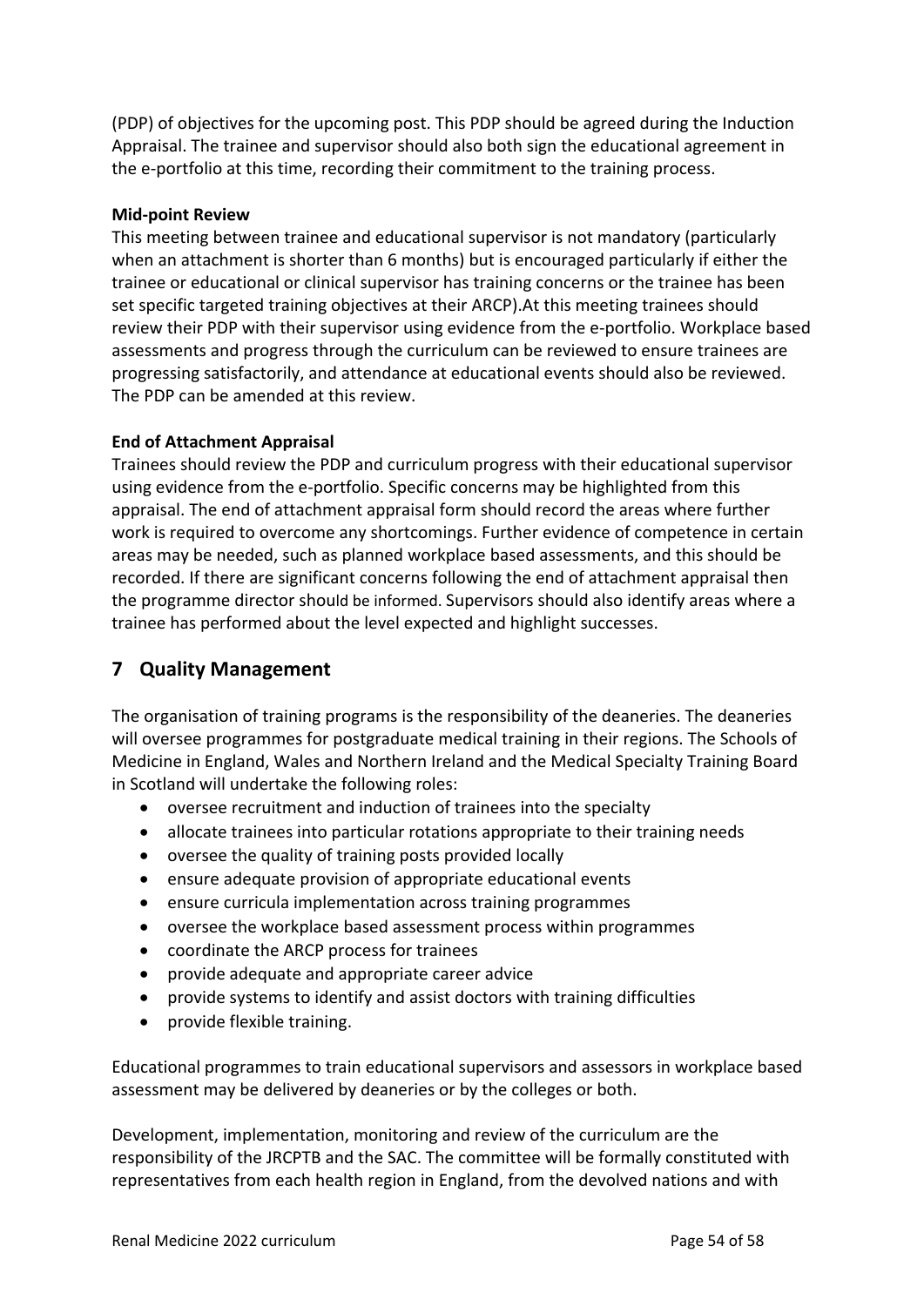(PDP) of objectives for the upcoming post. This PDP should be agreed during the Induction Appraisal. The trainee and supervisor should also both sign the educational agreement in the e-portfolio at this time, recording their commitment to the training process.

**Mid-point Review**

This meeting between trainee and educational supervisor is not mandatory (particularly when an attachment is shorter than 6 months) but is encouraged particularly if either the trainee or educational or clinical supervisor has training concerns or the trainee has been set specific targeted training objectives at their ARCP).At this meeting trainees should review their PDP with their supervisor using evidence from the e-portfolio. Workplace based assessments and progress through the curriculum can be reviewed to ensure trainees are progressing satisfactorily, and attendance at educational events should also be reviewed. The PDP can be amended at this review.

**End of Attachment Appraisal**

Trainees should review the PDP and curriculum progress with their educational supervisor using evidence from the e-portfolio. Specific concerns may be highlighted from this appraisal. The end of attachment appraisal form should record the areas where further work is required to overcome any shortcomings. Further evidence of competence in certain areas may be needed, such as planned workplace based assessments, and this should be recorded. If there are significant concerns following the end of attachment appraisal then the programme director should be informed. Supervisors should also identify areas where a trainee has performed about the level expected and highlight successes.

## 7 Quality Management

The organisation of training programs is the responsibility of the deaneries. The deaneries will oversee programmes for postgraduate medical training in their regions. The Schools of Medicine in England, Wales and Northern Ireland and the Medical Specialty Training Board in Scotland will undertake the following roles:

- oversee recruitment and induction of trainees into the specialty
- allocate trainees into particular rotations appropriate to their training needs
- oversee the quality of training posts provided locally
- ensure adequate provision of appropriate educational events
- ensure curricula implementation across training programmes
- oversee the workplace based assessment process within programmes
- coordinate the ARCP process for trainees
- provide adequate and appropriate career advice
- provide systems to identify and assist doctors with training difficulties
- provide flexible training.

Educational programmes to train educational supervisors and assessors in workplace based assessment may be delivered by deaneries or by the colleges or both.

Development, implementation, monitoring and review of the curriculum are the responsibility of the JRCPTB and the SAC. The committee will be formally constituted with representatives from each health region in England, from the devolved nations and with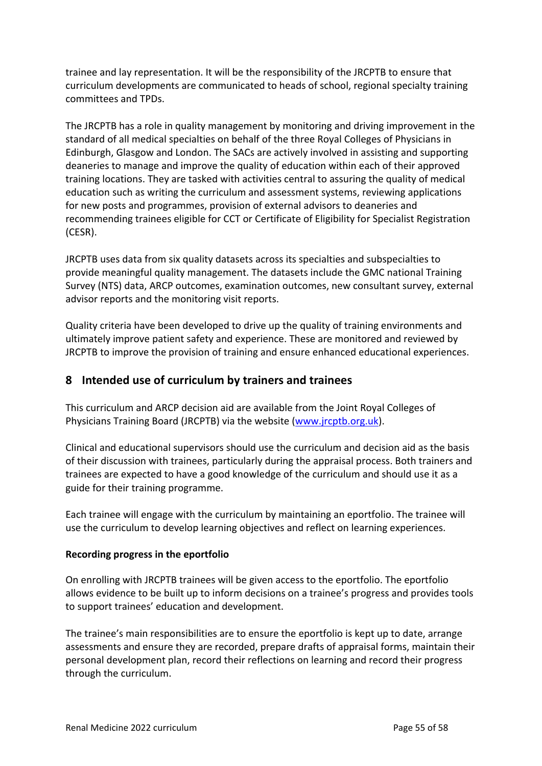trainee and lay representation. It will be the responsibility of the JRCPTB to ensure that curriculum developments are communicated to heads of school, regional specialty training committees and TPDs.

The JRCPTB has a role in quality management by monitoring and driving improvement in the standard of all medical specialties on behalf of the three Royal Colleges of Physicians in Edinburgh, Glasgow and London. The SACs are actively involved in assisting and supporting deaneries to manage and improve the quality of education within each of their approved training locations. They are tasked with activities central to assuring the quality of medical education such as writing the curriculum and assessment systems, reviewing applications for new posts and programmes, provision of external advisors to deaneries and recommending trainees eligible for CCT or Certificate of Eligibility for Specialist Registration (CESR).

JRCPTB uses data from six quality datasets across its specialties and subspecialties to provide meaningful quality management. The datasets include the GMC national Training Survey (NTS) data, ARCP outcomes, examination outcomes, new consultant survey, external advisor reports and the monitoring visit reports.

Quality criteria have been developed to drive up the quality of training environments and ultimately improve patient safety and experience. These are monitored and reviewed by JRCPTB to improve the provision of training and ensure enhanced educational experiences.

## 8 Intended use of curriculum by trainers and trainees

This curriculum and ARCP decision aid are available from the Joint Royal Colleges of Physicians Training Board (JRCPTB) via the website (www.jrcptb.org.uk).

Clinical and educational supervisors should use the curriculum and decision aid as the basis of their discussion with trainees, particularly during the appraisal process. Both trainers and trainees are expected to have a good knowledge of the curriculum and should use it as a guide for their training programme.

Each trainee will engage with the curriculum by maintaining an eportfolio. The trainee will use the curriculum to develop learning objectives and reflect on learning experiences.

**Recording progress in the eportfolio**

On enrolling with JRCPTB trainees will be given access to the eportfolio. The eportfolio allows evidence to be built up to inform decisions on a trainee's progress and provides tools to support trainees' education and development.

The trainee's main responsibilities are to ensure the eportfolio is kept up to date, arrange assessments and ensure they are recorded, prepare drafts of appraisal forms, maintain their personal development plan, record their reflections on learning and record their progress through the curriculum.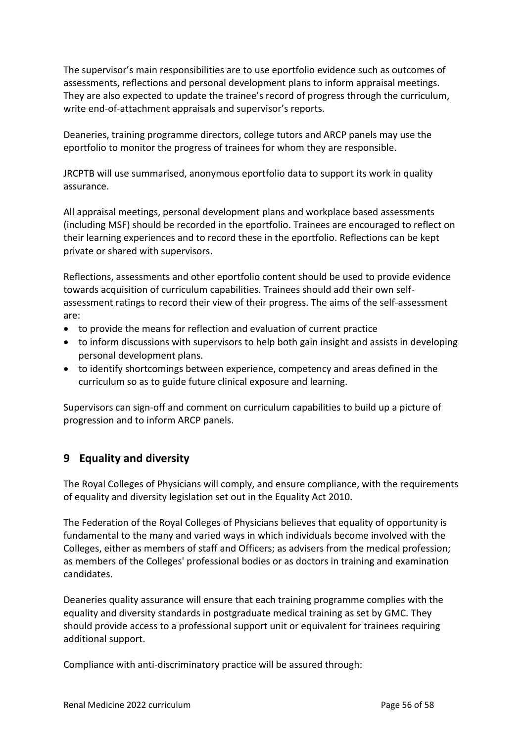The supervisor's main responsibilities are to use eportfolio evidence such as outcomes of assessments, reflections and personal development plans to inform appraisal meetings. They are also expected to update the trainee's record of progress through the curriculum, write end-of-attachment appraisals and supervisor's reports.

Deaneries, training programme directors, college tutors and ARCP panels may use the eportfolio to monitor the progress of trainees for whom they are responsible.

JRCPTB will use summarised, anonymous eportfolio data to support its work in quality assurance.

All appraisal meetings, personal development plans and workplace based assessments (including MSF) should be recorded in the eportfolio. Trainees are encouraged to reflect on their learning experiences and to record these in the eportfolio. Reflections can be kept private or shared with supervisors.

Reflections, assessments and other eportfolio content should be used to provide evidence towards acquisition of curriculum capabilities. Trainees should add their own self-assessment ratings to record their view of their progress. The aims of the self-assessment are:

- to provide the means for reflection and evaluation of current practice
- to inform discussions with supervisors to help both gain insight and assists in developing personal development plans.
- to identify shortcomings between experience, competency and areas defined in the curriculum so as to guide future clinical exposure and learning.

Supervisors can sign-off and comment on curriculum capabilities to build up a picture of progression and to inform ARCP panels.

## 9 Equality and diversity

The Royal Colleges of Physicians will comply, and ensure compliance, with the requirements of equality and diversity legislation set out in the Equality Act 2010.

The Federation of the Royal Colleges of Physicians believes that equality of opportunity is fundamental to the many and varied ways in which individuals become involved with the Colleges, either as members of staff and Officers; as advisers from the medical profession; as members of the Colleges' professional bodies or as doctors in training and examination candidates.

Deaneries quality assurance will ensure that each training programme complies with the equality and diversity standards in postgraduate medical training as set by GMC. They should provide access to a professional support unit or equivalent for trainees requiring additional support.

Compliance with anti-discriminatory practice will be assured through: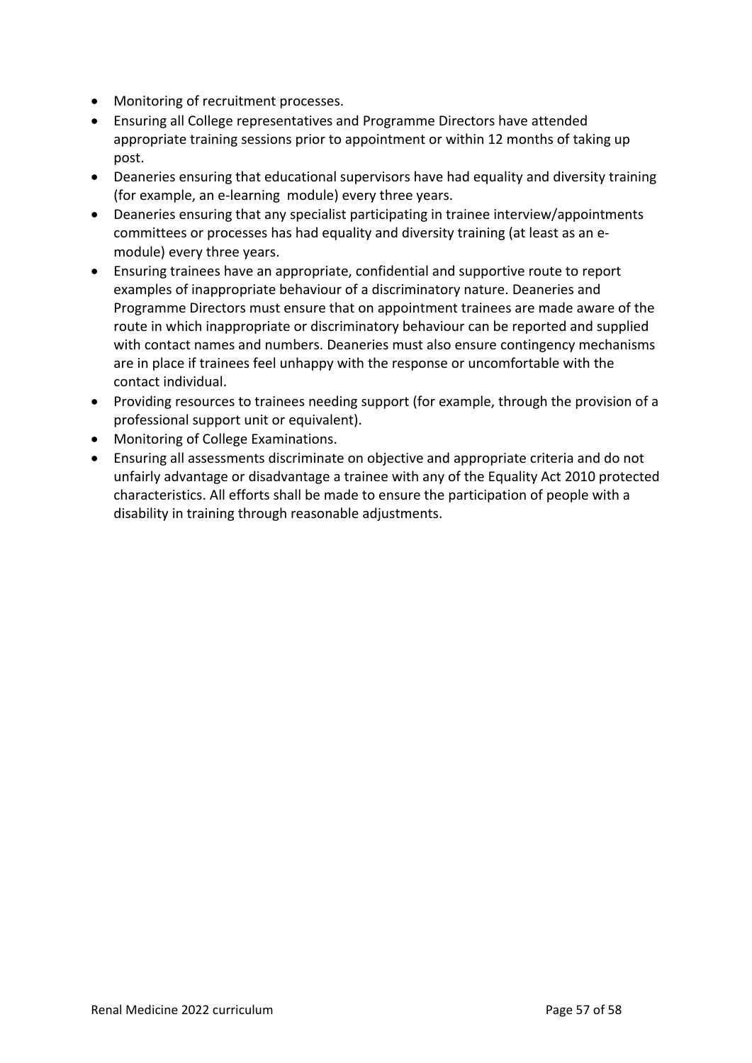- Monitoring of recruitment processes.
- Ensuring all College representatives and Programme Directors have attended appropriate training sessions prior to appointment or within 12 months of taking up post.
- Deaneries ensuring that educational supervisors have had equality and diversity training (for example, an e-learning module) every three years.
- Deaneries ensuring that any specialist participating in trainee interview/appointments committees or processes has had equality and diversity training (at least as an e-module) every three years.
- Ensuring trainees have an appropriate, confidential and supportive route to report examples of inappropriate behaviour of a discriminatory nature. Deaneries and Programme Directors must ensure that on appointment trainees are made aware of the route in which inappropriate or discriminatory behaviour can be reported and supplied with contact names and numbers. Deaneries must also ensure contingency mechanisms are in place if trainees feel unhappy with the response or uncomfortable with the contact individual.
- Providing resources to trainees needing support (for example, through the provision of a professional support unit or equivalent).
- Monitoring of College Examinations.
- Ensuring all assessments discriminate on objective and appropriate criteria and do not unfairly advantage or disadvantage a trainee with any of the Equality Act 2010 protected characteristics. All efforts shall be made to ensure the participation of people with a disability in training through reasonable adjustments.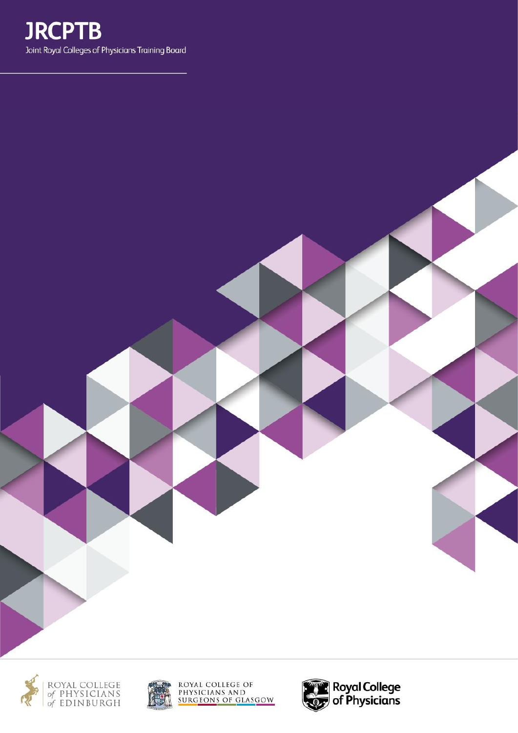# JRCPTB

Joint Royal Colleges of Physicians Training Board

ROYAL COLLEGE of PHYSICIANS of EDINBURGH

ROYAL COLLEGE OF PHYSICIANS AND SURGEONS OF GLASGOW

Royal College of Physicians